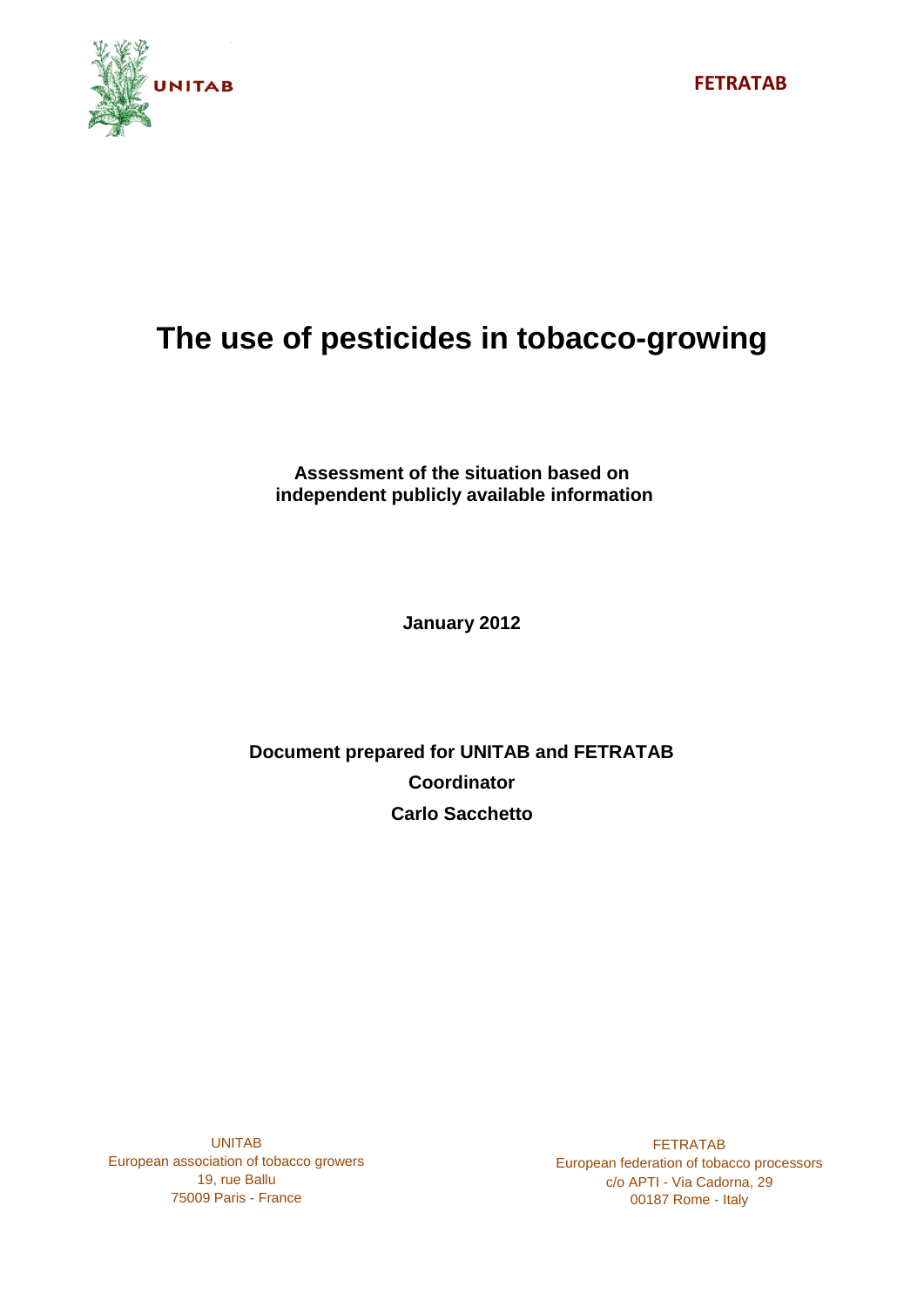UNITAB

FETRATAB

# The use of pesticides in tobacco-growing

**Assessment of the situation based on independent publicly available information**

**January 2012**

**Document prepared for UNITAB and FETRATAB**
**Coordinator**
**Carlo Sacchetto**

UNITAB
European association of tobacco growers
19, rue Ballu
75009 Paris - France

FETRATAB
European federation of tobacco processors
c/o APTI - Via Cadorna, 29
00187 Rome - Italy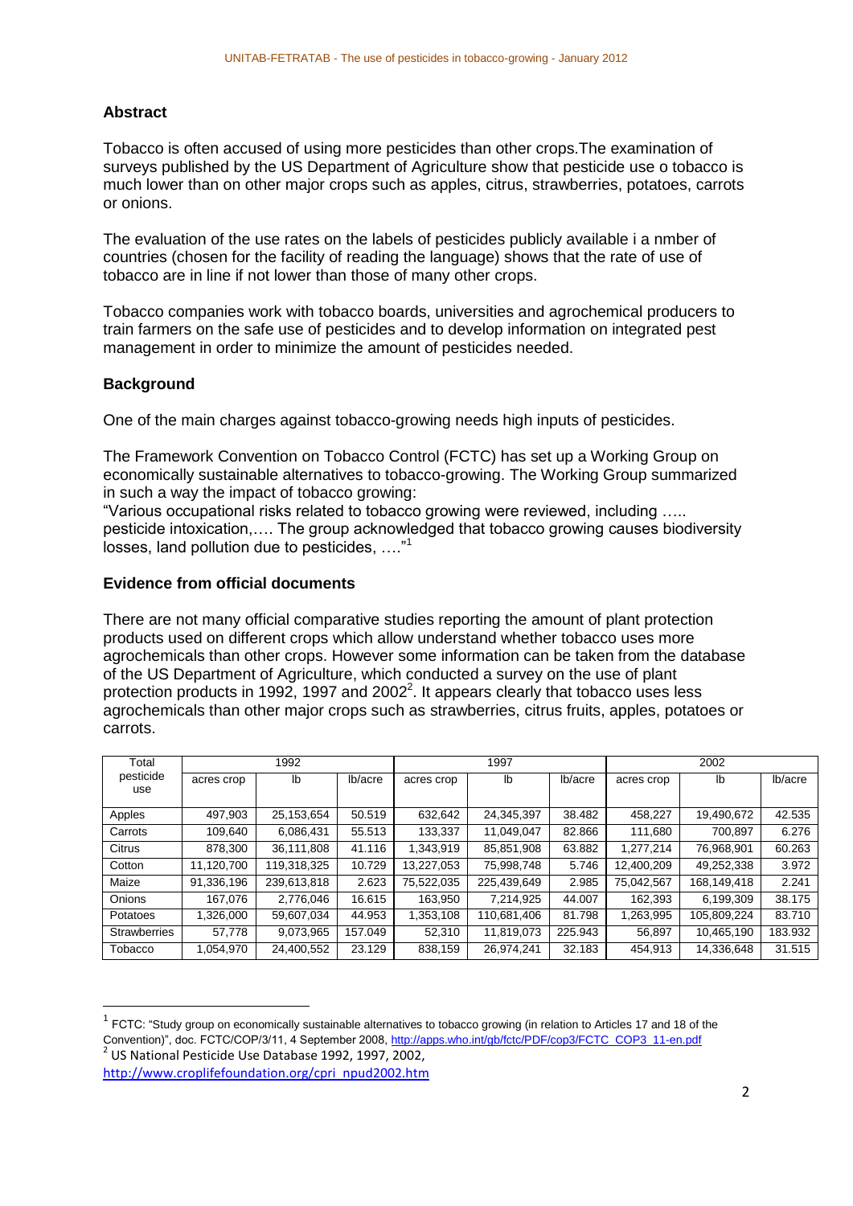## Abstract

Tobacco is often accused of using more pesticides than other crops.The examination of surveys published by the US Department of Agriculture show that pesticide use o tobacco is much lower than on other major crops such as apples, citrus, strawberries, potatoes, carrots or onions.

The evaluation of the use rates on the labels of pesticides publicly available i a nmber of countries (chosen for the facility of reading the language) shows that the rate of use of tobacco are in line if not lower than those of many other crops.

Tobacco companies work with tobacco boards, universities and agrochemical producers to train farmers on the safe use of pesticides and to develop information on integrated pest management in order to minimize the amount of pesticides needed.

## Background

One of the main charges against tobacco-growing needs high inputs of pesticides.

The Framework Convention on Tobacco Control (FCTC) has set up a Working Group on economically sustainable alternatives to tobacco-growing. The Working Group summarized in such a way the impact of tobacco growing:
"Various occupational risks related to tobacco growing were reviewed, including ….. pesticide intoxication,…. The group acknowledged that tobacco growing causes biodiversity losses, land pollution due to pesticides, …."[1]

## Evidence from official documents

There are not many official comparative studies reporting the amount of plant protection products used on different crops which allow understand whether tobacco uses more agrochemicals than other crops. However some information can be taken from the database of the US Department of Agriculture, which conducted a survey on the use of plant protection products in 1992, 1997 and 2002[2]. It appears clearly that tobacco uses less agrochemicals than other major crops such as strawberries, citrus fruits, apples, potatoes or carrots.

| Total pesticide use | 1992 | | | 1997 | | | 2002 | | |
|---|---|---|---|---|---|---|---|---|---|
| | acres crop | lb | lb/acre | acres crop | lb | lb/acre | acres crop | lb | lb/acre |
| Apples | 497,903 | 25,153,654 | 50.519 | 632,642 | 24,345,397 | 38.482 | 458,227 | 19,490,672 | 42.535 |
| Carrots | 109,640 | 6,086,431 | 55.513 | 133,337 | 11,049,047 | 82.866 | 111,680 | 700,897 | 6.276 |
| Citrus | 878,300 | 36,111,808 | 41.116 | 1,343,919 | 85,851,908 | 63.882 | 1,277,214 | 76,968,901 | 60.263 |
| Cotton | 11,120,700 | 119,318,325 | 10.729 | 13,227,053 | 75,998,748 | 5.746 | 12,400,209 | 49,252,338 | 3.972 |
| Maize | 91,336,196 | 239,613,818 | 2.623 | 75,522,035 | 225,439,649 | 2.985 | 75,042,567 | 168,149,418 | 2.241 |
| Onions | 167,076 | 2,776,046 | 16.615 | 163,950 | 7,214,925 | 44.007 | 162,393 | 6,199,309 | 38.175 |
| Potatoes | 1,326,000 | 59,607,034 | 44.953 | 1,353,108 | 110,681,406 | 81.798 | 1,263,995 | 105,809,224 | 83.710 |
| Strawberries | 57,778 | 9,073,965 | 157.049 | 52,310 | 11,819,073 | 225.943 | 56,897 | 10,465,190 | 183.932 |
| Tobacco | 1,054,970 | 24,400,552 | 23.129 | 838,159 | 26,974,241 | 32.183 | 454,913 | 14,336,648 | 31.515 |

[1] FCTC: "Study group on economically sustainable alternatives to tobacco growing (in relation to Articles 17 and 18 of the Convention)", doc. FCTC/COP/3/11, 4 September 2008, http://apps.who.int/gb/fctc/PDF/cop3/FCTC_COP3_11-en.pdf

[2] US National Pesticide Use Database 1992, 1997, 2002, http://www.croplifefoundation.org/cpri_npud2002.htm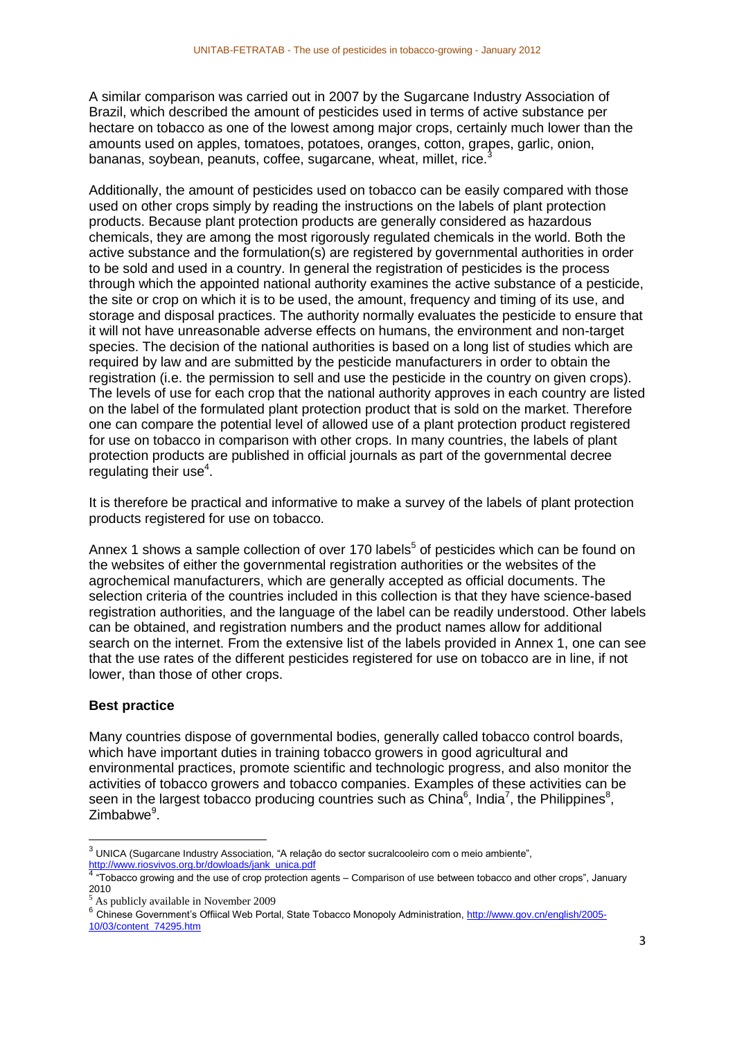A similar comparison was carried out in 2007 by the Sugarcane Industry Association of Brazil, which described the amount of pesticides used in terms of active substance per hectare on tobacco as one of the lowest among major crops, certainly much lower than the amounts used on apples, tomatoes, potatoes, oranges, cotton, grapes, garlic, onion, bananas, soybean, peanuts, coffee, sugarcane, wheat, millet, rice.[3]

Additionally, the amount of pesticides used on tobacco can be easily compared with those used on other crops simply by reading the instructions on the labels of plant protection products. Because plant protection products are generally considered as hazardous chemicals, they are among the most rigorously regulated chemicals in the world. Both the active substance and the formulation(s) are registered by governmental authorities in order to be sold and used in a country. In general the registration of pesticides is the process through which the appointed national authority examines the active substance of a pesticide, the site or crop on which it is to be used, the amount, frequency and timing of its use, and storage and disposal practices. The authority normally evaluates the pesticide to ensure that it will not have unreasonable adverse effects on humans, the environment and non-target species. The decision of the national authorities is based on a long list of studies which are required by law and are submitted by the pesticide manufacturers in order to obtain the registration (i.e. the permission to sell and use the pesticide in the country on given crops). The levels of use for each crop that the national authority approves in each country are listed on the label of the formulated plant protection product that is sold on the market. Therefore one can compare the potential level of allowed use of a plant protection product registered for use on tobacco in comparison with other crops. In many countries, the labels of plant protection products are published in official journals as part of the governmental decree regulating their use[4].

It is therefore be practical and informative to make a survey of the labels of plant protection products registered for use on tobacco.

Annex 1 shows a sample collection of over 170 labels[5] of pesticides which can be found on the websites of either the governmental registration authorities or the websites of the agrochemical manufacturers, which are generally accepted as official documents. The selection criteria of the countries included in this collection is that they have science-based registration authorities, and the language of the label can be readily understood. Other labels can be obtained, and registration numbers and the product names allow for additional search on the internet. From the extensive list of the labels provided in Annex 1, one can see that the use rates of the different pesticides registered for use on tobacco are in line, if not lower, than those of other crops.

**Best practice**

Many countries dispose of governmental bodies, generally called tobacco control boards, which have important duties in training tobacco growers in good agricultural and environmental practices, promote scientific and technologic progress, and also monitor the activities of tobacco growers and tobacco companies. Examples of these activities can be seen in the largest tobacco producing countries such as China[6], India[7], the Philippines[8], Zimbabwe[9].

---

[3] UNICA (Sugarcane Industry Association, "A relaçâo do sector sucralcooleiro com o meio ambiente", http://www.riosvivos.org.br/dowloads/jank_unica.pdf

[4] "Tobacco growing and the use of crop protection agents – Comparison of use between tobacco and other crops", January 2010

[5] As publicly available in November 2009

[6] Chinese Government's Offiical Web Portal, State Tobacco Monopoly Administration, http://www.gov.cn/english/2005-10/03/content_74295.htm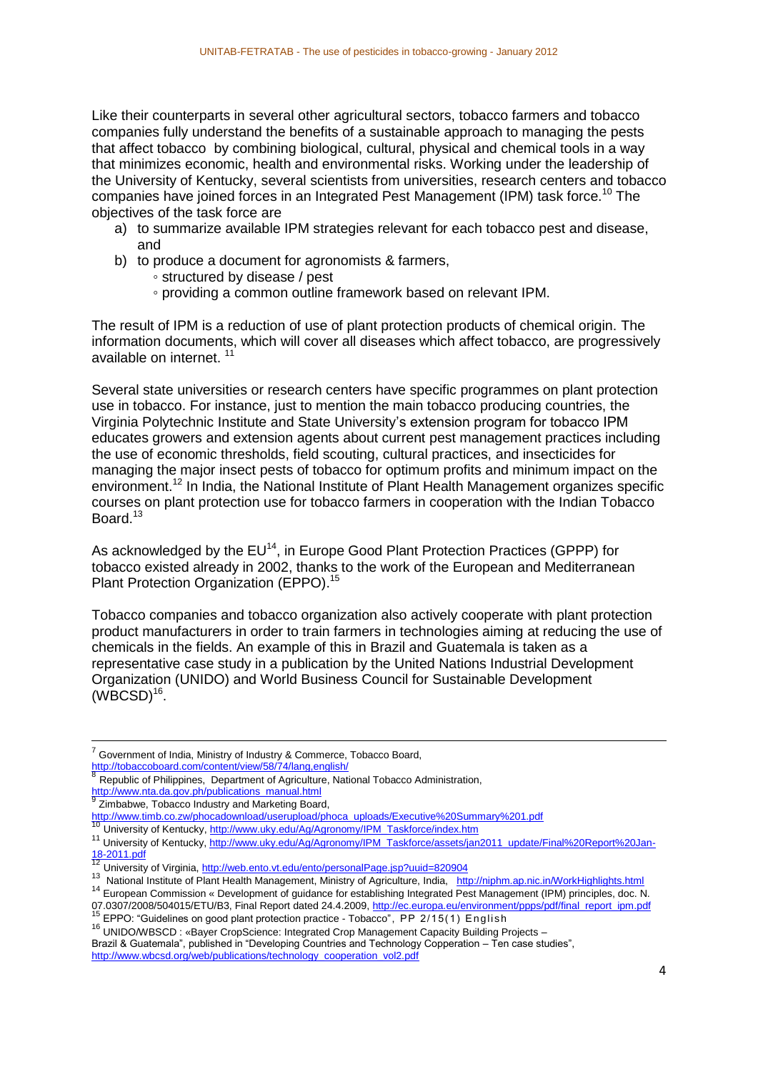Like their counterparts in several other agricultural sectors, tobacco farmers and tobacco companies fully understand the benefits of a sustainable approach to managing the pests that affect tobacco by combining biological, cultural, physical and chemical tools in a way that minimizes economic, health and environmental risks. Working under the leadership of the University of Kentucky, several scientists from universities, research centers and tobacco companies have joined forces in an Integrated Pest Management (IPM) task force.[10] The objectives of the task force are

a) to summarize available IPM strategies relevant for each tobacco pest and disease, and
b) to produce a document for agronomists & farmers,
   - structured by disease / pest
   - providing a common outline framework based on relevant IPM.

The result of IPM is a reduction of use of plant protection products of chemical origin. The information documents, which will cover all diseases which affect tobacco, are progressively available on internet. [11]

Several state universities or research centers have specific programmes on plant protection use in tobacco. For instance, just to mention the main tobacco producing countries, the Virginia Polytechnic Institute and State University's extension program for tobacco IPM educates growers and extension agents about current pest management practices including the use of economic thresholds, field scouting, cultural practices, and insecticides for managing the major insect pests of tobacco for optimum profits and minimum impact on the environment.[12] In India, the National Institute of Plant Health Management organizes specific courses on plant protection use for tobacco farmers in cooperation with the Indian Tobacco Board.[13]

As acknowledged by the EU[14], in Europe Good Plant Protection Practices (GPPP) for tobacco existed already in 2002, thanks to the work of the European and Mediterranean Plant Protection Organization (EPPO).[15]

Tobacco companies and tobacco organization also actively cooperate with plant protection product manufacturers in order to train farmers in technologies aiming at reducing the use of chemicals in the fields. An example of this in Brazil and Guatemala is taken as a representative case study in a publication by the United Nations Industrial Development Organization (UNIDO) and World Business Council for Sustainable Development (WBCSD)[16].

---

[7] Government of India, Ministry of Industry & Commerce, Tobacco Board, http://tobaccoboard.com/content/view/58/74/lang,english/

[8] Republic of Philippines, Department of Agriculture, National Tobacco Administration, http://www.nta.da.gov.ph/publications_manual.html

[9] Zimbabwe, Tobacco Industry and Marketing Board, http://www.timb.co.zw/phocadownload/userupload/phoca_uploads/Executive%20Summary%201.pdf

[10] University of Kentucky, http://www.uky.edu/Ag/Agronomy/IPM_Taskforce/index.htm

[11] University of Kentucky, http://www.uky.edu/Ag/Agronomy/IPM_Taskforce/assets/jan2011_update/Final%20Report%20Jan-18-2011.pdf

[12] University of Virginia, http://web.ento.vt.edu/ento/personalPage.jsp?uuid=820904

[13] National Institute of Plant Health Management, Ministry of Agriculture, India, http://niphm.ap.nic.in/WorkHighlights.html

[14] European Commission « Development of guidance for establishing Integrated Pest Management (IPM) principles, doc. N. 07.0307/2008/504015/ETU/B3, Final Report dated 24.4.2009, http://ec.europa.eu/environment/ppps/pdf/final_report_ipm.pdf

[15] EPPO: "Guidelines on good plant protection practice - Tobacco", PP 2/15(1) English

[16] UNIDO/WBSCD : «Bayer CropScience: Integrated Crop Management Capacity Building Projects – Brazil & Guatemala", published in "Developing Countries and Technology Copperation – Ten case studies", http://www.wbcsd.org/web/publications/technology_cooperation_vol2.pdf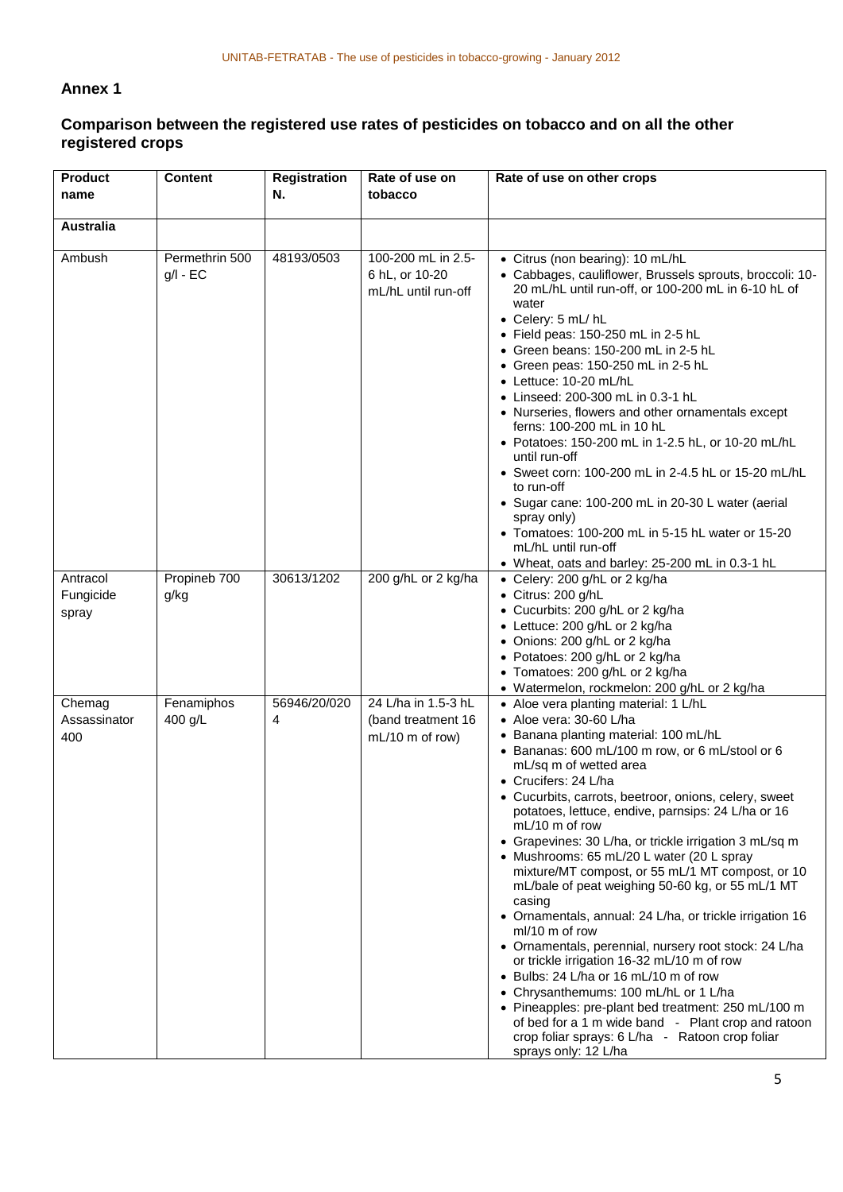## Annex 1

### Comparison between the registered use rates of pesticides on tobacco and on all the other registered crops

| Product name | Content | Registration N. | Rate of use on tobacco | Rate of use on other crops |
|---|---|---|---|---|
| **Australia** | | | | |
| Ambush | Permethrin 500 g/l - EC | 48193/0503 | 100-200 mL in 2.5-6 hL, or 10-20 mL/hL until run-off | • Citrus (non bearing): 10 mL/hL<br>• Cabbages, cauliflower, Brussels sprouts, broccoli: 10-20 mL/hL until run-off, or 100-200 mL in 6-10 hL of water<br>• Celery: 5 mL/ hL<br>• Field peas: 150-250 mL in 2-5 hL<br>• Green beans: 150-200 mL in 2-5 hL<br>• Green peas: 150-250 mL in 2-5 hL<br>• Lettuce: 10-20 mL/hL<br>• Linseed: 200-300 mL in 0.3-1 hL<br>• Nurseries, flowers and other ornamentals except ferns: 100-200 mL in 10 hL<br>• Potatoes: 150-200 mL in 1-2.5 hL, or 10-20 mL/hL until run-off<br>• Sweet corn: 100-200 mL in 2-4.5 hL or 15-20 mL/hL to run-off<br>• Sugar cane: 100-200 mL in 20-30 L water (aerial spray only)<br>• Tomatoes: 100-200 mL in 5-15 hL water or 15-20 mL/hL until run-off<br>• Wheat, oats and barley: 25-200 mL in 0.3-1 hL |
| Antracol Fungicide spray | Propineb 700 g/kg | 30613/1202 | 200 g/hL or 2 kg/ha | • Celery: 200 g/hL or 2 kg/ha<br>• Citrus: 200 g/hL<br>• Cucurbits: 200 g/hL or 2 kg/ha<br>• Lettuce: 200 g/hL or 2 kg/ha<br>• Onions: 200 g/hL or 2 kg/ha<br>• Potatoes: 200 g/hL or 2 kg/ha<br>• Tomatoes: 200 g/hL or 2 kg/ha<br>• Watermelon, rockmelon: 200 g/hL or 2 kg/ha |
| Chemag Assassinator 400 | Fenamiphos 400 g/L | 56946/20/0204 | 24 L/ha in 1.5-3 hL (band treatment 16 mL/10 m of row) | • Aloe vera planting material: 1 L/hL<br>• Aloe vera: 30-60 L/ha<br>• Banana planting material: 100 mL/hL<br>• Bananas: 600 mL/100 m row, or 6 mL/stool or 6 mL/sq m of wetted area<br>• Crucifers: 24 L/ha<br>• Cucurbits, carrots, beetroor, onions, celery, sweet potatoes, lettuce, endive, parnsips: 24 L/ha or 16 mL/10 m of row<br>• Grapevines: 30 L/ha, or trickle irrigation 3 mL/sq m<br>• Mushrooms: 65 mL/20 L water (20 L spray mixture/MT compost, or 55 mL/1 MT compost, or 10 mL/bale of peat weighing 50-60 kg, or 55 mL/1 MT casing<br>• Ornamentals, annual: 24 L/ha, or trickle irrigation 16 ml/10 m of row<br>• Ornamentals, perennial, nursery root stock: 24 L/ha or trickle irrigation 16-32 mL/10 m of row<br>• Bulbs: 24 L/ha or 16 mL/10 m of row<br>• Chrysanthemums: 100 mL/hL or 1 L/ha<br>• Pineapples: pre-plant bed treatment: 250 mL/100 m of bed for a 1 m wide band - Plant crop and ratoon crop foliar sprays: 6 L/ha - Ratoon crop foliar sprays only: 12 L/ha |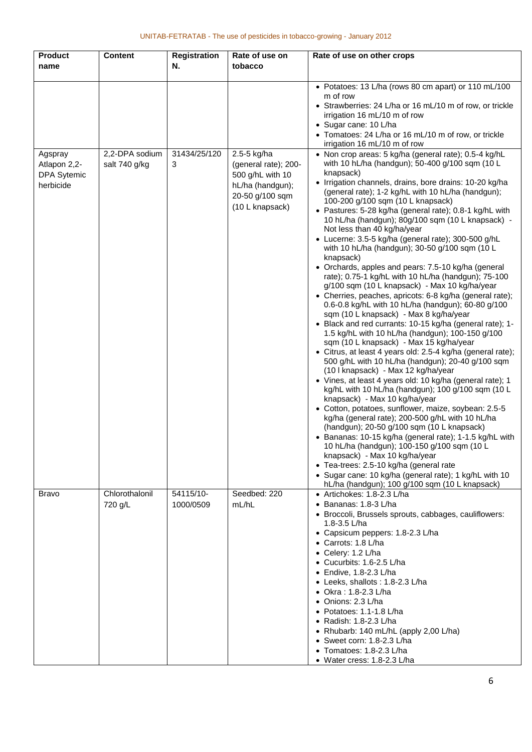| Product name | Content | Registration N. | Rate of use on tobacco | Rate of use on other crops |
|---|---|---|---|---|
| | | | | • Potatoes: 13 L/ha (rows 80 cm apart) or 110 mL/100 m of row<br>• Strawberries: 24 L/ha or 16 mL/10 m of row, or trickle irrigation 16 mL/10 m of row<br>• Sugar cane: 10 L/ha<br>• Tomatoes: 24 L/ha or 16 mL/10 m of row, or trickle irrigation 16 mL/10 m of row |
| Agspray Atlapon 2,2-DPA Sytemic herbicide | 2,2-DPA sodium salt 740 g/kg | 31434/25/1203 | 2.5-5 kg/ha (general rate); 200-500 g/hL with 10 hL/ha (handgun); 20-50 g/100 sqm (10 L knapsack) | • Non crop areas: 5 kg/ha (general rate); 0.5-4 kg/hL with 10 hL/ha (handgun); 50-400 g/100 sqm (10 L knapsack)<br>• Irrigation channels, drains, bore drains: 10-20 kg/ha (general rate); 1-2 kg/hL with 10 hL/ha (handgun); 100-200 g/100 sqm (10 L knapsack)<br>• Pastures: 5-28 kg/ha (general rate); 0.8-1 kg/hL with 10 hL/ha (handgun); 80g/100 sqm (10 L knapsack) - Not less than 40 kg/ha/year<br>• Lucerne: 3.5-5 kg/ha (general rate); 300-500 g/hL with 10 hL/ha (handgun); 30-50 g/100 sqm (10 L knapsack)<br>• Orchards, apples and pears: 7.5-10 kg/ha (general rate); 0.75-1 kg/hL with 10 hL/ha (handgun); 75-100 g/100 sqm (10 L knapsack) - Max 10 kg/ha/year<br>• Cherries, peaches, apricots: 6-8 kg/ha (general rate); 0.6-0.8 kg/hL with 10 hL/ha (handgun); 60-80 g/100 sqm (10 L knapsack) - Max 8 kg/ha/year<br>• Black and red currants: 10-15 kg/ha (general rate); 1-1.5 kg/hL with 10 hL/ha (handgun); 100-150 g/100 sqm (10 L knapsack) - Max 15 kg/ha/year<br>• Citrus, at least 4 years old: 2.5-4 kg/ha (general rate); 500 g/hL with 10 hL/ha (handgun); 20-40 g/100 sqm (10 l knapsack) - Max 12 kg/ha/year<br>• Vines, at least 4 years old: 10 kg/ha (general rate); 1 kg/hL with 10 hL/ha (handgun); 100 g/100 sqm (10 L knapsack) - Max 10 kg/ha/year<br>• Cotton, potatoes, sunflower, maize, soybean: 2.5-5 kg/ha (general rate); 200-500 g/hL with 10 hL/ha (handgun); 20-50 g/100 sqm (10 L knapsack)<br>• Bananas: 10-15 kg/ha (general rate); 1-1.5 kg/hL with 10 hL/ha (handgun); 100-150 g/100 sqm (10 L knapsack) - Max 10 kg/ha/year<br>• Tea-trees: 2.5-10 kg/ha (general rate<br>• Sugar cane: 10 kg/ha (general rate); 1 kg/hL with 10 hL/ha (handgun); 100 g/100 sqm (10 L knapsack) |
| Bravo | Chlorothalonil 720 g/L | 54115/10-1000/0509 | Seedbed: 220 mL/hL | • Artichokes: 1.8-2.3 L/ha<br>• Bananas: 1.8-3 L/ha<br>• Broccoli, Brussels sprouts, cabbages, cauliflowers: 1.8-3.5 L/ha<br>• Capsicum peppers: 1.8-2.3 L/ha<br>• Carrots: 1.8 L/ha<br>• Celery: 1.2 L/ha<br>• Cucurbits: 1.6-2.5 L/ha<br>• Endive, 1.8-2.3 L/ha<br>• Leeks, shallots : 1.8-2.3 L/ha<br>• Okra : 1.8-2.3 L/ha<br>• Onions: 2.3 L/ha<br>• Potatoes: 1.1-1.8 L/ha<br>• Radish: 1.8-2.3 L/ha<br>• Rhubarb: 140 mL/hL (apply 2,00 L/ha)<br>• Sweet corn: 1.8-2.3 L/ha<br>• Tomatoes: 1.8-2.3 L/ha<br>• Water cress: 1.8-2.3 L/ha |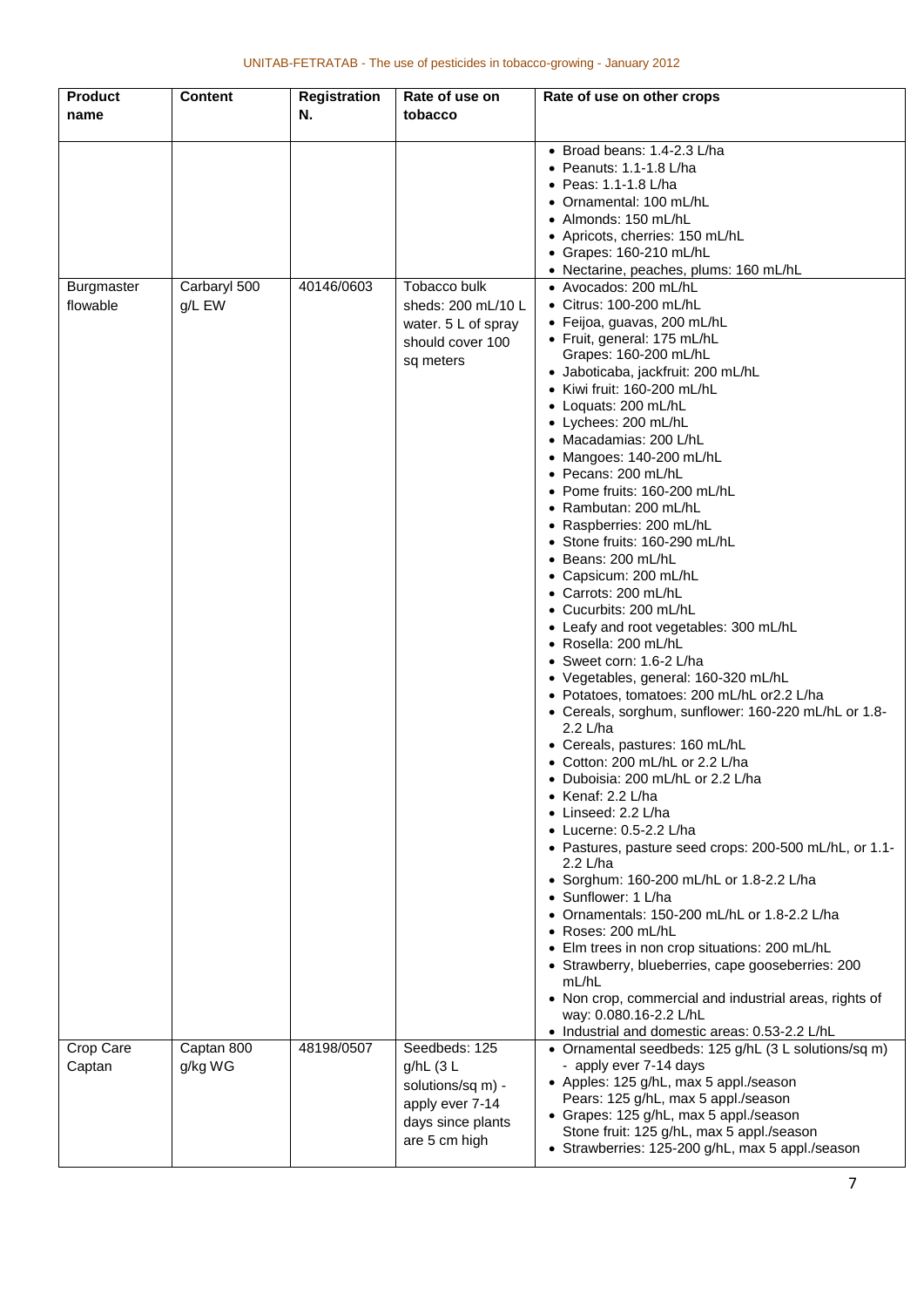| Product name | Content | Registration N. | Rate of use on tobacco | Rate of use on other crops |
|---|---|---|---|---|
| | | | | • Broad beans: 1.4-2.3 L/ha<br>• Peanuts: 1.1-1.8 L/ha<br>• Peas: 1.1-1.8 L/ha<br>• Ornamental: 100 mL/hL<br>• Almonds: 150 mL/hL<br>• Apricots, cherries: 150 mL/hL<br>• Grapes: 160-210 mL/hL<br>• Nectarine, peaches, plums: 160 mL/hL |
| Burgmaster flowable | Carbaryl 500 g/L EW | 40146/0603 | Tobacco bulk sheds: 200 mL/10 L water. 5 L of spray should cover 100 sq meters | • Avocados: 200 mL/hL<br>• Citrus: 100-200 mL/hL<br>• Feijoa, guavas, 200 mL/hL<br>• Fruit, general: 175 mL/hL<br>Grapes: 160-200 mL/hL<br>• Jaboticaba, jackfruit: 200 mL/hL<br>• Kiwi fruit: 160-200 mL/hL<br>• Loquats: 200 mL/hL<br>• Lychees: 200 mL/hL<br>• Macadamias: 200 L/hL<br>• Mangoes: 140-200 mL/hL<br>• Pecans: 200 mL/hL<br>• Pome fruits: 160-200 mL/hL<br>• Rambutan: 200 mL/hL<br>• Raspberries: 200 mL/hL<br>• Stone fruits: 160-290 mL/hL<br>• Beans: 200 mL/hL<br>• Capsicum: 200 mL/hL<br>• Carrots: 200 mL/hL<br>• Cucurbits: 200 mL/hL<br>• Leafy and root vegetables: 300 mL/hL<br>• Rosella: 200 mL/hL<br>• Sweet corn: 1.6-2 L/ha<br>• Vegetables, general: 160-320 mL/hL<br>• Potatoes, tomatoes: 200 mL/hL or2.2 L/ha<br>• Cereals, sorghum, sunflower: 160-220 mL/hL or 1.8-2.2 L/ha<br>• Cereals, pastures: 160 mL/hL<br>• Cotton: 200 mL/hL or 2.2 L/ha<br>• Duboisia: 200 mL/hL or 2.2 L/ha<br>• Kenaf: 2.2 L/ha<br>• Linseed: 2.2 L/ha<br>• Lucerne: 0.5-2.2 L/ha<br>• Pastures, pasture seed crops: 200-500 mL/hL, or 1.1-2.2 L/ha<br>• Sorghum: 160-200 mL/hL or 1.8-2.2 L/ha<br>• Sunflower: 1 L/ha<br>• Ornamentals: 150-200 mL/hL or 1.8-2.2 L/ha<br>• Roses: 200 mL/hL<br>• Elm trees in non crop situations: 200 mL/hL<br>• Strawberry, blueberries, cape gooseberries: 200 mL/hL<br>• Non crop, commercial and industrial areas, rights of way: 0.080.16-2.2 L/hL<br>• Industrial and domestic areas: 0.53-2.2 L/hL |
| Crop Care Captan | Captan 800 g/kg WG | 48198/0507 | Seedbeds: 125 g/hL (3 L solutions/sq m) - apply ever 7-14 days since plants are 5 cm high | • Ornamental seedbeds: 125 g/hL (3 L solutions/sq m) - apply ever 7-14 days<br>• Apples: 125 g/hL, max 5 appl./season<br>Pears: 125 g/hL, max 5 appl./season<br>• Grapes: 125 g/hL, max 5 appl./season<br>Stone fruit: 125 g/hL, max 5 appl./season<br>• Strawberries: 125-200 g/hL, max 5 appl./season |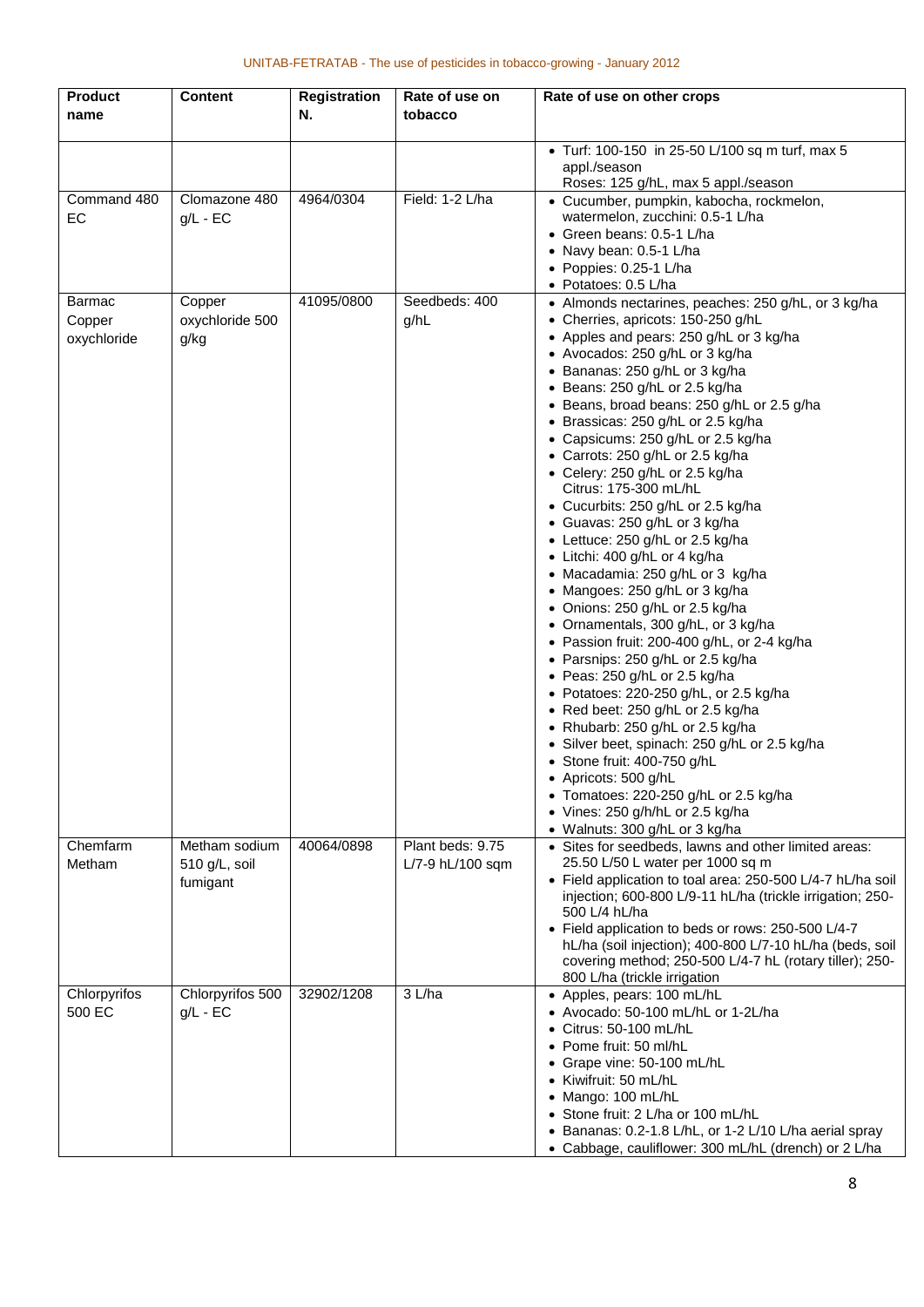| Product name | Content | Registration N. | Rate of use on tobacco | Rate of use on other crops |
|---|---|---|---|---|
| | | | | • Turf: 100-150 in 25-50 L/100 sq m turf, max 5 appl./season<br>Roses: 125 g/hL, max 5 appl./season |
| Command 480 EC | Clomazone 480 g/L - EC | 4964/0304 | Field: 1-2 L/ha | • Cucumber, pumpkin, kabocha, rockmelon, watermelon, zucchini: 0.5-1 L/ha<br>• Green beans: 0.5-1 L/ha<br>• Navy bean: 0.5-1 L/ha<br>• Poppies: 0.25-1 L/ha<br>• Potatoes: 0.5 L/ha |
| Barmac Copper oxychloride | Copper oxychloride 500 g/kg | 41095/0800 | Seedbeds: 400 g/hL | • Almonds nectarines, peaches: 250 g/hL, or 3 kg/ha<br>• Cherries, apricots: 150-250 g/hL<br>• Apples and pears: 250 g/hL or 3 kg/ha<br>• Avocados: 250 g/hL or 3 kg/ha<br>• Bananas: 250 g/hL or 3 kg/ha<br>• Beans: 250 g/hL or 2.5 kg/ha<br>• Beans, broad beans: 250 g/hL or 2.5 g/ha<br>• Brassicas: 250 g/hL or 2.5 kg/ha<br>• Capsicums: 250 g/hL or 2.5 kg/ha<br>• Carrots: 250 g/hL or 2.5 kg/ha<br>• Celery: 250 g/hL or 2.5 kg/ha<br>Citrus: 175-300 mL/hL<br>• Cucurbits: 250 g/hL or 2.5 kg/ha<br>• Guavas: 250 g/hL or 3 kg/ha<br>• Lettuce: 250 g/hL or 2.5 kg/ha<br>• Litchi: 400 g/hL or 4 kg/ha<br>• Macadamia: 250 g/hL or 3 kg/ha<br>• Mangoes: 250 g/hL or 3 kg/ha<br>• Onions: 250 g/hL or 2.5 kg/ha<br>• Ornamentals, 300 g/hL, or 3 kg/ha<br>• Passion fruit: 200-400 g/hL, or 2-4 kg/ha<br>• Parsnips: 250 g/hL or 2.5 kg/ha<br>• Peas: 250 g/hL or 2.5 kg/ha<br>• Potatoes: 220-250 g/hL, or 2.5 kg/ha<br>• Red beet: 250 g/hL or 2.5 kg/ha<br>• Rhubarb: 250 g/hL or 2.5 kg/ha<br>• Silver beet, spinach: 250 g/hL or 2.5 kg/ha<br>• Stone fruit: 400-750 g/hL<br>• Apricots: 500 g/hL<br>• Tomatoes: 220-250 g/hL or 2.5 kg/ha<br>• Vines: 250 g/h/hL or 2.5 kg/ha<br>• Walnuts: 300 g/hL or 3 kg/ha |
| Chemfarm Metham | Metham sodium 510 g/L, soil fumigant | 40064/0898 | Plant beds: 9.75 L/7-9 hL/100 sqm | • Sites for seedbeds, lawns and other limited areas: 25.50 L/50 L water per 1000 sq m<br>• Field application to toal area: 250-500 L/4-7 hL/ha soil injection; 600-800 L/9-11 hL/ha (trickle irrigation; 250-500 L/4 hL/ha<br>• Field application to beds or rows: 250-500 L/4-7 hL/ha (soil injection); 400-800 L/7-10 hL/ha (beds, soil covering method; 250-500 L/4-7 hL (rotary tiller); 250-800 L/ha (trickle irrigation |
| Chlorpyrifos 500 EC | Chlorpyrifos 500 g/L - EC | 32902/1208 | 3 L/ha | • Apples, pears: 100 mL/hL<br>• Avocado: 50-100 mL/hL or 1-2L/ha<br>• Citrus: 50-100 mL/hL<br>• Pome fruit: 50 ml/hL<br>• Grape vine: 50-100 mL/hL<br>• Kiwifruit: 50 mL/hL<br>• Mango: 100 mL/hL<br>• Stone fruit: 2 L/ha or 100 mL/hL<br>• Bananas: 0.2-1.8 L/hL, or 1-2 L/10 L/ha aerial spray<br>• Cabbage, cauliflower: 300 mL/hL (drench) or 2 L/ha |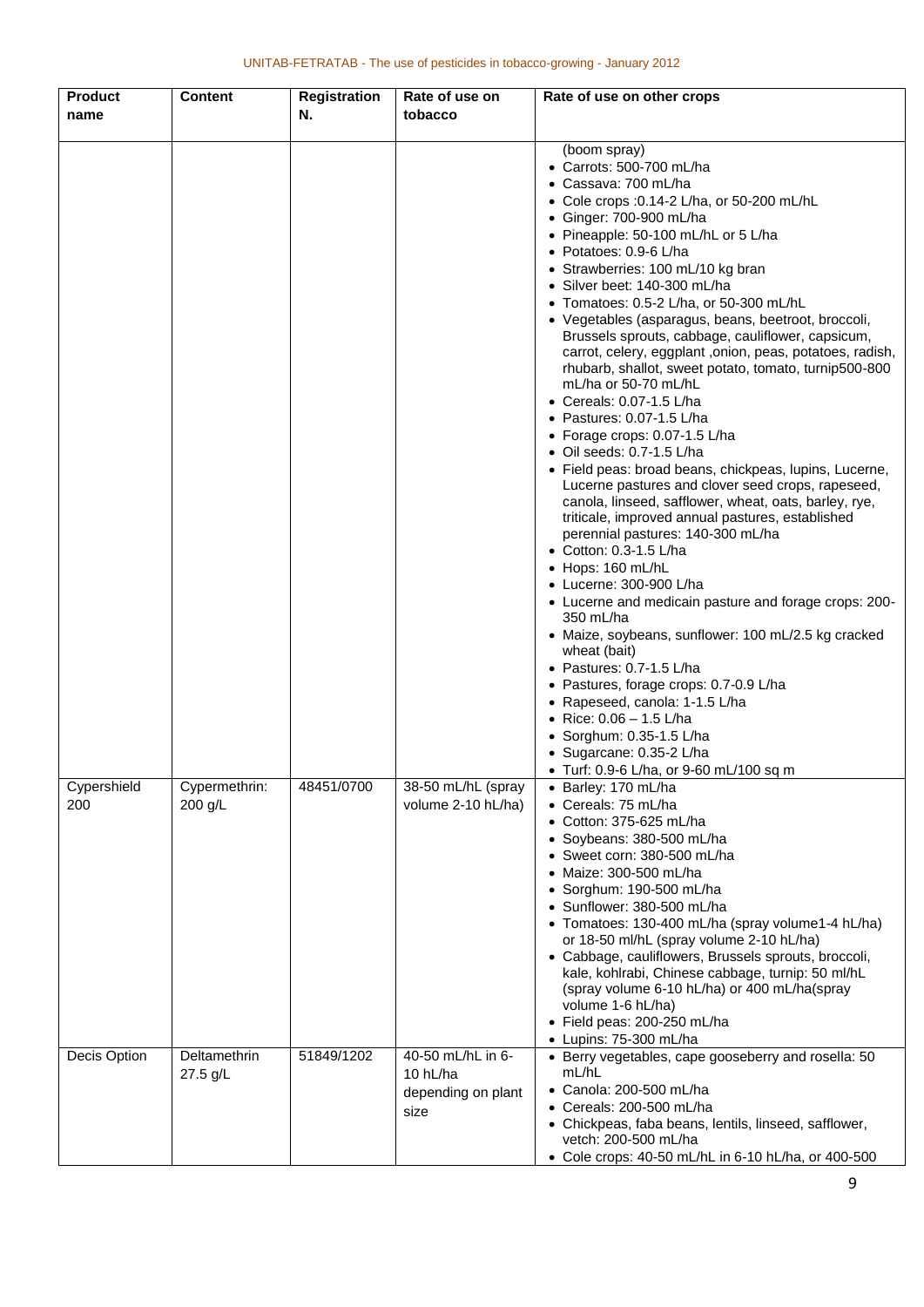| Product name | Content | Registration N. | Rate of use on tobacco | Rate of use on other crops |
|---|---|---|---|---|
| | | | | (boom spray)<br>• Carrots: 500-700 mL/ha<br>• Cassava: 700 mL/ha<br>• Cole crops :0.14-2 L/ha, or 50-200 mL/hL<br>• Ginger: 700-900 mL/ha<br>• Pineapple: 50-100 mL/hL or 5 L/ha<br>• Potatoes: 0.9-6 L/ha<br>• Strawberries: 100 mL/10 kg bran<br>• Silver beet: 140-300 mL/ha<br>• Tomatoes: 0.5-2 L/ha, or 50-300 mL/hL<br>• Vegetables (asparagus, beans, beetroot, broccoli, Brussels sprouts, cabbage, cauliflower, capsicum, carrot, celery, eggplant ,onion, peas, potatoes, radish, rhubarb, shallot, sweet potato, tomato, turnip500-800 mL/ha or 50-70 mL/hL<br>• Cereals: 0.07-1.5 L/ha<br>• Pastures: 0.07-1.5 L/ha<br>• Forage crops: 0.07-1.5 L/ha<br>• Oil seeds: 0.7-1.5 L/ha<br>• Field peas: broad beans, chickpeas, lupins, Lucerne, Lucerne pastures and clover seed crops, rapeseed, canola, linseed, safflower, wheat, oats, barley, rye, triticale, improved annual pastures, established perennial pastures: 140-300 mL/ha<br>• Cotton: 0.3-1.5 L/ha<br>• Hops: 160 mL/hL<br>• Lucerne: 300-900 L/ha<br>• Lucerne and medicain pasture and forage crops: 200-350 mL/ha<br>• Maize, soybeans, sunflower: 100 mL/2.5 kg cracked wheat (bait)<br>• Pastures: 0.7-1.5 L/ha<br>• Pastures, forage crops: 0.7-0.9 L/ha<br>• Rapeseed, canola: 1-1.5 L/ha<br>• Rice: 0.06 – 1.5 L/ha<br>• Sorghum: 0.35-1.5 L/ha<br>• Sugarcane: 0.35-2 L/ha<br>• Turf: 0.9-6 L/ha, or 9-60 mL/100 sq m |
| Cypershield 200 | Cypermethrin: 200 g/L | 48451/0700 | 38-50 mL/hL (spray volume 2-10 hL/ha) | • Barley: 170 mL/ha<br>• Cereals: 75 mL/ha<br>• Cotton: 375-625 mL/ha<br>• Soybeans: 380-500 mL/ha<br>• Sweet corn: 380-500 mL/ha<br>• Maize: 300-500 mL/ha<br>• Sorghum: 190-500 mL/ha<br>• Sunflower: 380-500 mL/ha<br>• Tomatoes: 130-400 mL/ha (spray volume1-4 hL/ha) or 18-50 ml/hL (spray volume 2-10 hL/ha)<br>• Cabbage, cauliflowers, Brussels sprouts, broccoli, kale, kohlrabi, Chinese cabbage, turnip: 50 ml/hL (spray volume 6-10 hL/ha) or 400 mL/ha(spray volume 1-6 hL/ha)<br>• Field peas: 200-250 mL/ha<br>• Lupins: 75-300 mL/ha |
| Decis Option | Deltamethrin 27.5 g/L | 51849/1202 | 40-50 mL/hL in 6-10 hL/ha depending on plant size | • Berry vegetables, cape gooseberry and rosella: 50 mL/hL<br>• Canola: 200-500 mL/ha<br>• Cereals: 200-500 mL/ha<br>• Chickpeas, faba beans, lentils, linseed, safflower, vetch: 200-500 mL/ha<br>• Cole crops: 40-50 mL/hL in 6-10 hL/ha, or 400-500 |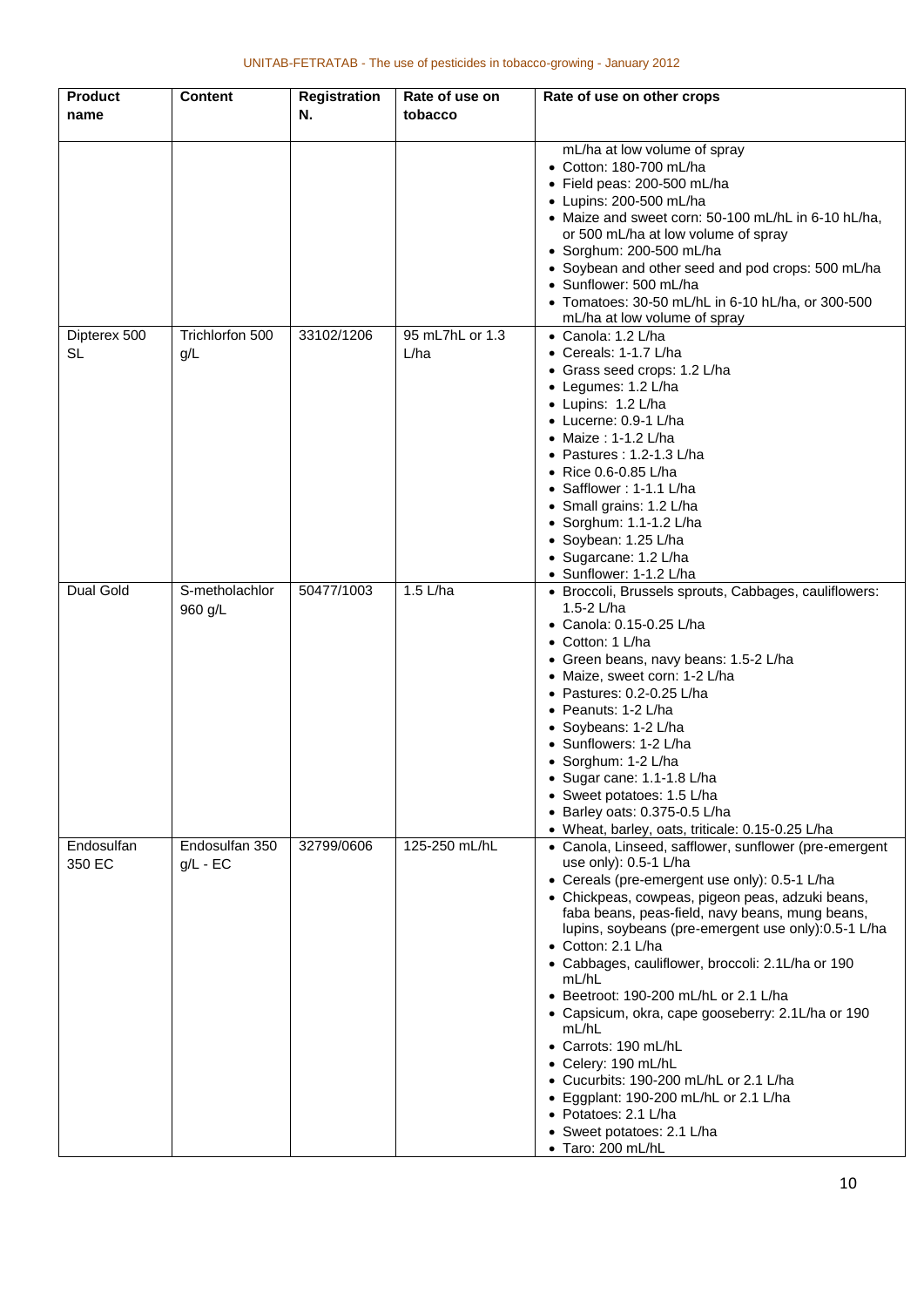| Product name | Content | Registration N. | Rate of use on tobacco | Rate of use on other crops |
|---|---|---|---|---|
| | | | | mL/ha at low volume of spray<br>• Cotton: 180-700 mL/ha<br>• Field peas: 200-500 mL/ha<br>• Lupins: 200-500 mL/ha<br>• Maize and sweet corn: 50-100 mL/hL in 6-10 hL/ha, or 500 mL/ha at low volume of spray<br>• Sorghum: 200-500 mL/ha<br>• Soybean and other seed and pod crops: 500 mL/ha<br>• Sunflower: 500 mL/ha<br>• Tomatoes: 30-50 mL/hL in 6-10 hL/ha, or 300-500 mL/ha at low volume of spray |
| Dipterex 500 SL | Trichlorfon 500 g/L | 33102/1206 | 95 mL7hL or 1.3 L/ha | • Canola: 1.2 L/ha<br>• Cereals: 1-1.7 L/ha<br>• Grass seed crops: 1.2 L/ha<br>• Legumes: 1.2 L/ha<br>• Lupins: 1.2 L/ha<br>• Lucerne: 0.9-1 L/ha<br>• Maize : 1-1.2 L/ha<br>• Pastures : 1.2-1.3 L/ha<br>• Rice 0.6-0.85 L/ha<br>• Safflower : 1-1.1 L/ha<br>• Small grains: 1.2 L/ha<br>• Sorghum: 1.1-1.2 L/ha<br>• Soybean: 1.25 L/ha<br>• Sugarcane: 1.2 L/ha<br>• Sunflower: 1-1.2 L/ha |
| Dual Gold | S-metholachlor 960 g/L | 50477/1003 | 1.5 L/ha | • Broccoli, Brussels sprouts, Cabbages, cauliflowers: 1.5-2 L/ha<br>• Canola: 0.15-0.25 L/ha<br>• Cotton: 1 L/ha<br>• Green beans, navy beans: 1.5-2 L/ha<br>• Maize, sweet corn: 1-2 L/ha<br>• Pastures: 0.2-0.25 L/ha<br>• Peanuts: 1-2 L/ha<br>• Soybeans: 1-2 L/ha<br>• Sunflowers: 1-2 L/ha<br>• Sorghum: 1-2 L/ha<br>• Sugar cane: 1.1-1.8 L/ha<br>• Sweet potatoes: 1.5 L/ha<br>• Barley oats: 0.375-0.5 L/ha<br>• Wheat, barley, oats, triticale: 0.15-0.25 L/ha |
| Endosulfan 350 EC | Endosulfan 350 g/L - EC | 32799/0606 | 125-250 mL/hL | • Canola, Linseed, safflower, sunflower (pre-emergent use only): 0.5-1 L/ha<br>• Cereals (pre-emergent use only): 0.5-1 L/ha<br>• Chickpeas, cowpeas, pigeon peas, adzuki beans, faba beans, peas-field, navy beans, mung beans, lupins, soybeans (pre-emergent use only):0.5-1 L/ha<br>• Cotton: 2.1 L/ha<br>• Cabbages, cauliflower, broccoli: 2.1L/ha or 190 mL/hL<br>• Beetroot: 190-200 mL/hL or 2.1 L/ha<br>• Capsicum, okra, cape gooseberry: 2.1L/ha or 190 mL/hL<br>• Carrots: 190 mL/hL<br>• Celery: 190 mL/hL<br>• Cucurbits: 190-200 mL/hL or 2.1 L/ha<br>• Eggplant: 190-200 mL/hL or 2.1 L/ha<br>• Potatoes: 2.1 L/ha<br>• Sweet potatoes: 2.1 L/ha<br>• Taro: 200 mL/hL |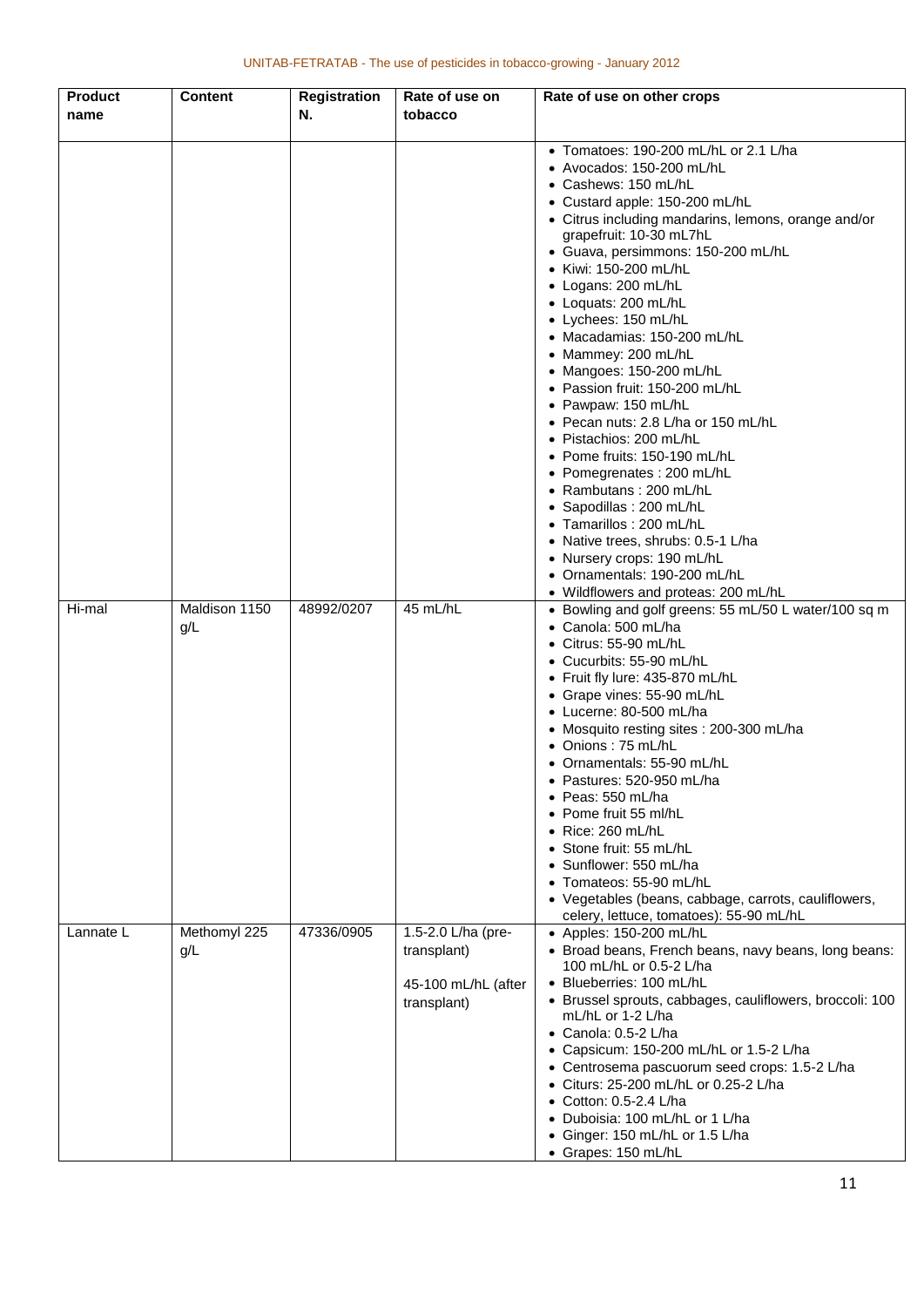| Product name | Content | Registration N. | Rate of use on tobacco | Rate of use on other crops |
|---|---|---|---|---|
| | | | | • Tomatoes: 190-200 mL/hL or 2.1 L/ha<br>• Avocados: 150-200 mL/hL<br>• Cashews: 150 mL/hL<br>• Custard apple: 150-200 mL/hL<br>• Citrus including mandarins, lemons, orange and/or grapefruit: 10-30 mL7hL<br>• Guava, persimmons: 150-200 mL/hL<br>• Kiwi: 150-200 mL/hL<br>• Logans: 200 mL/hL<br>• Loquats: 200 mL/hL<br>• Lychees: 150 mL/hL<br>• Macadamias: 150-200 mL/hL<br>• Mammey: 200 mL/hL<br>• Mangoes: 150-200 mL/hL<br>• Passion fruit: 150-200 mL/hL<br>• Pawpaw: 150 mL/hL<br>• Pecan nuts: 2.8 L/ha or 150 mL/hL<br>• Pistachios: 200 mL/hL<br>• Pome fruits: 150-190 mL/hL<br>• Pomegrenates : 200 mL/hL<br>• Rambutans : 200 mL/hL<br>• Sapodillas : 200 mL/hL<br>• Tamarillos : 200 mL/hL<br>• Native trees, shrubs: 0.5-1 L/ha<br>• Nursery crops: 190 mL/hL<br>• Ornamentals: 190-200 mL/hL<br>• Wildflowers and proteas: 200 mL/hL |
| Hi-mal | Maldison 1150 g/L | 48992/0207 | 45 mL/hL | • Bowling and golf greens: 55 mL/50 L water/100 sq m<br>• Canola: 500 mL/ha<br>• Citrus: 55-90 mL/hL<br>• Cucurbits: 55-90 mL/hL<br>• Fruit fly lure: 435-870 mL/hL<br>• Grape vines: 55-90 mL/hL<br>• Lucerne: 80-500 mL/ha<br>• Mosquito resting sites : 200-300 mL/ha<br>• Onions : 75 mL/hL<br>• Ornamentals: 55-90 mL/hL<br>• Pastures: 520-950 mL/ha<br>• Peas: 550 mL/ha<br>• Pome fruit 55 ml/hL<br>• Rice: 260 mL/hL<br>• Stone fruit: 55 mL/hL<br>• Sunflower: 550 mL/ha<br>• Tomateos: 55-90 mL/hL<br>• Vegetables (beans, cabbage, carrots, cauliflowers, celery, lettuce, tomatoes): 55-90 mL/hL |
| Lannate L | Methomyl 225 g/L | 47336/0905 | 1.5-2.0 L/ha (pre-transplant)<br><br>45-100 mL/hL (after transplant) | • Apples: 150-200 mL/hL<br>• Broad beans, French beans, navy beans, long beans: 100 mL/hL or 0.5-2 L/ha<br>• Blueberries: 100 mL/hL<br>• Brussel sprouts, cabbages, cauliflowers, broccoli: 100 mL/hL or 1-2 L/ha<br>• Canola: 0.5-2 L/ha<br>• Capsicum: 150-200 mL/hL or 1.5-2 L/ha<br>• Centrosema pascuorum seed crops: 1.5-2 L/ha<br>• Citurs: 25-200 mL/hL or 0.25-2 L/ha<br>• Cotton: 0.5-2.4 L/ha<br>• Duboisia: 100 mL/hL or 1 L/ha<br>• Ginger: 150 mL/hL or 1.5 L/ha<br>• Grapes: 150 mL/hL |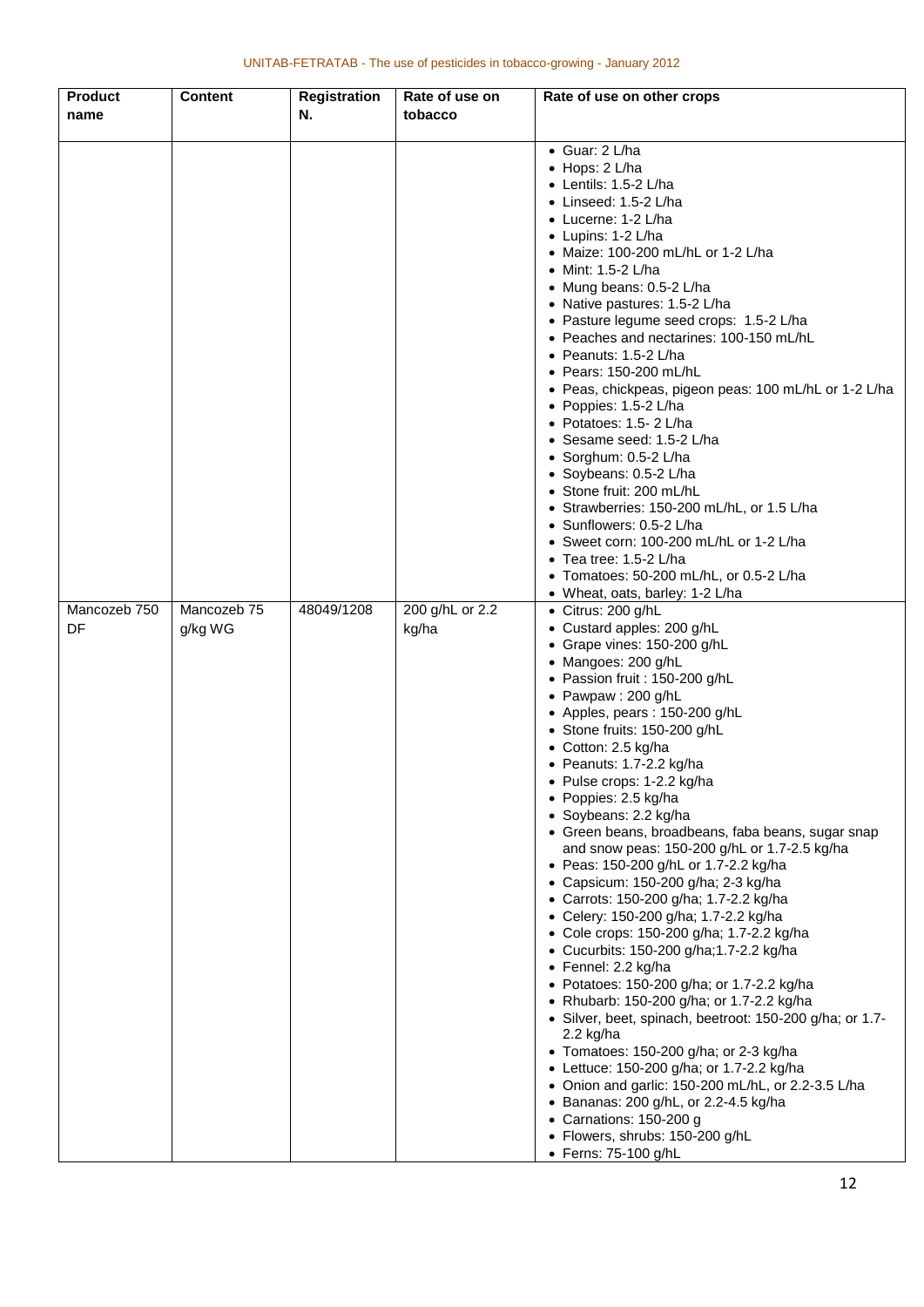| Product name | Content | Registration N. | Rate of use on tobacco | Rate of use on other crops |
|---|---|---|---|---|
| | | | | • Guar: 2 L/ha<br>• Hops: 2 L/ha<br>• Lentils: 1.5-2 L/ha<br>• Linseed: 1.5-2 L/ha<br>• Lucerne: 1-2 L/ha<br>• Lupins: 1-2 L/ha<br>• Maize: 100-200 mL/hL or 1-2 L/ha<br>• Mint: 1.5-2 L/ha<br>• Mung beans: 0.5-2 L/ha<br>• Native pastures: 1.5-2 L/ha<br>• Pasture legume seed crops: 1.5-2 L/ha<br>• Peaches and nectarines: 100-150 mL/hL<br>• Peanuts: 1.5-2 L/ha<br>• Pears: 150-200 mL/hL<br>• Peas, chickpeas, pigeon peas: 100 mL/hL or 1-2 L/ha<br>• Poppies: 1.5-2 L/ha<br>• Potatoes: 1.5- 2 L/ha<br>• Sesame seed: 1.5-2 L/ha<br>• Sorghum: 0.5-2 L/ha<br>• Soybeans: 0.5-2 L/ha<br>• Stone fruit: 200 mL/hL<br>• Strawberries: 150-200 mL/hL, or 1.5 L/ha<br>• Sunflowers: 0.5-2 L/ha<br>• Sweet corn: 100-200 mL/hL or 1-2 L/ha<br>• Tea tree: 1.5-2 L/ha<br>• Tomatoes: 50-200 mL/hL, or 0.5-2 L/ha<br>• Wheat, oats, barley: 1-2 L/ha |
| Mancozeb 750 DF | Mancozeb 75 g/kg WG | 48049/1208 | 200 g/hL or 2.2 kg/ha | • Citrus: 200 g/hL<br>• Custard apples: 200 g/hL<br>• Grape vines: 150-200 g/hL<br>• Mangoes: 200 g/hL<br>• Passion fruit : 150-200 g/hL<br>• Pawpaw : 200 g/hL<br>• Apples, pears : 150-200 g/hL<br>• Stone fruits: 150-200 g/hL<br>• Cotton: 2.5 kg/ha<br>• Peanuts: 1.7-2.2 kg/ha<br>• Pulse crops: 1-2.2 kg/ha<br>• Poppies: 2.5 kg/ha<br>• Soybeans: 2.2 kg/ha<br>• Green beans, broadbeans, faba beans, sugar snap and snow peas: 150-200 g/hL or 1.7-2.5 kg/ha<br>• Peas: 150-200 g/hL or 1.7-2.2 kg/ha<br>• Capsicum: 150-200 g/ha; 2-3 kg/ha<br>• Carrots: 150-200 g/ha; 1.7-2.2 kg/ha<br>• Celery: 150-200 g/ha; 1.7-2.2 kg/ha<br>• Cole crops: 150-200 g/ha; 1.7-2.2 kg/ha<br>• Cucurbits: 150-200 g/ha;1.7-2.2 kg/ha<br>• Fennel: 2.2 kg/ha<br>• Potatoes: 150-200 g/ha; or 1.7-2.2 kg/ha<br>• Rhubarb: 150-200 g/ha; or 1.7-2.2 kg/ha<br>• Silver, beet, spinach, beetroot: 150-200 g/ha; or 1.7-2.2 kg/ha<br>• Tomatoes: 150-200 g/ha; or 2-3 kg/ha<br>• Lettuce: 150-200 g/ha; or 1.7-2.2 kg/ha<br>• Onion and garlic: 150-200 mL/hL, or 2.2-3.5 L/ha<br>• Bananas: 200 g/hL, or 2.2-4.5 kg/ha<br>• Carnations: 150-200 g<br>• Flowers, shrubs: 150-200 g/hL<br>• Ferns: 75-100 g/hL |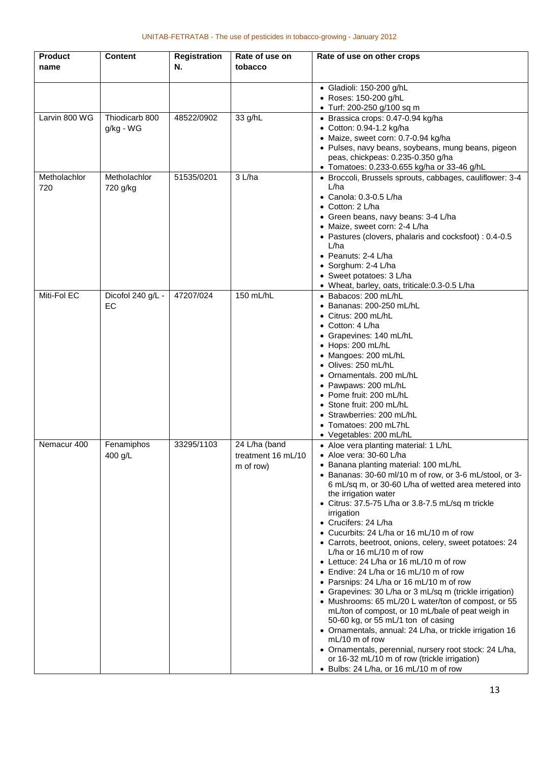| Product name | Content | Registration N. | Rate of use on tobacco | Rate of use on other crops |
|---|---|---|---|---|
| | | | | • Gladioli: 150-200 g/hL<br>• Roses: 150-200 g/hL<br>• Turf: 200-250 g/100 sq m |
| Larvin 800 WG | Thiodicarb 800 g/kg - WG | 48522/0902 | 33 g/hL | • Brassica crops: 0.47-0.94 kg/ha<br>• Cotton: 0.94-1.2 kg/ha<br>• Maize, sweet corn: 0.7-0.94 kg/ha<br>• Pulses, navy beans, soybeans, mung beans, pigeon peas, chickpeas: 0.235-0.350 g/ha<br>• Tomatoes: 0.233-0.655 kg/ha or 33-46 g/hL |
| Metholachlor 720 | Metholachlor 720 g/kg | 51535/0201 | 3 L/ha | • Broccoli, Brussels sprouts, cabbages, cauliflower: 3-4 L/ha<br>• Canola: 0.3-0.5 L/ha<br>• Cotton: 2 L/ha<br>• Green beans, navy beans: 3-4 L/ha<br>• Maize, sweet corn: 2-4 L/ha<br>• Pastures (clovers, phalaris and cocksfoot) : 0.4-0.5 L/ha<br>• Peanuts: 2-4 L/ha<br>• Sorghum: 2-4 L/ha<br>• Sweet potatoes: 3 L/ha<br>• Wheat, barley, oats, triticale:0.3-0.5 L/ha |
| Miti-Fol EC | Dicofol 240 g/L - EC | 47207/024 | 150 mL/hL | • Babacos: 200 mL/hL<br>• Bananas: 200-250 mL/hL<br>• Citrus: 200 mL/hL<br>• Cotton: 4 L/ha<br>• Grapevines: 140 mL/hL<br>• Hops: 200 mL/hL<br>• Mangoes: 200 mL/hL<br>• Olives: 250 mL/hL<br>• Ornamentals. 200 mL/hL<br>• Pawpaws: 200 mL/hL<br>• Pome fruit: 200 mL/hL<br>• Stone fruit: 200 mL/hL<br>• Strawberries: 200 mL/hL<br>• Tomatoes: 200 mL7hL<br>• Vegetables: 200 mL/hL |
| Nemacur 400 | Fenamiphos 400 g/L | 33295/1103 | 24 L/ha (band treatment 16 mL/10 m of row) | • Aloe vera planting material: 1 L/hL<br>• Aloe vera: 30-60 L/ha<br>• Banana planting material: 100 mL/hL<br>• Bananas: 30-60 ml/10 m of row, or 3-6 mL/stool, or 3-6 mL/sq m, or 30-60 L/ha of wetted area metered into the irrigation water<br>• Citrus: 37.5-75 L/ha or 3.8-7.5 mL/sq m trickle irrigation<br>• Crucifers: 24 L/ha<br>• Cucurbits: 24 L/ha or 16 mL/10 m of row<br>• Carrots, beetroot, onions, celery, sweet potatoes: 24 L/ha or 16 mL/10 m of row<br>• Lettuce: 24 L/ha or 16 mL/10 m of row<br>• Endive: 24 L/ha or 16 mL/10 m of row<br>• Parsnips: 24 L/ha or 16 mL/10 m of row<br>• Grapevines: 30 L/ha or 3 mL/sq m (trickle irrigation)<br>• Mushrooms: 65 mL/20 L water/ton of compost, or 55 mL/ton of compost, or 10 mL/bale of peat weigh in 50-60 kg, or 55 mL/1 ton of casing<br>• Ornamentals, annual: 24 L/ha, or trickle irrigation 16 mL/10 m of row<br>• Ornamentals, perennial, nursery root stock: 24 L/ha, or 16-32 mL/10 m of row (trickle irrigation)<br>• Bulbs: 24 L/ha, or 16 mL/10 m of row |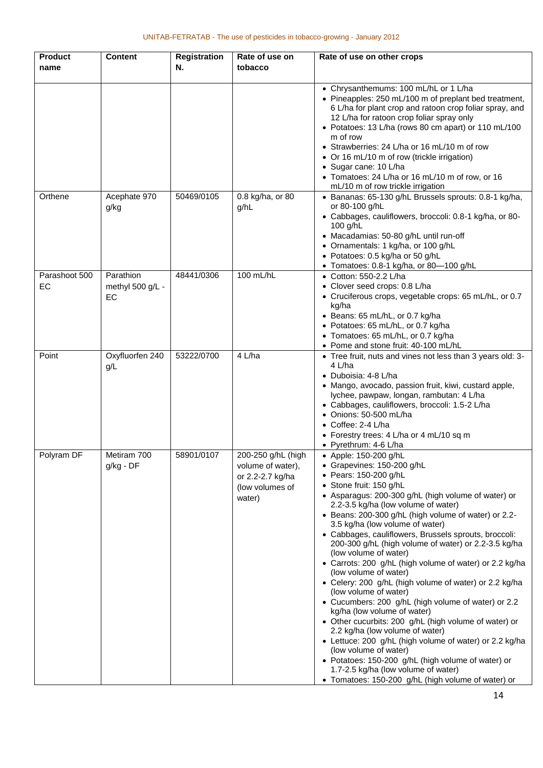| Product name | Content | Registration N. | Rate of use on tobacco | Rate of use on other crops |
|---|---|---|---|---|
| | | | | • Chrysanthemums: 100 mL/hL or 1 L/ha<br>• Pineapples: 250 mL/100 m of preplant bed treatment, 6 L/ha for plant crop and ratoon crop foliar spray, and 12 L/ha for ratoon crop foliar spray only<br>• Potatoes: 13 L/ha (rows 80 cm apart) or 110 mL/100 m of row<br>• Strawberries: 24 L/ha or 16 mL/10 m of row<br>• Or 16 mL/10 m of row (trickle irrigation)<br>• Sugar cane: 10 L/ha<br>• Tomatoes: 24 L/ha or 16 mL/10 m of row, or 16 mL/10 m of row trickle irrigation |
| Orthene | Acephate 970 g/kg | 50469/0105 | 0.8 kg/ha, or 80 g/hL | • Bananas: 65-130 g/hL Brussels sprouts: 0.8-1 kg/ha, or 80-100 g/hL<br>• Cabbages, cauliflowers, broccoli: 0.8-1 kg/ha, or 80-100 g/hL<br>• Macadamias: 50-80 g/hL until run-off<br>• Ornamentals: 1 kg/ha, or 100 g/hL<br>• Potatoes: 0.5 kg/ha or 50 g/hL<br>• Tomatoes: 0.8-1 kg/ha, or 80—100 g/hL |
| Parashoot 500 EC | Parathion methyl 500 g/L - EC | 48441/0306 | 100 mL/hL | • Cotton: 550-2.2 L/ha<br>• Clover seed crops: 0.8 L/ha<br>• Cruciferous crops, vegetable crops: 65 mL/hL, or 0.7 kg/ha<br>• Beans: 65 mL/hL, or 0.7 kg/ha<br>• Potatoes: 65 mL/hL, or 0.7 kg/ha<br>• Tomatoes: 65 mL/hL, or 0.7 kg/ha<br>• Pome and stone fruit: 40-100 mL/hL |
| Point | Oxyfluorfen 240 g/L | 53222/0700 | 4 L/ha | • Tree fruit, nuts and vines not less than 3 years old: 3-4 L/ha<br>• Duboisia: 4-8 L/ha<br>• Mango, avocado, passion fruit, kiwi, custard apple, lychee, pawpaw, longan, rambutan: 4 L/ha<br>• Cabbages, cauliflowers, broccoli: 1.5-2 L/ha<br>• Onions: 50-500 mL/ha<br>• Coffee: 2-4 L/ha<br>• Forestry trees: 4 L/ha or 4 mL/10 sq m<br>• Pyrethrum: 4-6 L/ha |
| Polyram DF | Metiram 700 g/kg - DF | 58901/0107 | 200-250 g/hL (high volume of water), or 2.2-2.7 kg/ha (low volumes of water) | • Apple: 150-200 g/hL<br>• Grapevines: 150-200 g/hL<br>• Pears: 150-200 g/hL<br>• Stone fruit: 150 g/hL<br>• Asparagus: 200-300 g/hL (high volume of water) or 2.2-3.5 kg/ha (low volume of water)<br>• Beans: 200-300 g/hL (high volume of water) or 2.2-3.5 kg/ha (low volume of water)<br>• Cabbages, cauliflowers, Brussels sprouts, broccoli: 200-300 g/hL (high volume of water) or 2.2-3.5 kg/ha (low volume of water)<br>• Carrots: 200 g/hL (high volume of water) or 2.2 kg/ha (low volume of water)<br>• Celery: 200 g/hL (high volume of water) or 2.2 kg/ha (low volume of water)<br>• Cucumbers: 200 g/hL (high volume of water) or 2.2 kg/ha (low volume of water)<br>• Other cucurbits: 200 g/hL (high volume of water) or 2.2 kg/ha (low volume of water)<br>• Lettuce: 200 g/hL (high volume of water) or 2.2 kg/ha (low volume of water)<br>• Potatoes: 150-200 g/hL (high volume of water) or 1.7-2.5 kg/ha (low volume of water)<br>• Tomatoes: 150-200 g/hL (high volume of water) or |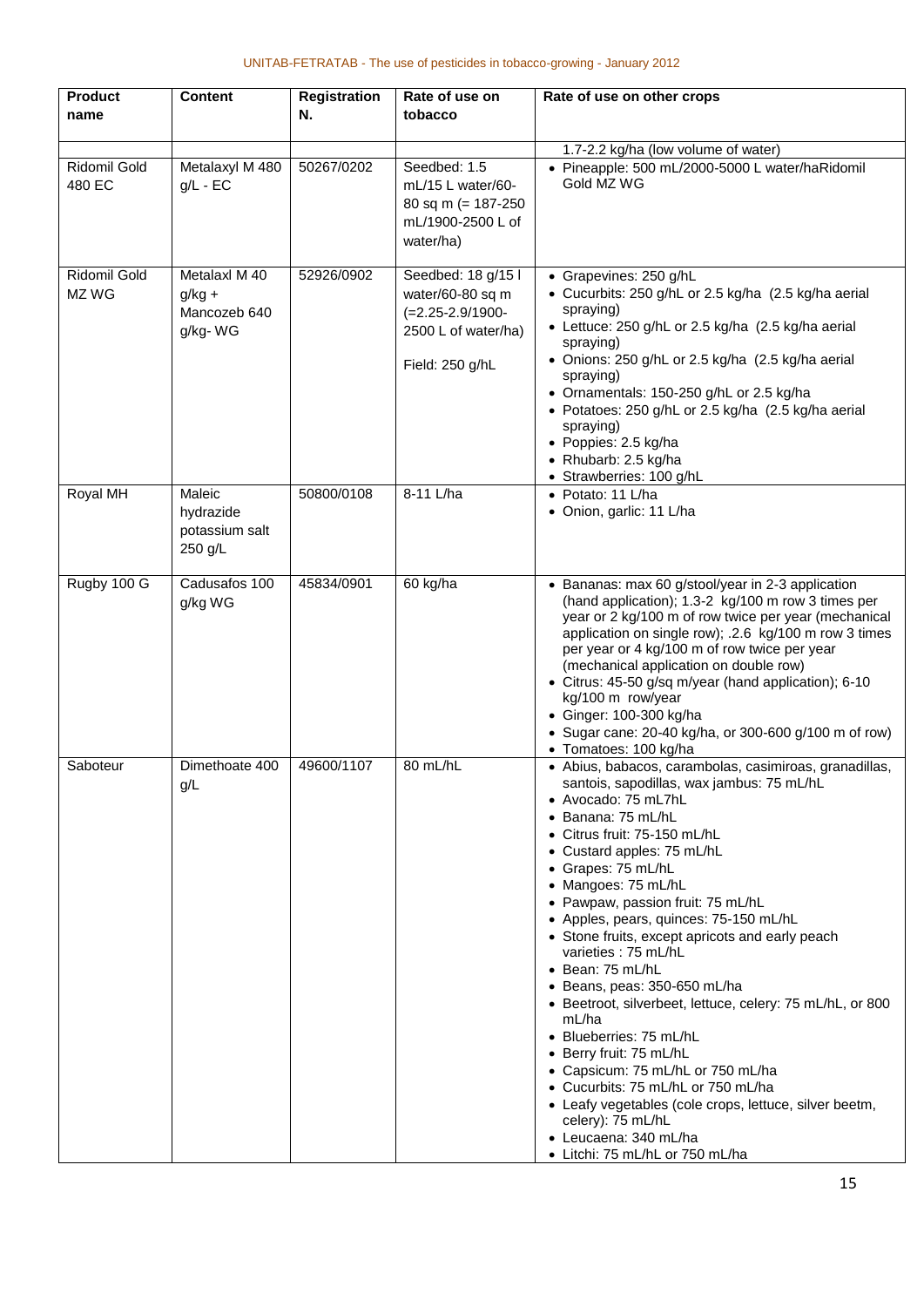| Product name | Content | Registration N. | Rate of use on tobacco | Rate of use on other crops |
|---|---|---|---|---|
| | | | | 1.7-2.2 kg/ha (low volume of water) |
| Ridomil Gold 480 EC | Metalaxyl M 480 g/L - EC | 50267/0202 | Seedbed: 1.5 mL/15 L water/60-80 sq m (= 187-250 mL/1900-2500 L of water/ha) | • Pineapple: 500 mL/2000-5000 L water/haRidomil Gold MZ WG |
| Ridomil Gold MZ WG | Metalaxl M 40 g/kg + Mancozeb 640 g/kg- WG | 52926/0902 | Seedbed: 18 g/15 l water/60-80 sq m (=2.25-2.9/1900-2500 L of water/ha)<br><br>Field: 250 g/hL | • Grapevines: 250 g/hL<br>• Cucurbits: 250 g/hL or 2.5 kg/ha (2.5 kg/ha aerial spraying)<br>• Lettuce: 250 g/hL or 2.5 kg/ha (2.5 kg/ha aerial spraying)<br>• Onions: 250 g/hL or 2.5 kg/ha (2.5 kg/ha aerial spraying)<br>• Ornamentals: 150-250 g/hL or 2.5 kg/ha<br>• Potatoes: 250 g/hL or 2.5 kg/ha (2.5 kg/ha aerial spraying)<br>• Poppies: 2.5 kg/ha<br>• Rhubarb: 2.5 kg/ha<br>• Strawberries: 100 g/hL |
| Royal MH | Maleic hydrazide potassium salt 250 g/L | 50800/0108 | 8-11 L/ha | • Potato: 11 L/ha<br>• Onion, garlic: 11 L/ha |
| Rugby 100 G | Cadusafos 100 g/kg WG | 45834/0901 | 60 kg/ha | • Bananas: max 60 g/stool/year in 2-3 application (hand application); 1.3-2 kg/100 m row 3 times per year or 2 kg/100 m of row twice per year (mechanical application on single row); .2.6 kg/100 m row 3 times per year or 4 kg/100 m of row twice per year (mechanical application on double row)<br>• Citrus: 45-50 g/sq m/year (hand application); 6-10 kg/100 m row/year<br>• Ginger: 100-300 kg/ha<br>• Sugar cane: 20-40 kg/ha, or 300-600 g/100 m of row)<br>• Tomatoes: 100 kg/ha |
| Saboteur | Dimethoate 400 g/L | 49600/1107 | 80 mL/hL | • Abius, babacos, carambolas, casimiroas, granadillas, santois, sapodillas, wax jambus: 75 mL/hL<br>• Avocado: 75 mL7hL<br>• Banana: 75 mL/hL<br>• Citrus fruit: 75-150 mL/hL<br>• Custard apples: 75 mL/hL<br>• Grapes: 75 mL/hL<br>• Mangoes: 75 mL/hL<br>• Pawpaw, passion fruit: 75 mL/hL<br>• Apples, pears, quinces: 75-150 mL/hL<br>• Stone fruits, except apricots and early peach varieties : 75 mL/hL<br>• Bean: 75 mL/hL<br>• Beans, peas: 350-650 mL/ha<br>• Beetroot, silverbeet, lettuce, celery: 75 mL/hL, or 800 mL/ha<br>• Blueberries: 75 mL/hL<br>• Berry fruit: 75 mL/hL<br>• Capsicum: 75 mL/hL or 750 mL/ha<br>• Cucurbits: 75 mL/hL or 750 mL/ha<br>• Leafy vegetables (cole crops, lettuce, silver beetm, celery): 75 mL/hL<br>• Leucaena: 340 mL/ha<br>• Litchi: 75 mL/hL or 750 mL/ha |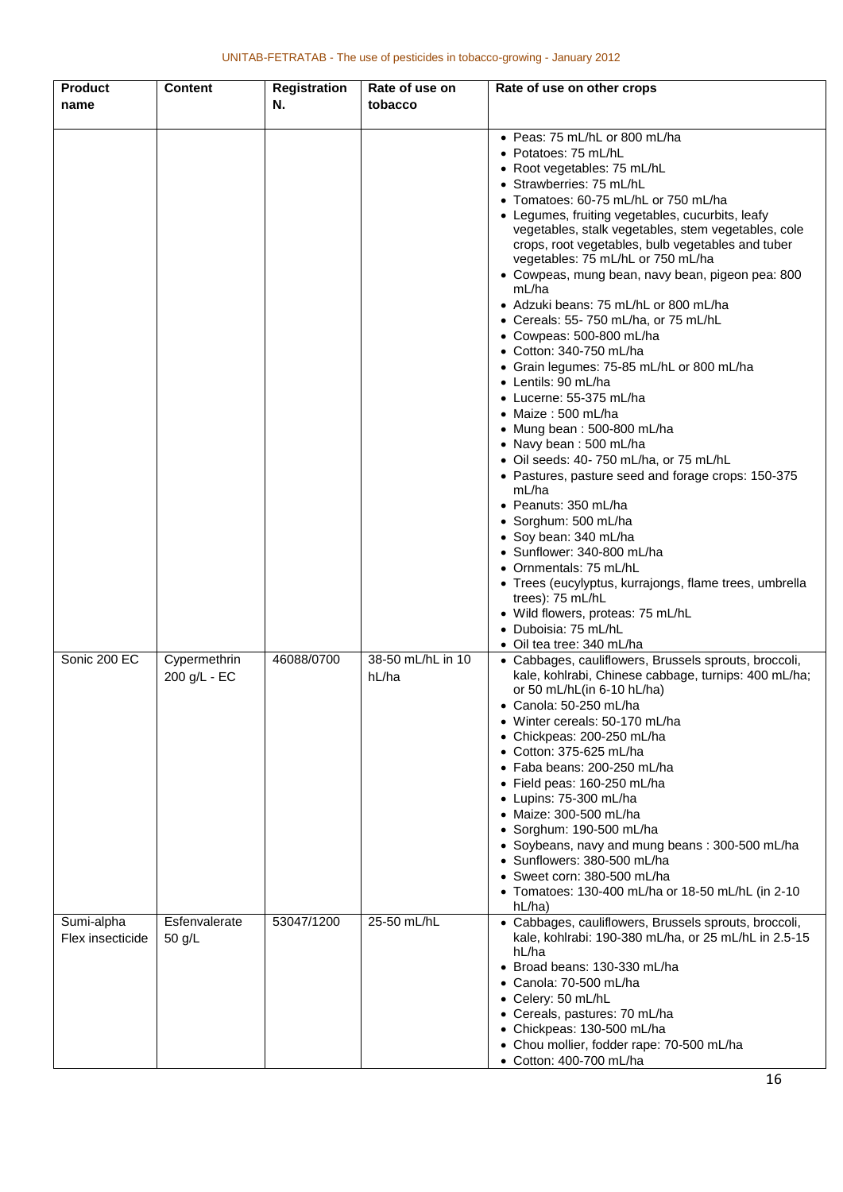| Product name | Content | Registration N. | Rate of use on tobacco | Rate of use on other crops |
|---|---|---|---|---|
| | | | | • Peas: 75 mL/hL or 800 mL/ha<br>• Potatoes: 75 mL/hL<br>• Root vegetables: 75 mL/hL<br>• Strawberries: 75 mL/hL<br>• Tomatoes: 60-75 mL/hL or 750 mL/ha<br>• Legumes, fruiting vegetables, cucurbits, leafy vegetables, stalk vegetables, stem vegetables, cole crops, root vegetables, bulb vegetables and tuber vegetables: 75 mL/hL or 750 mL/ha<br>• Cowpeas, mung bean, navy bean, pigeon pea: 800 mL/ha<br>• Adzuki beans: 75 mL/hL or 800 mL/ha<br>• Cereals: 55- 750 mL/ha, or 75 mL/hL<br>• Cowpeas: 500-800 mL/ha<br>• Cotton: 340-750 mL/ha<br>• Grain legumes: 75-85 mL/hL or 800 mL/ha<br>• Lentils: 90 mL/ha<br>• Lucerne: 55-375 mL/ha<br>• Maize : 500 mL/ha<br>• Mung bean : 500-800 mL/ha<br>• Navy bean : 500 mL/ha<br>• Oil seeds: 40- 750 mL/ha, or 75 mL/hL<br>• Pastures, pasture seed and forage crops: 150-375 mL/ha<br>• Peanuts: 350 mL/ha<br>• Sorghum: 500 mL/ha<br>• Soy bean: 340 mL/ha<br>• Sunflower: 340-800 mL/ha<br>• Ornmentals: 75 mL/hL<br>• Trees (eucylyptus, kurrajongs, flame trees, umbrella trees): 75 mL/hL<br>• Wild flowers, proteas: 75 mL/hL<br>• Duboisia: 75 mL/hL<br>• Oil tea tree: 340 mL/ha |
| Sonic 200 EC | Cypermethrin 200 g/L - EC | 46088/0700 | 38-50 mL/hL in 10 hL/ha | • Cabbages, cauliflowers, Brussels sprouts, broccoli, kale, kohlrabi, Chinese cabbage, turnips: 400 mL/ha; or 50 mL/hL(in 6-10 hL/ha)<br>• Canola: 50-250 mL/ha<br>• Winter cereals: 50-170 mL/ha<br>• Chickpeas: 200-250 mL/ha<br>• Cotton: 375-625 mL/ha<br>• Faba beans: 200-250 mL/ha<br>• Field peas: 160-250 mL/ha<br>• Lupins: 75-300 mL/ha<br>• Maize: 300-500 mL/ha<br>• Sorghum: 190-500 mL/ha<br>• Soybeans, navy and mung beans : 300-500 mL/ha<br>• Sunflowers: 380-500 mL/ha<br>• Sweet corn: 380-500 mL/ha<br>• Tomatoes: 130-400 mL/ha or 18-50 mL/hL (in 2-10 hL/ha) |
| Sumi-alpha Flex insecticide | Esfenvalerate 50 g/L | 53047/1200 | 25-50 mL/hL | • Cabbages, cauliflowers, Brussels sprouts, broccoli, kale, kohlrabi: 190-380 mL/ha, or 25 mL/hL in 2.5-15 hL/ha<br>• Broad beans: 130-330 mL/ha<br>• Canola: 70-500 mL/ha<br>• Celery: 50 mL/hL<br>• Cereals, pastures: 70 mL/ha<br>• Chickpeas: 130-500 mL/ha<br>• Chou mollier, fodder rape: 70-500 mL/ha<br>• Cotton: 400-700 mL/ha |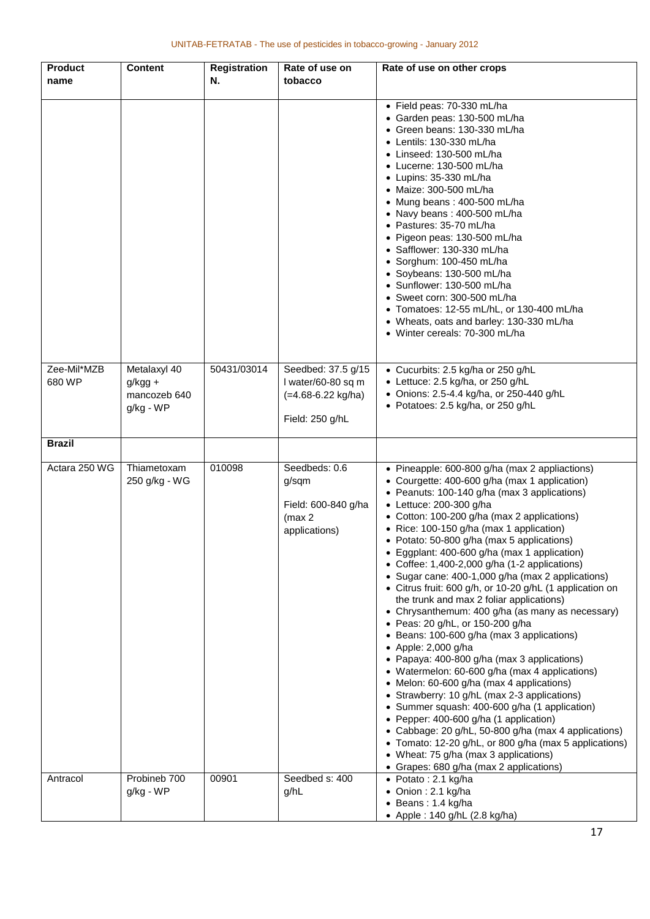| Product name | Content | Registration N. | Rate of use on tobacco | Rate of use on other crops |
|---|---|---|---|---|
| | | | | • Field peas: 70-330 mL/ha<br>• Garden peas: 130-500 mL/ha<br>• Green beans: 130-330 mL/ha<br>• Lentils: 130-330 mL/ha<br>• Linseed: 130-500 mL/ha<br>• Lucerne: 130-500 mL/ha<br>• Lupins: 35-330 mL/ha<br>• Maize: 300-500 mL/ha<br>• Mung beans : 400-500 mL/ha<br>• Navy beans : 400-500 mL/ha<br>• Pastures: 35-70 mL/ha<br>• Pigeon peas: 130-500 mL/ha<br>• Safflower: 130-330 mL/ha<br>• Sorghum: 100-450 mL/ha<br>• Soybeans: 130-500 mL/ha<br>• Sunflower: 130-500 mL/ha<br>• Sweet corn: 300-500 mL/ha<br>• Tomatoes: 12-55 mL/hL, or 130-400 mL/ha<br>• Wheats, oats and barley: 130-330 mL/ha<br>• Winter cereals: 70-300 mL/ha |
| Zee-Mil*MZB 680 WP | Metalaxyl 40 g/kgg + mancozeb 640 g/kg - WP | 50431/03014 | Seedbed: 37.5 g/15 l water/60-80 sq m (=4.68-6.22 kg/ha)<br><br>Field: 250 g/hL | • Cucurbits: 2.5 kg/ha or 250 g/hL<br>• Lettuce: 2.5 kg/ha, or 250 g/hL<br>• Onions: 2.5-4.4 kg/ha, or 250-440 g/hL<br>• Potatoes: 2.5 kg/ha, or 250 g/hL |
| **Brazil** | | | | |
| Actara 250 WG | Thiametoxam 250 g/kg - WG | 010098 | Seedbeds: 0.6 g/sqm<br><br>Field: 600-840 g/ha (max 2 applications) | • Pineapple: 600-800 g/ha (max 2 appliactions)<br>• Courgette: 400-600 g/ha (max 1 application)<br>• Peanuts: 100-140 g/ha (max 3 applications)<br>• Lettuce: 200-300 g/ha<br>• Cotton: 100-200 g/ha (max 2 applications)<br>• Rice: 100-150 g/ha (max 1 application)<br>• Potato: 50-800 g/ha (max 5 applications)<br>• Eggplant: 400-600 g/ha (max 1 application)<br>• Coffee: 1,400-2,000 g/ha (1-2 applications)<br>• Sugar cane: 400-1,000 g/ha (max 2 applications)<br>• Citrus fruit: 600 g/h, or 10-20 g/hL (1 application on the trunk and max 2 foliar applications)<br>• Chrysanthemum: 400 g/ha (as many as necessary)<br>• Peas: 20 g/hL, or 150-200 g/ha<br>• Beans: 100-600 g/ha (max 3 applications)<br>• Apple: 2,000 g/ha<br>• Papaya: 400-800 g/ha (max 3 applications)<br>• Watermelon: 60-600 g/ha (max 4 applications)<br>• Melon: 60-600 g/ha (max 4 applications)<br>• Strawberry: 10 g/hL (max 2-3 applications)<br>• Summer squash: 400-600 g/ha (1 application)<br>• Pepper: 400-600 g/ha (1 application)<br>• Cabbage: 20 g/hL, 50-800 g/ha (max 4 applications)<br>• Tomato: 12-20 g/hL, or 800 g/ha (max 5 applications)<br>• Wheat: 75 g/ha (max 3 applications)<br>• Grapes: 680 g/ha (max 2 applications) |
| Antracol | Probineb 700 g/kg - WP | 00901 | Seedbed s: 400 g/hL | • Potato : 2.1 kg/ha<br>• Onion : 2.1 kg/ha<br>• Beans : 1.4 kg/ha<br>• Apple : 140 g/hL (2.8 kg/ha) |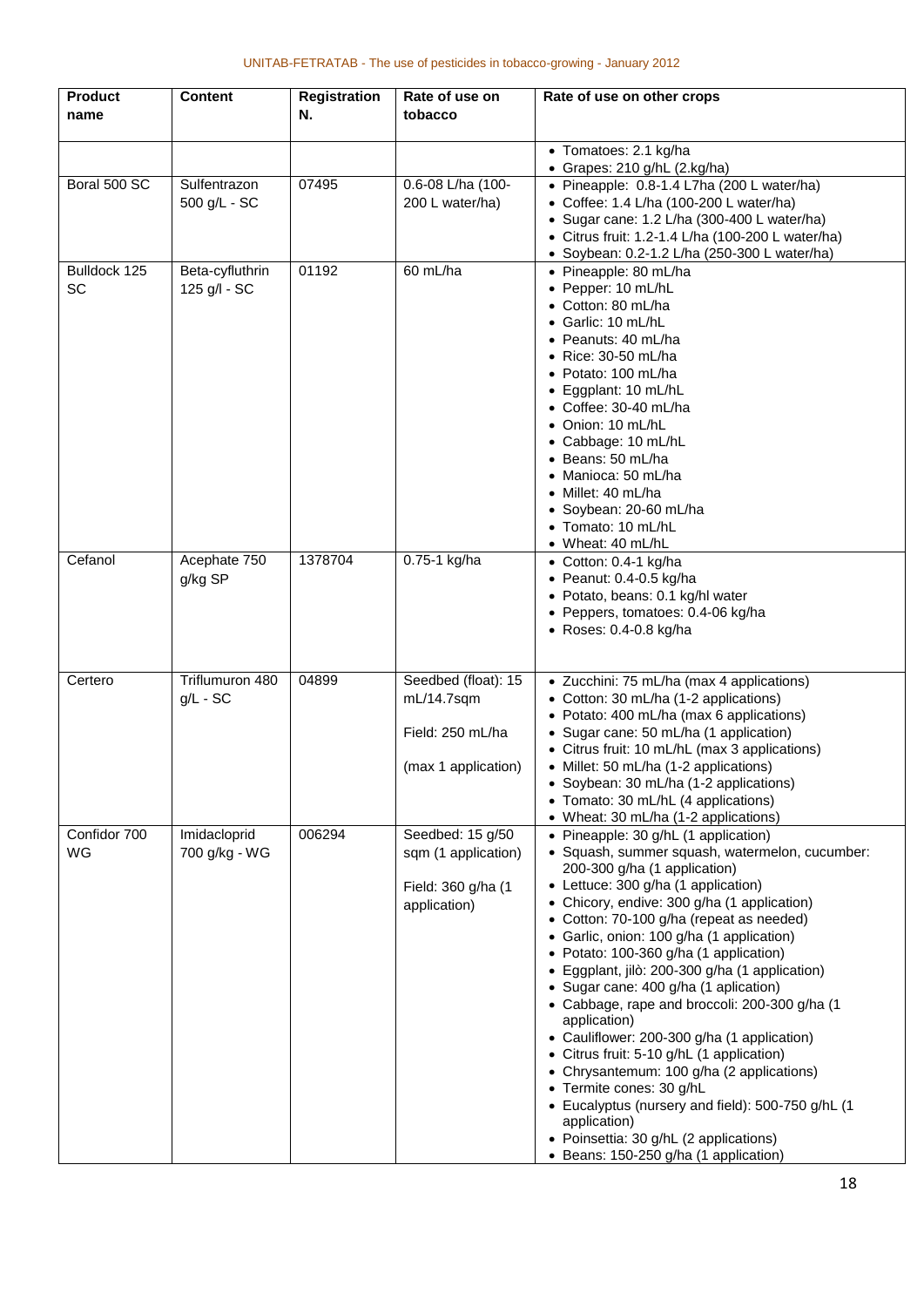| Product name | Content | Registration N. | Rate of use on tobacco | Rate of use on other crops |
|---|---|---|---|---|
| | | | | • Tomatoes: 2.1 kg/ha<br>• Grapes: 210 g/hL (2.kg/ha) |
| Boral 500 SC | Sulfentrazon 500 g/L - SC | 07495 | 0.6-08 L/ha (100-200 L water/ha) | • Pineapple: 0.8-1.4 L7ha (200 L water/ha)<br>• Coffee: 1.4 L/ha (100-200 L water/ha)<br>• Sugar cane: 1.2 L/ha (300-400 L water/ha)<br>• Citrus fruit: 1.2-1.4 L/ha (100-200 L water/ha)<br>• Soybean: 0.2-1.2 L/ha (250-300 L water/ha) |
| Bulldock 125 SC | Beta-cyfluthrin 125 g/l - SC | 01192 | 60 mL/ha | • Pineapple: 80 mL/ha<br>• Pepper: 10 mL/hL<br>• Cotton: 80 mL/ha<br>• Garlic: 10 mL/hL<br>• Peanuts: 40 mL/ha<br>• Rice: 30-50 mL/ha<br>• Potato: 100 mL/ha<br>• Eggplant: 10 mL/hL<br>• Coffee: 30-40 mL/ha<br>• Onion: 10 mL/hL<br>• Cabbage: 10 mL/hL<br>• Beans: 50 mL/ha<br>• Manioca: 50 mL/ha<br>• Millet: 40 mL/ha<br>• Soybean: 20-60 mL/ha<br>• Tomato: 10 mL/hL<br>• Wheat: 40 mL/hL |
| Cefanol | Acephate 750 g/kg SP | 1378704 | 0.75-1 kg/ha | • Cotton: 0.4-1 kg/ha<br>• Peanut: 0.4-0.5 kg/ha<br>• Potato, beans: 0.1 kg/hl water<br>• Peppers, tomatoes: 0.4-06 kg/ha<br>• Roses: 0.4-0.8 kg/ha |
| Certero | Triflumuron 480 g/L - SC | 04899 | Seedbed (float): 15 mL/14.7sqm<br><br>Field: 250 mL/ha<br><br>(max 1 application) | • Zucchini: 75 mL/ha (max 4 applications)<br>• Cotton: 30 mL/ha (1-2 applications)<br>• Potato: 400 mL/ha (max 6 applications)<br>• Sugar cane: 50 mL/ha (1 application)<br>• Citrus fruit: 10 mL/hL (max 3 applications)<br>• Millet: 50 mL/ha (1-2 applications)<br>• Soybean: 30 mL/ha (1-2 applications)<br>• Tomato: 30 mL/hL (4 applications)<br>• Wheat: 30 mL/ha (1-2 applications) |
| Confidor 700 WG | Imidacloprid 700 g/kg - WG | 006294 | Seedbed: 15 g/50 sqm (1 application)<br><br>Field: 360 g/ha (1 application) | • Pineapple: 30 g/hL (1 application)<br>• Squash, summer squash, watermelon, cucumber: 200-300 g/ha (1 application)<br>• Lettuce: 300 g/ha (1 application)<br>• Chicory, endive: 300 g/ha (1 application)<br>• Cotton: 70-100 g/ha (repeat as needed)<br>• Garlic, onion: 100 g/ha (1 application)<br>• Potato: 100-360 g/ha (1 application)<br>• Eggplant, jilò: 200-300 g/ha (1 application)<br>• Sugar cane: 400 g/ha (1 aplication)<br>• Cabbage, rape and broccoli: 200-300 g/ha (1 application)<br>• Cauliflower: 200-300 g/ha (1 application)<br>• Citrus fruit: 5-10 g/hL (1 application)<br>• Chrysantemum: 100 g/ha (2 applications)<br>• Termite cones: 30 g/hL<br>• Eucalyptus (nursery and field): 500-750 g/hL (1 application)<br>• Poinsettia: 30 g/hL (2 applications)<br>• Beans: 150-250 g/ha (1 application) |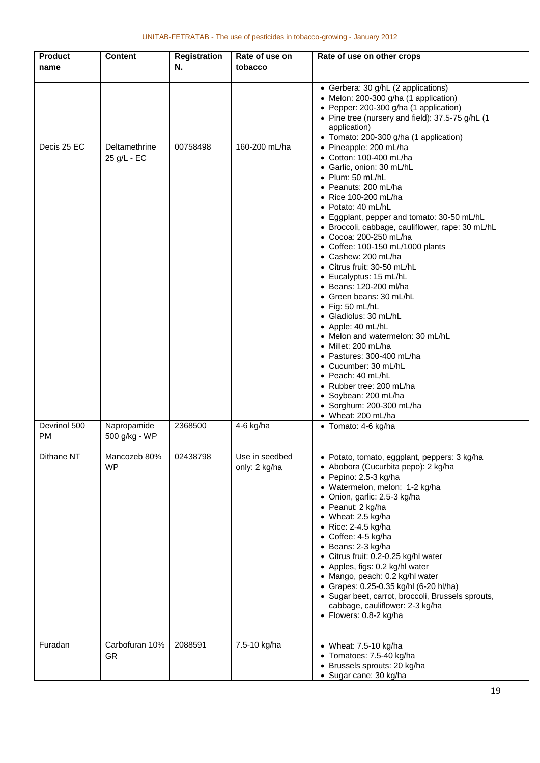| Product name | Content | Registration N. | Rate of use on tobacco | Rate of use on other crops |
|---|---|---|---|---|
| | | | | • Gerbera: 30 g/hL (2 applications)<br>• Melon: 200-300 g/ha (1 application)<br>• Pepper: 200-300 g/ha (1 application)<br>• Pine tree (nursery and field): 37.5-75 g/hL (1 application)<br>• Tomato: 200-300 g/ha (1 application) |
| Decis 25 EC | Deltamethrine 25 g/L - EC | 00758498 | 160-200 mL/ha | • Pineapple: 200 mL/ha<br>• Cotton: 100-400 mL/ha<br>• Garlic, onion: 30 mL/hL<br>• Plum: 50 mL/hL<br>• Peanuts: 200 mL/ha<br>• Rice 100-200 mL/ha<br>• Potato: 40 mL/hL<br>• Eggplant, pepper and tomato: 30-50 mL/hL<br>• Broccoli, cabbage, cauliflower, rape: 30 mL/hL<br>• Cocoa: 200-250 mL/ha<br>• Coffee: 100-150 mL/1000 plants<br>• Cashew: 200 mL/ha<br>• Citrus fruit: 30-50 mL/hL<br>• Eucalyptus: 15 mL/hL<br>• Beans: 120-200 ml/ha<br>• Green beans: 30 mL/hL<br>• Fig: 50 mL/hL<br>• Gladiolus: 30 mL/hL<br>• Apple: 40 mL/hL<br>• Melon and watermelon: 30 mL/hL<br>• Millet: 200 mL/ha<br>• Pastures: 300-400 mL/ha<br>• Cucumber: 30 mL/hL<br>• Peach: 40 mL/hL<br>• Rubber tree: 200 mL/ha<br>• Soybean: 200 mL/ha<br>• Sorghum: 200-300 mL/ha<br>• Wheat: 200 mL/ha |
| Devrinol 500 PM | Napropamide 500 g/kg - WP | 2368500 | 4-6 kg/ha | • Tomato: 4-6 kg/ha |
| Dithane NT | Mancozeb 80% WP | 02438798 | Use in seedbed only: 2 kg/ha | • Potato, tomato, eggplant, peppers: 3 kg/ha<br>• Abobora (Cucurbita pepo): 2 kg/ha<br>• Pepino: 2.5-3 kg/ha<br>• Watermelon, melon: 1-2 kg/ha<br>• Onion, garlic: 2.5-3 kg/ha<br>• Peanut: 2 kg/ha<br>• Wheat: 2.5 kg/ha<br>• Rice: 2-4.5 kg/ha<br>• Coffee: 4-5 kg/ha<br>• Beans: 2-3 kg/ha<br>• Citrus fruit: 0.2-0.25 kg/hl water<br>• Apples, figs: 0.2 kg/hl water<br>• Mango, peach: 0.2 kg/hl water<br>• Grapes: 0.25-0.35 kg/hl (6-20 hl/ha)<br>• Sugar beet, carrot, broccoli, Brussels sprouts, cabbage, cauliflower: 2-3 kg/ha<br>• Flowers: 0.8-2 kg/ha |
| Furadan | Carbofuran 10% GR | 2088591 | 7.5-10 kg/ha | • Wheat: 7.5-10 kg/ha<br>• Tomatoes: 7.5-40 kg/ha<br>• Brussels sprouts: 20 kg/ha<br>• Sugar cane: 30 kg/ha |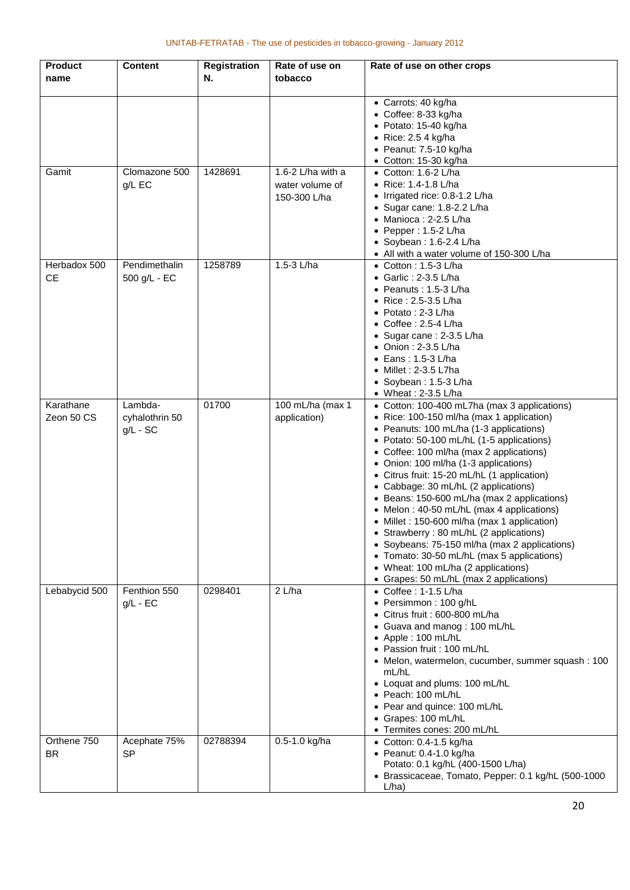| Product name | Content | Registration N. | Rate of use on tobacco | Rate of use on other crops |
|---|---|---|---|---|
| | | | | • Carrots: 40 kg/ha<br>• Coffee: 8-33 kg/ha<br>• Potato: 15-40 kg/ha<br>• Rice: 2.5 4 kg/ha<br>• Peanut: 7.5-10 kg/ha<br>• Cotton: 15-30 kg/ha |
| Gamit | Clomazone 500 g/L EC | 1428691 | 1.6-2 L/ha with a water volume of 150-300 L/ha | • Cotton: 1.6-2 L/ha<br>• Rice: 1.4-1.8 L/ha<br>• Irrigated rice: 0.8-1.2 L/ha<br>• Sugar cane: 1.8-2.2 L/ha<br>• Manioca : 2-2.5 L/ha<br>• Pepper : 1.5-2 L/ha<br>• Soybean : 1.6-2.4 L/ha<br>• All with a water volume of 150-300 L/ha |
| Herbadox 500 CE | Pendimethalin 500 g/L - EC | 1258789 | 1.5-3 L/ha | • Cotton : 1.5-3 L/ha<br>• Garlic : 2-3.5 L/ha<br>• Peanuts : 1.5-3 L/ha<br>• Rice : 2.5-3.5 L/ha<br>• Potato : 2-3 L/ha<br>• Coffee : 2.5-4 L/ha<br>• Sugar cane : 2-3.5 L/ha<br>• Onion : 2-3.5 L/ha<br>• Eans : 1.5-3 L/ha<br>• Millet : 2-3.5 L7ha<br>• Soybean : 1.5-3 L/ha<br>• Wheat : 2-3.5 L/ha |
| Karathane Zeon 50 CS | Lambda-cyhalothrin 50 g/L - SC | 01700 | 100 mL/ha (max 1 application) | • Cotton: 100-400 mL7ha (max 3 applications)<br>• Rice: 100-150 ml/ha (max 1 application)<br>• Peanuts: 100 mL/ha (1-3 applications)<br>• Potato: 50-100 mL/hL (1-5 applications)<br>• Coffee: 100 ml/ha (max 2 applications)<br>• Onion: 100 ml/ha (1-3 applications)<br>• Citrus fruit: 15-20 mL/hL (1 application)<br>• Cabbage: 30 mL/hL (2 applications)<br>• Beans: 150-600 mL/ha (max 2 applications)<br>• Melon : 40-50 mL/hL (max 4 applications)<br>• Millet : 150-600 ml/ha (max 1 application)<br>• Strawberry : 80 mL/hL (2 applications)<br>• Soybeans: 75-150 ml/ha (max 2 applications)<br>• Tomato: 30-50 mL/hL (max 5 applications)<br>• Wheat: 100 mL/ha (2 applications)<br>• Grapes: 50 mL/hL (max 2 applications) |
| Lebabycid 500 | Fenthion 550 g/L - EC | 0298401 | 2 L/ha | • Coffee : 1-1.5 L/ha<br>• Persimmon : 100 g/hL<br>• Citrus fruit : 600-800 mL/ha<br>• Guava and manog : 100 mL/hL<br>• Apple : 100 mL/hL<br>• Passion fruit : 100 mL/hL<br>• Melon, watermelon, cucumber, summer squash : 100 mL/hL<br>• Loquat and plums: 100 mL/hL<br>• Peach: 100 mL/hL<br>• Pear and quince: 100 mL/hL<br>• Grapes: 100 mL/hL<br>• Termites cones: 200 mL/hL |
| Orthene 750 BR | Acephate 75% SP | 02788394 | 0.5-1.0 kg/ha | • Cotton: 0.4-1.5 kg/ha<br>• Peanut: 0.4-1.0 kg/ha<br>Potato: 0.1 kg/hL (400-1500 L/ha)<br>• Brassicaceae, Tomato, Pepper: 0.1 kg/hL (500-1000 L/ha) |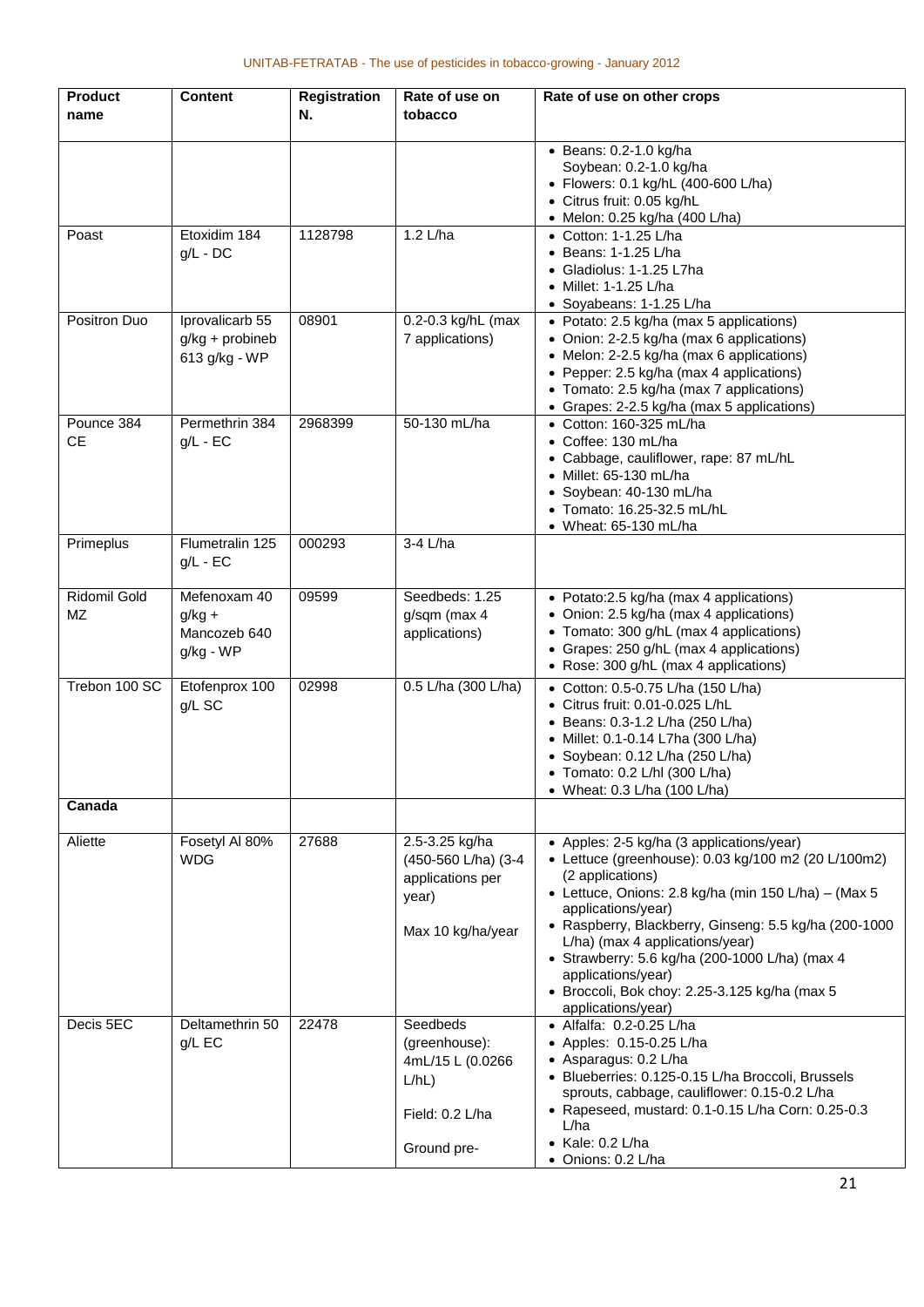| Product name | Content | Registration N. | Rate of use on tobacco | Rate of use on other crops |
|---|---|---|---|---|
| | | | | • Beans: 0.2-1.0 kg/ha Soybean: 0.2-1.0 kg/ha<br>• Flowers: 0.1 kg/hL (400-600 L/ha)<br>• Citrus fruit: 0.05 kg/hL<br>• Melon: 0.25 kg/ha (400 L/ha) |
| Poast | Etoxidim 184 g/L - DC | 1128798 | 1.2 L/ha | • Cotton: 1-1.25 L/ha<br>• Beans: 1-1.25 L/ha<br>• Gladiolus: 1-1.25 L7ha<br>• Millet: 1-1.25 L/ha<br>• Soyabeans: 1-1.25 L/ha |
| Positron Duo | Iprovalicarb 55 g/kg + probineb 613 g/kg - WP | 08901 | 0.2-0.3 kg/hL (max 7 applications) | • Potato: 2.5 kg/ha (max 5 applications)<br>• Onion: 2-2.5 kg/ha (max 6 applications)<br>• Melon: 2-2.5 kg/ha (max 6 applications)<br>• Pepper: 2.5 kg/ha (max 4 applications)<br>• Tomato: 2.5 kg/ha (max 7 applications)<br>• Grapes: 2-2.5 kg/ha (max 5 applications) |
| Pounce 384 CE | Permethrin 384 g/L - EC | 2968399 | 50-130 mL/ha | • Cotton: 160-325 mL/ha<br>• Coffee: 130 mL/ha<br>• Cabbage, cauliflower, rape: 87 mL/hL<br>• Millet: 65-130 mL/ha<br>• Soybean: 40-130 mL/ha<br>• Tomato: 16.25-32.5 mL/hL<br>• Wheat: 65-130 mL/ha |
| Primeplus | Flumetralin 125 g/L - EC | 000293 | 3-4 L/ha | |
| Ridomil Gold MZ | Mefenoxam 40 g/kg + Mancozeb 640 g/kg - WP | 09599 | Seedbeds: 1.25 g/sqm (max 4 applications) | • Potato:2.5 kg/ha (max 4 applications)<br>• Onion: 2.5 kg/ha (max 4 applications)<br>• Tomato: 300 g/hL (max 4 applications)<br>• Grapes: 250 g/hL (max 4 applications)<br>• Rose: 300 g/hL (max 4 applications) |
| Trebon 100 SC | Etofenprox 100 g/L SC | 02998 | 0.5 L/ha (300 L/ha) | • Cotton: 0.5-0.75 L/ha (150 L/ha)<br>• Citrus fruit: 0.01-0.025 L/hL<br>• Beans: 0.3-1.2 L/ha (250 L/ha)<br>• Millet: 0.1-0.14 L7ha (300 L/ha)<br>• Soybean: 0.12 L/ha (250 L/ha)<br>• Tomato: 0.2 L/hl (300 L/ha)<br>• Wheat: 0.3 L/ha (100 L/ha) |
| **Canada** | | | | |
| Aliette | Fosetyl Al 80% WDG | 27688 | 2.5-3.25 kg/ha (450-560 L/ha) (3-4 applications per year)<br><br>Max 10 kg/ha/year | • Apples: 2-5 kg/ha (3 applications/year)<br>• Lettuce (greenhouse): 0.03 kg/100 m2 (20 L/100m2) (2 applications)<br>• Lettuce, Onions: 2.8 kg/ha (min 150 L/ha) – (Max 5 applications/year)<br>• Raspberry, Blackberry, Ginseng: 5.5 kg/ha (200-1000 L/ha) (max 4 applications/year)<br>• Strawberry: 5.6 kg/ha (200-1000 L/ha) (max 4 applications/year)<br>• Broccoli, Bok choy: 2.25-3.125 kg/ha (max 5 applications/year) |
| Decis 5EC | Deltamethrin 50 g/L EC | 22478 | Seedbeds (greenhouse): 4mL/15 L (0.0266 L/hL)<br><br>Field: 0.2 L/ha<br><br>Ground pre- | • Alfalfa: 0.2-0.25 L/ha<br>• Apples: 0.15-0.25 L/ha<br>• Asparagus: 0.2 L/ha<br>• Blueberries: 0.125-0.15 L/ha Broccoli, Brussels sprouts, cabbage, cauliflower: 0.15-0.2 L/ha<br>• Rapeseed, mustard: 0.1-0.15 L/ha Corn: 0.25-0.3 L/ha<br>• Kale: 0.2 L/ha<br>• Onions: 0.2 L/ha |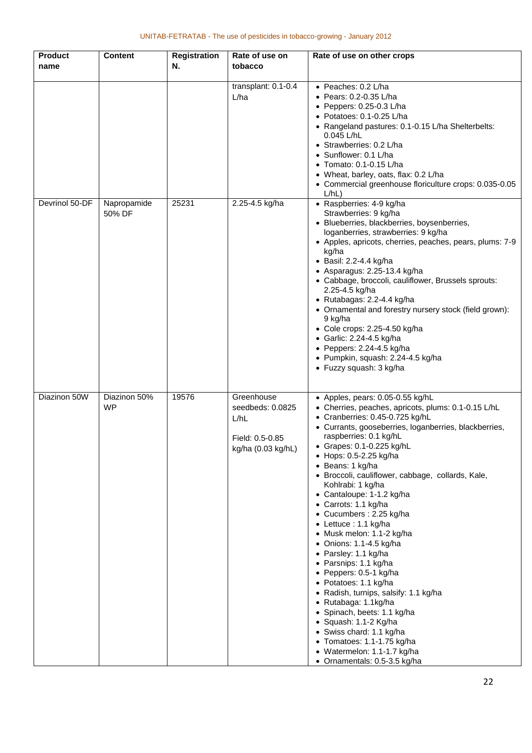| Product name | Content | Registration N. | Rate of use on tobacco | Rate of use on other crops |
|---|---|---|---|---|
| | | | transplant: 0.1-0.4 L/ha | • Peaches: 0.2 L/ha<br>• Pears: 0.2-0.35 L/ha<br>• Peppers: 0.25-0.3 L/ha<br>• Potatoes: 0.1-0.25 L/ha<br>• Rangeland pastures: 0.1-0.15 L/ha Shelterbelts: 0.045 L/hL<br>• Strawberries: 0.2 L/ha<br>• Sunflower: 0.1 L/ha<br>• Tomato: 0.1-0.15 L/ha<br>• Wheat, barley, oats, flax: 0.2 L/ha<br>• Commercial greenhouse floriculture crops: 0.035-0.05 L/hL) |
| Devrinol 50-DF | Napropamide 50% DF | 25231 | 2.25-4.5 kg/ha | • Raspberries: 4-9 kg/ha Strawberries: 9 kg/ha<br>• Blueberries, blackberries, boysenberries, loganberries, strawberries: 9 kg/ha<br>• Apples, apricots, cherries, peaches, pears, plums: 7-9 kg/ha<br>• Basil: 2.2-4.4 kg/ha<br>• Asparagus: 2.25-13.4 kg/ha<br>• Cabbage, broccoli, cauliflower, Brussels sprouts: 2.25-4.5 kg/ha<br>• Rutabagas: 2.2-4.4 kg/ha<br>• Ornamental and forestry nursery stock (field grown): 9 kg/ha<br>• Cole crops: 2.25-4.50 kg/ha<br>• Garlic: 2.24-4.5 kg/ha<br>• Peppers: 2.24-4.5 kg/ha<br>• Pumpkin, squash: 2.24-4.5 kg/ha<br>• Fuzzy squash: 3 kg/ha |
| Diazinon 50W | Diazinon 50% WP | 19576 | Greenhouse seedbeds: 0.0825 L/hL<br><br>Field: 0.5-0.85 kg/ha (0.03 kg/hL) | • Apples, pears: 0.05-0.55 kg/hL<br>• Cherries, peaches, apricots, plums: 0.1-0.15 L/hL<br>• Cranberries: 0.45-0.725 kg/hL<br>• Currants, gooseberries, loganberries, blackberries, raspberries: 0.1 kg/hL<br>• Grapes: 0.1-0.225 kg/hL<br>• Hops: 0.5-2.25 kg/ha<br>• Beans: 1 kg/ha<br>• Broccoli, cauliflower, cabbage, collards, Kale, Kohlrabi: 1 kg/ha<br>• Cantaloupe: 1-1.2 kg/ha<br>• Carrots: 1.1 kg/ha<br>• Cucumbers : 2.25 kg/ha<br>• Lettuce : 1.1 kg/ha<br>• Musk melon: 1.1-2 kg/ha<br>• Onions: 1.1-4.5 kg/ha<br>• Parsley: 1.1 kg/ha<br>• Parsnips: 1.1 kg/ha<br>• Peppers: 0.5-1 kg/ha<br>• Potatoes: 1.1 kg/ha<br>• Radish, turnips, salsify: 1.1 kg/ha<br>• Rutabaga: 1.1kg/ha<br>• Spinach, beets: 1.1 kg/ha<br>• Squash: 1.1-2 Kg/ha<br>• Swiss chard: 1.1 kg/ha<br>• Tomatoes: 1.1-1.75 kg/ha<br>• Watermelon: 1.1-1.7 kg/ha<br>• Ornamentals: 0.5-3.5 kg/ha |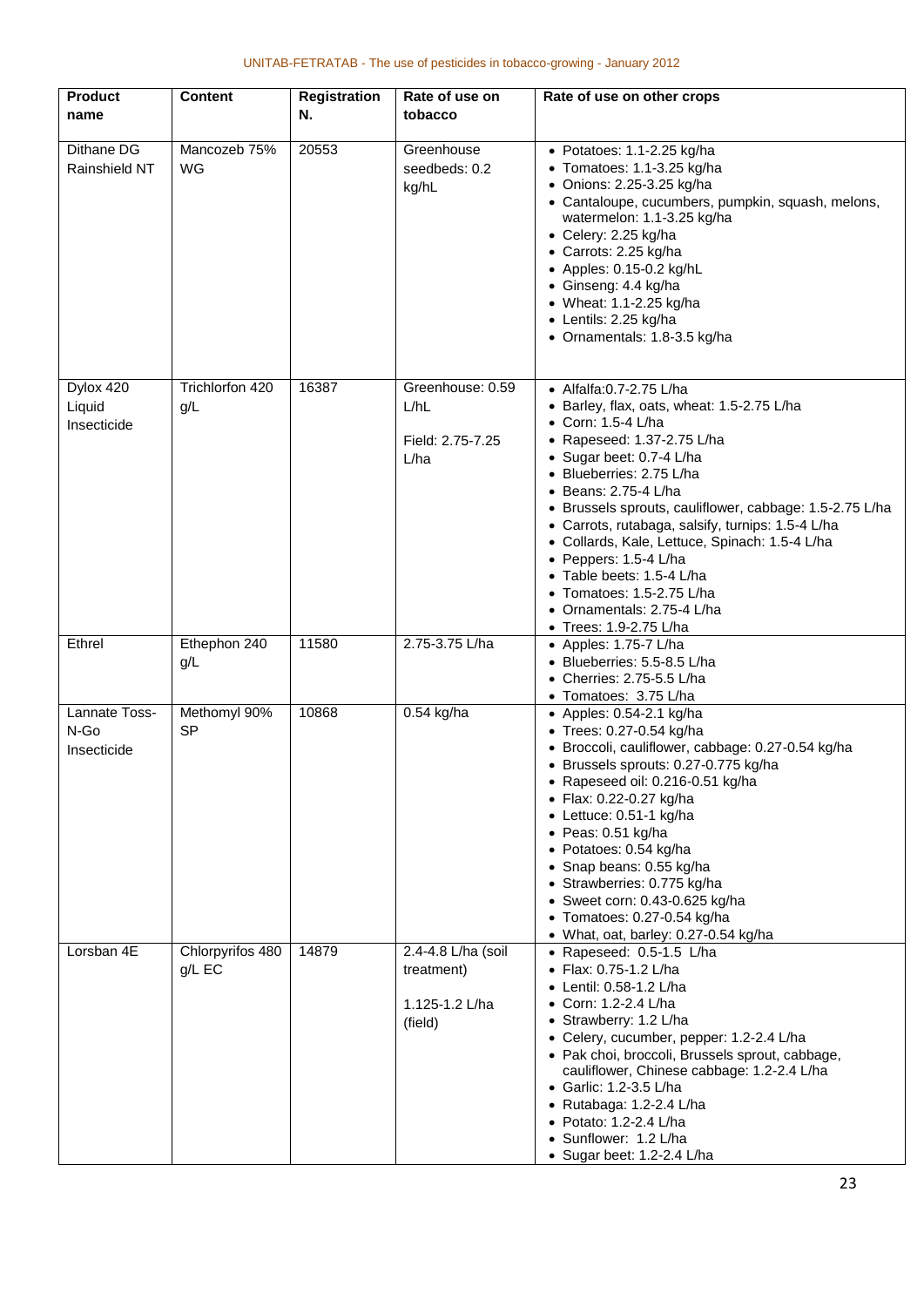| Product name | Content | Registration N. | Rate of use on tobacco | Rate of use on other crops |
|---|---|---|---|---|
| Dithane DG Rainshield NT | Mancozeb 75% WG | 20553 | Greenhouse seedbeds: 0.2 kg/hL | • Potatoes: 1.1-2.25 kg/ha<br>• Tomatoes: 1.1-3.25 kg/ha<br>• Onions: 2.25-3.25 kg/ha<br>• Cantaloupe, cucumbers, pumpkin, squash, melons, watermelon: 1.1-3.25 kg/ha<br>• Celery: 2.25 kg/ha<br>• Carrots: 2.25 kg/ha<br>• Apples: 0.15-0.2 kg/hL<br>• Ginseng: 4.4 kg/ha<br>• Wheat: 1.1-2.25 kg/ha<br>• Lentils: 2.25 kg/ha<br>• Ornamentals: 1.8-3.5 kg/ha |
| Dylox 420 Liquid Insecticide | Trichlorfon 420 g/L | 16387 | Greenhouse: 0.59 L/hL<br><br>Field: 2.75-7.25 L/ha | • Alfalfa:0.7-2.75 L/ha<br>• Barley, flax, oats, wheat: 1.5-2.75 L/ha<br>• Corn: 1.5-4 L/ha<br>• Rapeseed: 1.37-2.75 L/ha<br>• Sugar beet: 0.7-4 L/ha<br>• Blueberries: 2.75 L/ha<br>• Beans: 2.75-4 L/ha<br>• Brussels sprouts, cauliflower, cabbage: 1.5-2.75 L/ha<br>• Carrots, rutabaga, salsify, turnips: 1.5-4 L/ha<br>• Collards, Kale, Lettuce, Spinach: 1.5-4 L/ha<br>• Peppers: 1.5-4 L/ha<br>• Table beets: 1.5-4 L/ha<br>• Tomatoes: 1.5-2.75 L/ha<br>• Ornamentals: 2.75-4 L/ha<br>• Trees: 1.9-2.75 L/ha |
| Ethrel | Ethephon 240 g/L | 11580 | 2.75-3.75 L/ha | • Apples: 1.75-7 L/ha<br>• Blueberries: 5.5-8.5 L/ha<br>• Cherries: 2.75-5.5 L/ha<br>• Tomatoes: 3.75 L/ha |
| Lannate Toss-N-Go Insecticide | Methomyl 90% SP | 10868 | 0.54 kg/ha | • Apples: 0.54-2.1 kg/ha<br>• Trees: 0.27-0.54 kg/ha<br>• Broccoli, cauliflower, cabbage: 0.27-0.54 kg/ha<br>• Brussels sprouts: 0.27-0.775 kg/ha<br>• Rapeseed oil: 0.216-0.51 kg/ha<br>• Flax: 0.22-0.27 kg/ha<br>• Lettuce: 0.51-1 kg/ha<br>• Peas: 0.51 kg/ha<br>• Potatoes: 0.54 kg/ha<br>• Snap beans: 0.55 kg/ha<br>• Strawberries: 0.775 kg/ha<br>• Sweet corn: 0.43-0.625 kg/ha<br>• Tomatoes: 0.27-0.54 kg/ha<br>• What, oat, barley: 0.27-0.54 kg/ha |
| Lorsban 4E | Chlorpyrifos 480 g/L EC | 14879 | 2.4-4.8 L/ha (soil treatment)<br><br>1.125-1.2 L/ha (field) | • Rapeseed: 0.5-1.5 L/ha<br>• Flax: 0.75-1.2 L/ha<br>• Lentil: 0.58-1.2 L/ha<br>• Corn: 1.2-2.4 L/ha<br>• Strawberry: 1.2 L/ha<br>• Celery, cucumber, pepper: 1.2-2.4 L/ha<br>• Pak choi, broccoli, Brussels sprout, cabbage, cauliflower, Chinese cabbage: 1.2-2.4 L/ha<br>• Garlic: 1.2-3.5 L/ha<br>• Rutabaga: 1.2-2.4 L/ha<br>• Potato: 1.2-2.4 L/ha<br>• Sunflower: 1.2 L/ha<br>• Sugar beet: 1.2-2.4 L/ha |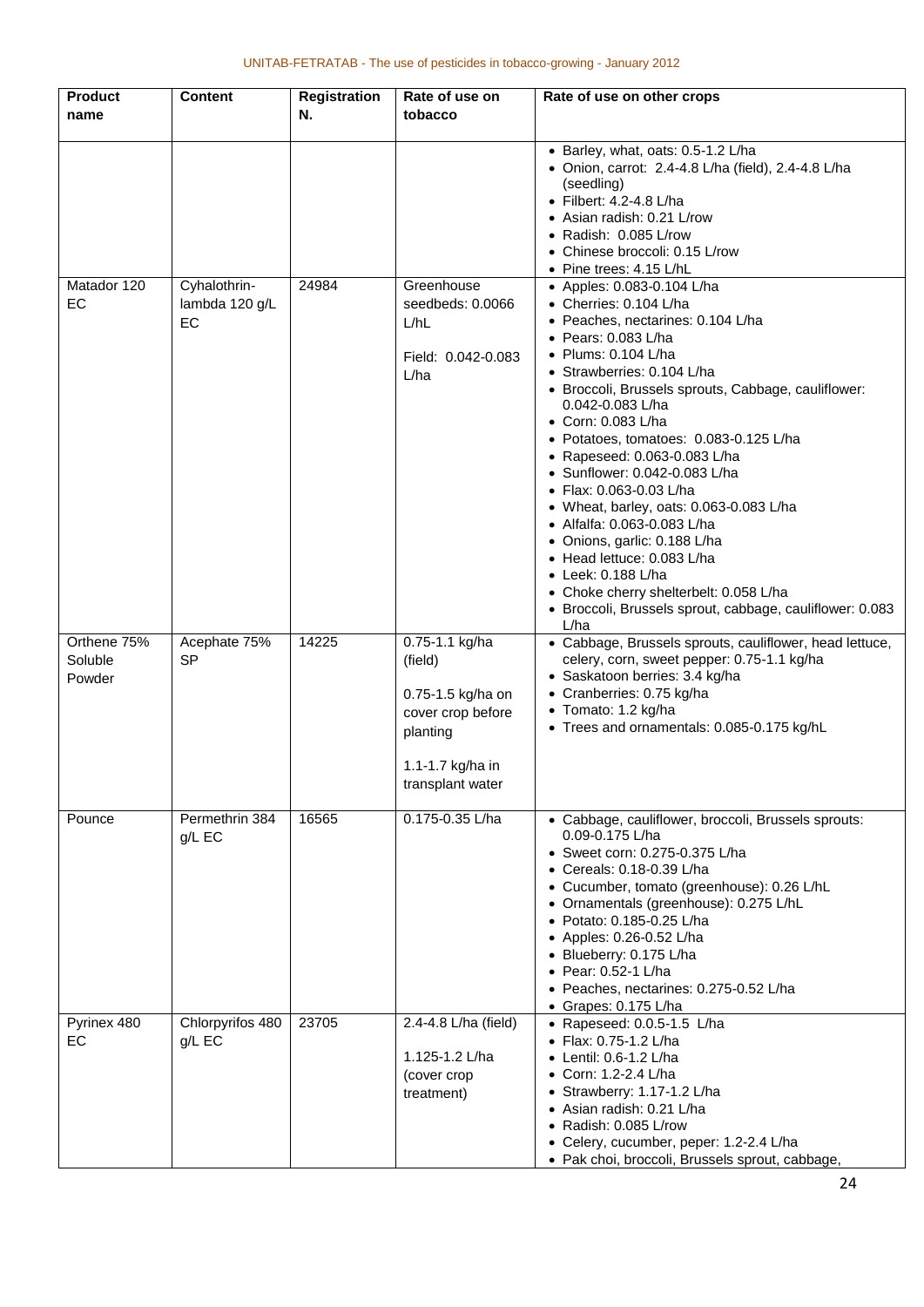| Product name | Content | Registration N. | Rate of use on tobacco | Rate of use on other crops |
|---|---|---|---|---|
| | | | | • Barley, what, oats: 0.5-1.2 L/ha<br>• Onion, carrot: 2.4-4.8 L/ha (field), 2.4-4.8 L/ha (seedling)<br>• Filbert: 4.2-4.8 L/ha<br>• Asian radish: 0.21 L/row<br>• Radish: 0.085 L/row<br>• Chinese broccoli: 0.15 L/row<br>• Pine trees: 4.15 L/hL |
| Matador 120 EC | Cyhalothrin-lambda 120 g/L EC | 24984 | Greenhouse seedbeds: 0.0066 L/hL<br><br>Field: 0.042-0.083 L/ha | • Apples: 0.083-0.104 L/ha<br>• Cherries: 0.104 L/ha<br>• Peaches, nectarines: 0.104 L/ha<br>• Pears: 0.083 L/ha<br>• Plums: 0.104 L/ha<br>• Strawberries: 0.104 L/ha<br>• Broccoli, Brussels sprouts, Cabbage, cauliflower: 0.042-0.083 L/ha<br>• Corn: 0.083 L/ha<br>• Potatoes, tomatoes: 0.083-0.125 L/ha<br>• Rapeseed: 0.063-0.083 L/ha<br>• Sunflower: 0.042-0.083 L/ha<br>• Flax: 0.063-0.03 L/ha<br>• Wheat, barley, oats: 0.063-0.083 L/ha<br>• Alfalfa: 0.063-0.083 L/ha<br>• Onions, garlic: 0.188 L/ha<br>• Head lettuce: 0.083 L/ha<br>• Leek: 0.188 L/ha<br>• Choke cherry shelterbelt: 0.058 L/ha<br>• Broccoli, Brussels sprout, cabbage, cauliflower: 0.083 L/ha |
| Orthene 75% Soluble Powder | Acephate 75% SP | 14225 | 0.75-1.1 kg/ha (field)<br><br>0.75-1.5 kg/ha on cover crop before planting<br><br>1.1-1.7 kg/ha in transplant water | • Cabbage, Brussels sprouts, cauliflower, head lettuce, celery, corn, sweet pepper: 0.75-1.1 kg/ha<br>• Saskatoon berries: 3.4 kg/ha<br>• Cranberries: 0.75 kg/ha<br>• Tomato: 1.2 kg/ha<br>• Trees and ornamentals: 0.085-0.175 kg/hL |
| Pounce | Permethrin 384 g/L EC | 16565 | 0.175-0.35 L/ha | • Cabbage, cauliflower, broccoli, Brussels sprouts: 0.09-0.175 L/ha<br>• Sweet corn: 0.275-0.375 L/ha<br>• Cereals: 0.18-0.39 L/ha<br>• Cucumber, tomato (greenhouse): 0.26 L/hL<br>• Ornamentals (greenhouse): 0.275 L/hL<br>• Potato: 0.185-0.25 L/ha<br>• Apples: 0.26-0.52 L/ha<br>• Blueberry: 0.175 L/ha<br>• Pear: 0.52-1 L/ha<br>• Peaches, nectarines: 0.275-0.52 L/ha<br>• Grapes: 0.175 L/ha |
| Pyrinex 480 EC | Chlorpyrifos 480 g/L EC | 23705 | 2.4-4.8 L/ha (field)<br><br>1.125-1.2 L/ha (cover crop treatment) | • Rapeseed: 0.0.5-1.5 L/ha<br>• Flax: 0.75-1.2 L/ha<br>• Lentil: 0.6-1.2 L/ha<br>• Corn: 1.2-2.4 L/ha<br>• Strawberry: 1.17-1.2 L/ha<br>• Asian radish: 0.21 L/ha<br>• Radish: 0.085 L/row<br>• Celery, cucumber, peper: 1.2-2.4 L/ha<br>• Pak choi, broccoli, Brussels sprout, cabbage, |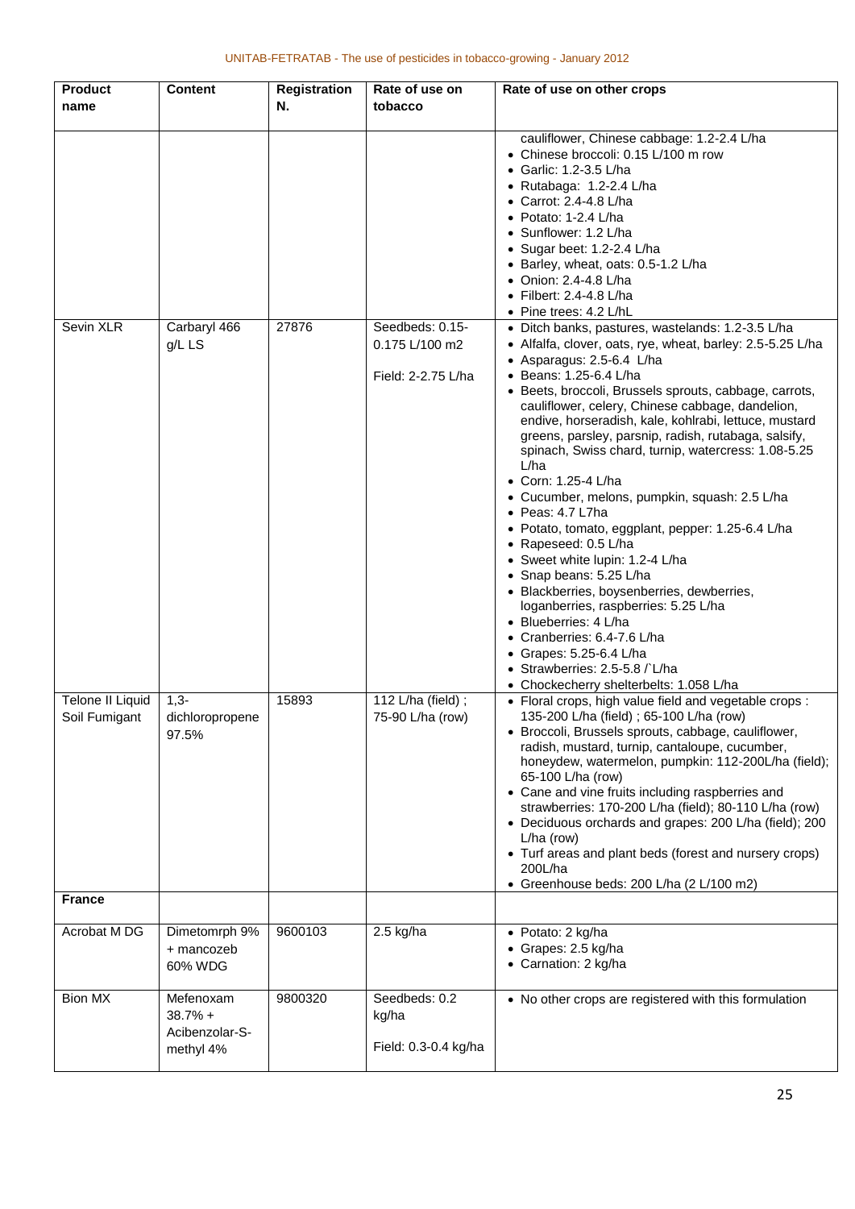| Product name | Content | Registration N. | Rate of use on tobacco | Rate of use on other crops |
|---|---|---|---|---|
| | | | | cauliflower, Chinese cabbage: 1.2-2.4 L/ha<br>• Chinese broccoli: 0.15 L/100 m row<br>• Garlic: 1.2-3.5 L/ha<br>• Rutabaga: 1.2-2.4 L/ha<br>• Carrot: 2.4-4.8 L/ha<br>• Potato: 1-2.4 L/ha<br>• Sunflower: 1.2 L/ha<br>• Sugar beet: 1.2-2.4 L/ha<br>• Barley, wheat, oats: 0.5-1.2 L/ha<br>• Onion: 2.4-4.8 L/ha<br>• Filbert: 2.4-4.8 L/ha<br>• Pine trees: 4.2 L/hL |
| Sevin XLR | Carbaryl 466 g/L LS | 27876 | Seedbeds: 0.15-0.175 L/100 m2<br><br>Field: 2-2.75 L/ha | • Ditch banks, pastures, wastelands: 1.2-3.5 L/ha<br>• Alfalfa, clover, oats, rye, wheat, barley: 2.5-5.25 L/ha<br>• Asparagus: 2.5-6.4 L/ha<br>• Beans: 1.25-6.4 L/ha<br>• Beets, broccoli, Brussels sprouts, cabbage, carrots, cauliflower, celery, Chinese cabbage, dandelion, endive, horseradish, kale, kohlrabi, lettuce, mustard greens, parsley, parsnip, radish, rutabaga, salsify, spinach, Swiss chard, turnip, watercress: 1.08-5.25 L/ha<br>• Corn: 1.25-4 L/ha<br>• Cucumber, melons, pumpkin, squash: 2.5 L/ha<br>• Peas: 4.7 L7ha<br>• Potato, tomato, eggplant, pepper: 1.25-6.4 L/ha<br>• Rapeseed: 0.5 L/ha<br>• Sweet white lupin: 1.2-4 L/ha<br>• Snap beans: 5.25 L/ha<br>• Blackberries, boysenberries, dewberries, loganberries, raspberries: 5.25 L/ha<br>• Blueberries: 4 L/ha<br>• Cranberries: 6.4-7.6 L/ha<br>• Grapes: 5.25-6.4 L/ha<br>• Strawberries: 2.5-5.8 /`L/ha<br>• Chockecherry shelterbelts: 1.058 L/ha |
| Telone II Liquid Soil Fumigant | 1,3-dichloropropene 97.5% | 15893 | 112 L/ha (field) ; 75-90 L/ha (row) | • Floral crops, high value field and vegetable crops : 135-200 L/ha (field) ; 65-100 L/ha (row)<br>• Broccoli, Brussels sprouts, cabbage, cauliflower, radish, mustard, turnip, cantaloupe, cucumber, honeydew, watermelon, pumpkin: 112-200L/ha (field); 65-100 L/ha (row)<br>• Cane and vine fruits including raspberries and strawberries: 170-200 L/ha (field); 80-110 L/ha (row)<br>• Deciduous orchards and grapes: 200 L/ha (field); 200 L/ha (row)<br>• Turf areas and plant beds (forest and nursery crops) 200L/ha<br>• Greenhouse beds: 200 L/ha (2 L/100 m2) |
| **France** | | | | |
| Acrobat M DG | Dimetomrph 9% + mancozeb 60% WDG | 9600103 | 2.5 kg/ha | • Potato: 2 kg/ha<br>• Grapes: 2.5 kg/ha<br>• Carnation: 2 kg/ha |
| Bion MX | Mefenoxam 38.7% + Acibenzolar-S-methyl 4% | 9800320 | Seedbeds: 0.2 kg/ha<br><br>Field: 0.3-0.4 kg/ha | • No other crops are registered with this formulation |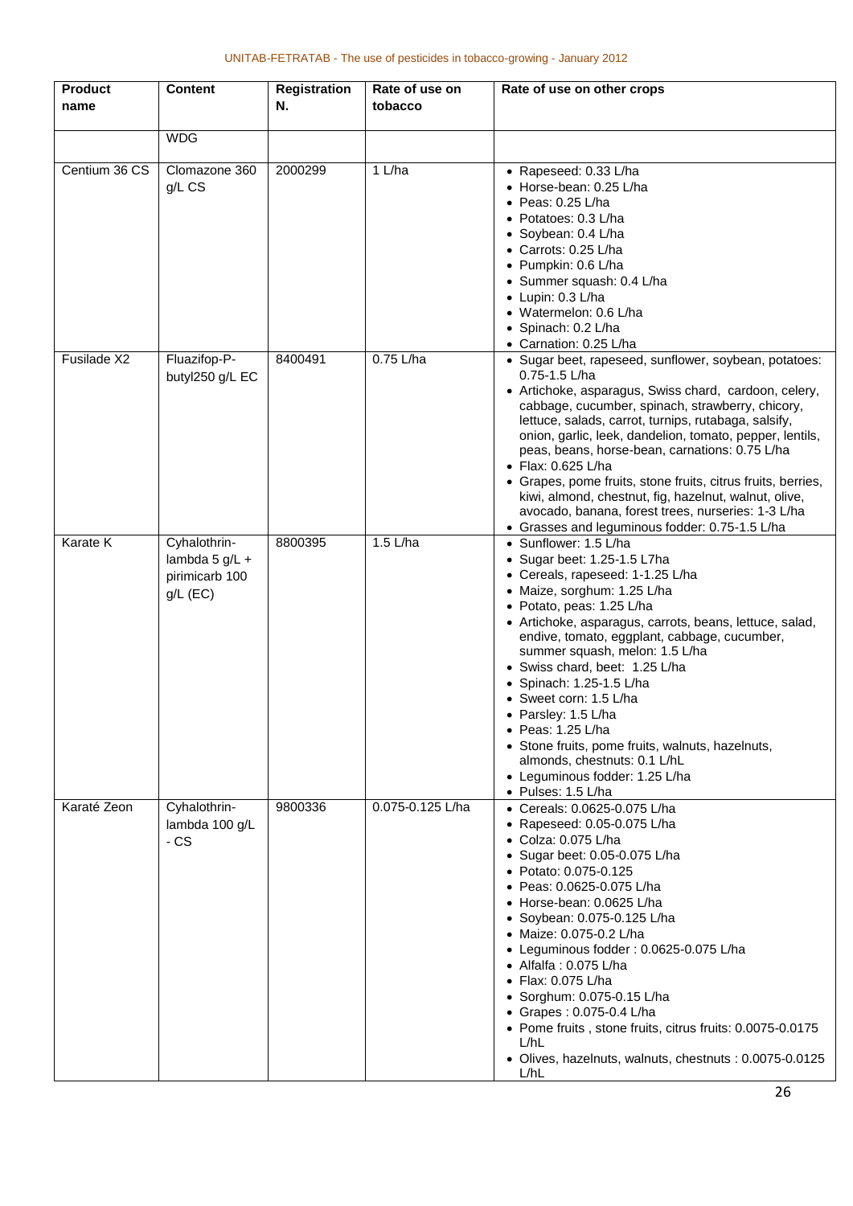| Product name | Content | Registration N. | Rate of use on tobacco | Rate of use on other crops |
|---|---|---|---|---|
| | WDG | | | |
| Centium 36 CS | Clomazone 360 g/L CS | 2000299 | 1 L/ha | • Rapeseed: 0.33 L/ha<br>• Horse-bean: 0.25 L/ha<br>• Peas: 0.25 L/ha<br>• Potatoes: 0.3 L/ha<br>• Soybean: 0.4 L/ha<br>• Carrots: 0.25 L/ha<br>• Pumpkin: 0.6 L/ha<br>• Summer squash: 0.4 L/ha<br>• Lupin: 0.3 L/ha<br>• Watermelon: 0.6 L/ha<br>• Spinach: 0.2 L/ha<br>• Carnation: 0.25 L/ha |
| Fusilade X2 | Fluazifop-P-butyl250 g/L EC | 8400491 | 0.75 L/ha | • Sugar beet, rapeseed, sunflower, soybean, potatoes: 0.75-1.5 L/ha<br>• Artichoke, asparagus, Swiss chard, cardoon, celery, cabbage, cucumber, spinach, strawberry, chicory, lettuce, salads, carrot, turnips, rutabaga, salsify, onion, garlic, leek, dandelion, tomato, pepper, lentils, peas, beans, horse-bean, carnations: 0.75 L/ha<br>• Flax: 0.625 L/ha<br>• Grapes, pome fruits, stone fruits, citrus fruits, berries, kiwi, almond, chestnut, fig, hazelnut, walnut, olive, avocado, banana, forest trees, nurseries: 1-3 L/ha<br>• Grasses and leguminous fodder: 0.75-1.5 L/ha |
| Karate K | Cyhalothrin-lambda 5 g/L + pirimicarb 100 g/L (EC) | 8800395 | 1.5 L/ha | • Sunflower: 1.5 L/ha<br>• Sugar beet: 1.25-1.5 L7ha<br>• Cereals, rapeseed: 1-1.25 L/ha<br>• Maize, sorghum: 1.25 L/ha<br>• Potato, peas: 1.25 L/ha<br>• Artichoke, asparagus, carrots, beans, lettuce, salad, endive, tomato, eggplant, cabbage, cucumber, summer squash, melon: 1.5 L/ha<br>• Swiss chard, beet: 1.25 L/ha<br>• Spinach: 1.25-1.5 L/ha<br>• Sweet corn: 1.5 L/ha<br>• Parsley: 1.5 L/ha<br>• Peas: 1.25 L/ha<br>• Stone fruits, pome fruits, walnuts, hazelnuts, almonds, chestnuts: 0.1 L/hL<br>• Leguminous fodder: 1.25 L/ha<br>• Pulses: 1.5 L/ha |
| Karaté Zeon | Cyhalothrin-lambda 100 g/L - CS | 9800336 | 0.075-0.125 L/ha | • Cereals: 0.0625-0.075 L/ha<br>• Rapeseed: 0.05-0.075 L/ha<br>• Colza: 0.075 L/ha<br>• Sugar beet: 0.05-0.075 L/ha<br>• Potato: 0.075-0.125<br>• Peas: 0.0625-0.075 L/ha<br>• Horse-bean: 0.0625 L/ha<br>• Soybean: 0.075-0.125 L/ha<br>• Maize: 0.075-0.2 L/ha<br>• Leguminous fodder : 0.0625-0.075 L/ha<br>• Alfalfa : 0.075 L/ha<br>• Flax: 0.075 L/ha<br>• Sorghum: 0.075-0.15 L/ha<br>• Grapes : 0.075-0.4 L/ha<br>• Pome fruits , stone fruits, citrus fruits: 0.0075-0.0175 L/hL<br>• Olives, hazelnuts, walnuts, chestnuts : 0.0075-0.0125 L/hL |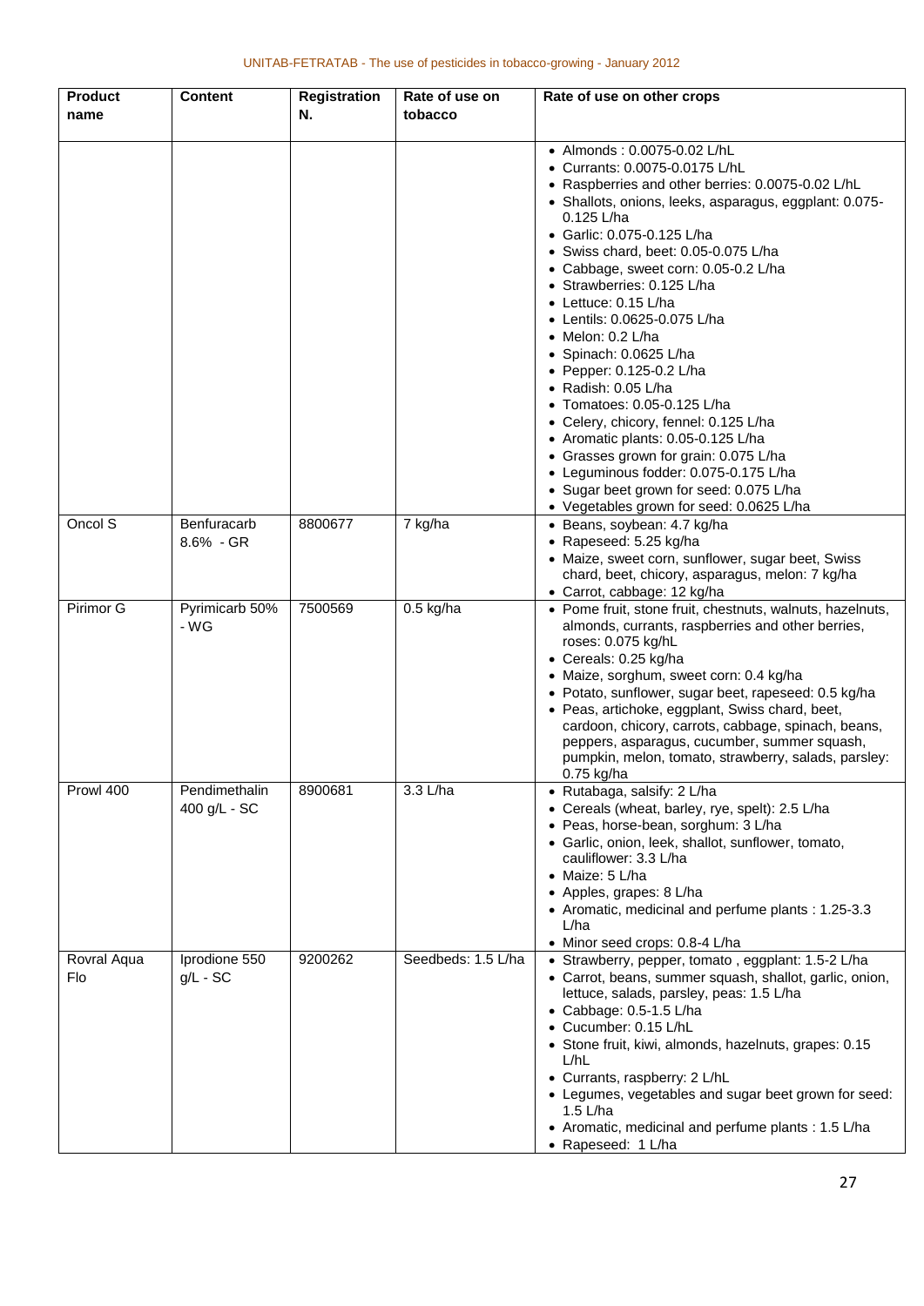| Product name | Content | Registration N. | Rate of use on tobacco | Rate of use on other crops |
|---|---|---|---|---|
| | | | | • Almonds : 0.0075-0.02 L/hL<br>• Currants: 0.0075-0.0175 L/hL<br>• Raspberries and other berries: 0.0075-0.02 L/hL<br>• Shallots, onions, leeks, asparagus, eggplant: 0.075-0.125 L/ha<br>• Garlic: 0.075-0.125 L/ha<br>• Swiss chard, beet: 0.05-0.075 L/ha<br>• Cabbage, sweet corn: 0.05-0.2 L/ha<br>• Strawberries: 0.125 L/ha<br>• Lettuce: 0.15 L/ha<br>• Lentils: 0.0625-0.075 L/ha<br>• Melon: 0.2 L/ha<br>• Spinach: 0.0625 L/ha<br>• Pepper: 0.125-0.2 L/ha<br>• Radish: 0.05 L/ha<br>• Tomatoes: 0.05-0.125 L/ha<br>• Celery, chicory, fennel: 0.125 L/ha<br>• Aromatic plants: 0.05-0.125 L/ha<br>• Grasses grown for grain: 0.075 L/ha<br>• Leguminous fodder: 0.075-0.175 L/ha<br>• Sugar beet grown for seed: 0.075 L/ha<br>• Vegetables grown for seed: 0.0625 L/ha |
| Oncol S | Benfuracarb 8.6% - GR | 8800677 | 7 kg/ha | • Beans, soybean: 4.7 kg/ha<br>• Rapeseed: 5.25 kg/ha<br>• Maize, sweet corn, sunflower, sugar beet, Swiss chard, beet, chicory, asparagus, melon: 7 kg/ha<br>• Carrot, cabbage: 12 kg/ha |
| Pirimor G | Pyrimicarb 50% - WG | 7500569 | 0.5 kg/ha | • Pome fruit, stone fruit, chestnuts, walnuts, hazelnuts, almonds, currants, raspberries and other berries, roses: 0.075 kg/hL<br>• Cereals: 0.25 kg/ha<br>• Maize, sorghum, sweet corn: 0.4 kg/ha<br>• Potato, sunflower, sugar beet, rapeseed: 0.5 kg/ha<br>• Peas, artichoke, eggplant, Swiss chard, beet, cardoon, chicory, carrots, cabbage, spinach, beans, peppers, asparagus, cucumber, summer squash, pumpkin, melon, tomato, strawberry, salads, parsley: 0.75 kg/ha |
| Prowl 400 | Pendimethalin 400 g/L - SC | 8900681 | 3.3 L/ha | • Rutabaga, salsify: 2 L/ha<br>• Cereals (wheat, barley, rye, spelt): 2.5 L/ha<br>• Peas, horse-bean, sorghum: 3 L/ha<br>• Garlic, onion, leek, shallot, sunflower, tomato, cauliflower: 3.3 L/ha<br>• Maize: 5 L/ha<br>• Apples, grapes: 8 L/ha<br>• Aromatic, medicinal and perfume plants : 1.25-3.3 L/ha<br>• Minor seed crops: 0.8-4 L/ha |
| Rovral Aqua Flo | Iprodione 550 g/L - SC | 9200262 | Seedbeds: 1.5 L/ha | • Strawberry, pepper, tomato , eggplant: 1.5-2 L/ha<br>• Carrot, beans, summer squash, shallot, garlic, onion, lettuce, salads, parsley, peas: 1.5 L/ha<br>• Cabbage: 0.5-1.5 L/ha<br>• Cucumber: 0.15 L/hL<br>• Stone fruit, kiwi, almonds, hazelnuts, grapes: 0.15 L/hL<br>• Currants, raspberry: 2 L/hL<br>• Legumes, vegetables and sugar beet grown for seed: 1.5 L/ha<br>• Aromatic, medicinal and perfume plants : 1.5 L/ha<br>• Rapeseed: 1 L/ha |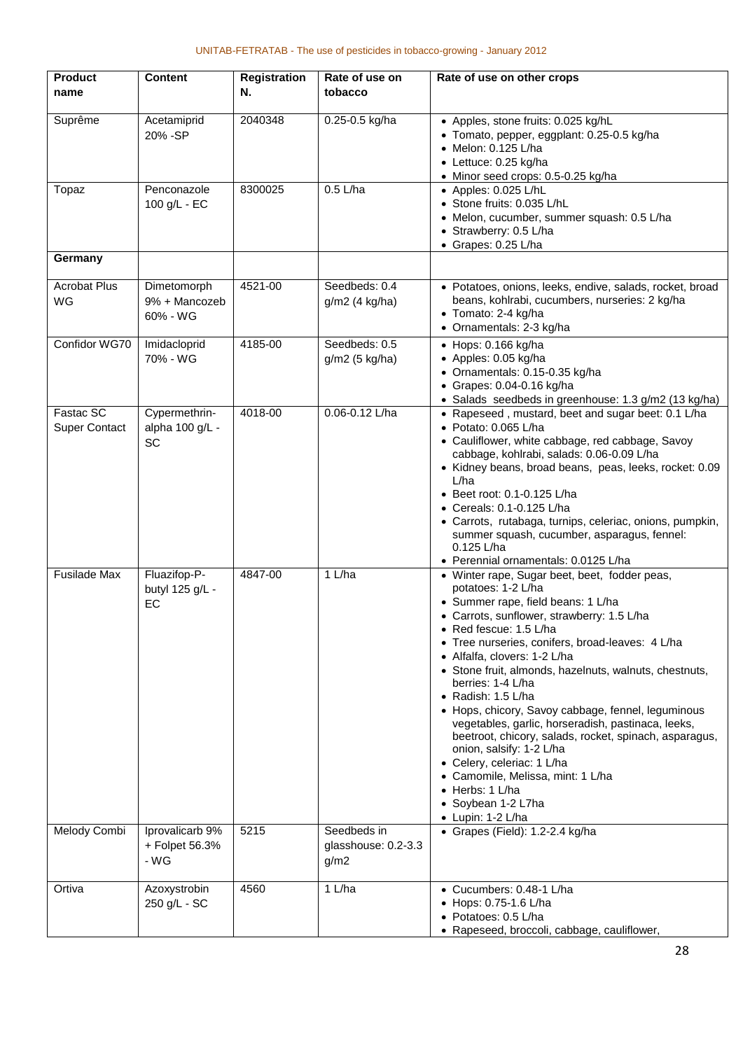| Product name | Content | Registration N. | Rate of use on tobacco | Rate of use on other crops |
|---|---|---|---|---|
| Suprême | Acetamiprid 20% -SP | 2040348 | 0.25-0.5 kg/ha | • Apples, stone fruits: 0.025 kg/hL<br>• Tomato, pepper, eggplant: 0.25-0.5 kg/ha<br>• Melon: 0.125 L/ha<br>• Lettuce: 0.25 kg/ha<br>• Minor seed crops: 0.5-0.25 kg/ha |
| Topaz | Penconazole 100 g/L - EC | 8300025 | 0.5 L/ha | • Apples: 0.025 L/hL<br>• Stone fruits: 0.035 L/hL<br>• Melon, cucumber, summer squash: 0.5 L/ha<br>• Strawberry: 0.5 L/ha<br>• Grapes: 0.25 L/ha |
| **Germany** | | | | |
| Acrobat Plus WG | Dimetomorph 9% + Mancozeb 60% - WG | 4521-00 | Seedbeds: 0.4 g/m2 (4 kg/ha) | • Potatoes, onions, leeks, endive, salads, rocket, broad beans, kohlrabi, cucumbers, nurseries: 2 kg/ha<br>• Tomato: 2-4 kg/ha<br>• Ornamentals: 2-3 kg/ha |
| Confidor WG70 | Imidacloprid 70% - WG | 4185-00 | Seedbeds: 0.5 g/m2 (5 kg/ha) | • Hops: 0.166 kg/ha<br>• Apples: 0.05 kg/ha<br>• Ornamentals: 0.15-0.35 kg/ha<br>• Grapes: 0.04-0.16 kg/ha<br>• Salads seedbeds in greenhouse: 1.3 g/m2 (13 kg/ha) |
| Fastac SC Super Contact | Cypermethrin-alpha 100 g/L - SC | 4018-00 | 0.06-0.12 L/ha | • Rapeseed , mustard, beet and sugar beet: 0.1 L/ha<br>• Potato: 0.065 L/ha<br>• Cauliflower, white cabbage, red cabbage, Savoy cabbage, kohlrabi, salads: 0.06-0.09 L/ha<br>• Kidney beans, broad beans, peas, leeks, rocket: 0.09 L/ha<br>• Beet root: 0.1-0.125 L/ha<br>• Cereals: 0.1-0.125 L/ha<br>• Carrots, rutabaga, turnips, celeriac, onions, pumpkin, summer squash, cucumber, asparagus, fennel: 0.125 L/ha<br>• Perennial ornamentals: 0.0125 L/ha |
| Fusilade Max | Fluazifop-P-butyl 125 g/L - EC | 4847-00 | 1 L/ha | • Winter rape, Sugar beet, beet, fodder peas, potatoes: 1-2 L/ha<br>• Summer rape, field beans: 1 L/ha<br>• Carrots, sunflower, strawberry: 1.5 L/ha<br>• Red fescue: 1.5 L/ha<br>• Tree nurseries, conifers, broad-leaves: 4 L/ha<br>• Alfalfa, clovers: 1-2 L/ha<br>• Stone fruit, almonds, hazelnuts, walnuts, chestnuts, berries: 1-4 L/ha<br>• Radish: 1.5 L/ha<br>• Hops, chicory, Savoy cabbage, fennel, leguminous vegetables, garlic, horseradish, pastinaca, leeks, beetroot, chicory, salads, rocket, spinach, asparagus, onion, salsify: 1-2 L/ha<br>• Celery, celeriac: 1 L/ha<br>• Camomile, Melissa, mint: 1 L/ha<br>• Herbs: 1 L/ha<br>• Soybean 1-2 L7ha<br>• Lupin: 1-2 L/ha |
| Melody Combi | Iprovalicarb 9% + Folpet 56.3% - WG | 5215 | Seedbeds in glasshouse: 0.2-3.3 g/m2 | • Grapes (Field): 1.2-2.4 kg/ha |
| Ortiva | Azoxystrobin 250 g/L - SC | 4560 | 1 L/ha | • Cucumbers: 0.48-1 L/ha<br>• Hops: 0.75-1.6 L/ha<br>• Potatoes: 0.5 L/ha<br>• Rapeseed, broccoli, cabbage, cauliflower, |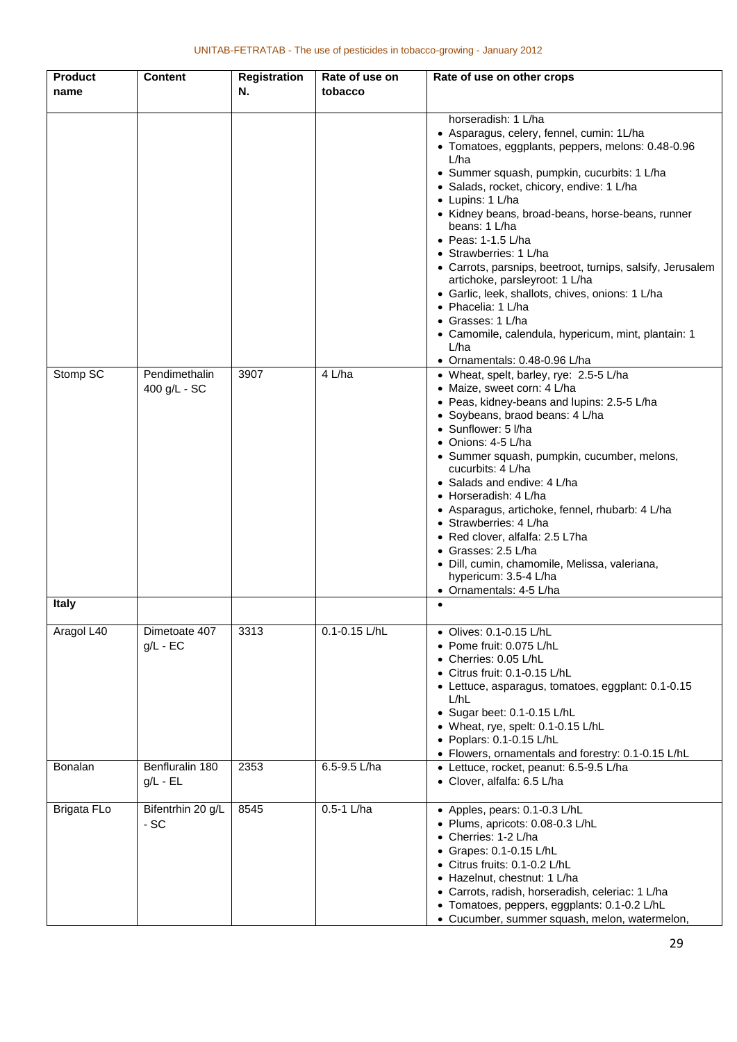| Product name | Content | Registration N. | Rate of use on tobacco | Rate of use on other crops |
|---|---|---|---|---|
| | | | | horseradish: 1 L/ha<br>• Asparagus, celery, fennel, cumin: 1L/ha<br>• Tomatoes, eggplants, peppers, melons: 0.48-0.96 L/ha<br>• Summer squash, pumpkin, cucurbits: 1 L/ha<br>• Salads, rocket, chicory, endive: 1 L/ha<br>• Lupins: 1 L/ha<br>• Kidney beans, broad-beans, horse-beans, runner beans: 1 L/ha<br>• Peas: 1-1.5 L/ha<br>• Strawberries: 1 L/ha<br>• Carrots, parsnips, beetroot, turnips, salsify, Jerusalem artichoke, parsleyroot: 1 L/ha<br>• Garlic, leek, shallots, chives, onions: 1 L/ha<br>• Phacelia: 1 L/ha<br>• Grasses: 1 L/ha<br>• Camomile, calendula, hypericum, mint, plantain: 1 L/ha<br>• Ornamentals: 0.48-0.96 L/ha |
| Stomp SC | Pendimethalin 400 g/L - SC | 3907 | 4 L/ha | • Wheat, spelt, barley, rye: 2.5-5 L/ha<br>• Maize, sweet corn: 4 L/ha<br>• Peas, kidney-beans and lupins: 2.5-5 L/ha<br>• Soybeans, braod beans: 4 L/ha<br>• Sunflower: 5 l/ha<br>• Onions: 4-5 L/ha<br>• Summer squash, pumpkin, cucumber, melons, cucurbits: 4 L/ha<br>• Salads and endive: 4 L/ha<br>• Horseradish: 4 L/ha<br>• Asparagus, artichoke, fennel, rhubarb: 4 L/ha<br>• Strawberries: 4 L/ha<br>• Red clover, alfalfa: 2.5 L7ha<br>• Grasses: 2.5 L/ha<br>• Dill, cumin, chamomile, Melissa, valeriana, hypericum: 3.5-4 L/ha<br>• Ornamentals: 4-5 L/ha |
| **Italy** | | | | • |
| Aragol L40 | Dimetoate 407 g/L - EC | 3313 | 0.1-0.15 L/hL | • Olives: 0.1-0.15 L/hL<br>• Pome fruit: 0.075 L/hL<br>• Cherries: 0.05 L/hL<br>• Citrus fruit: 0.1-0.15 L/hL<br>• Lettuce, asparagus, tomatoes, eggplant: 0.1-0.15 L/hL<br>• Sugar beet: 0.1-0.15 L/hL<br>• Wheat, rye, spelt: 0.1-0.15 L/hL<br>• Poplars: 0.1-0.15 L/hL<br>• Flowers, ornamentals and forestry: 0.1-0.15 L/hL |
| Bonalan | Benfluralin 180 g/L - EL | 2353 | 6.5-9.5 L/ha | • Lettuce, rocket, peanut: 6.5-9.5 L/ha<br>• Clover, alfalfa: 6.5 L/ha |
| Brigata FLo | Bifentrhin 20 g/L - SC | 8545 | 0.5-1 L/ha | • Apples, pears: 0.1-0.3 L/hL<br>• Plums, apricots: 0.08-0.3 L/hL<br>• Cherries: 1-2 L/ha<br>• Grapes: 0.1-0.15 L/hL<br>• Citrus fruits: 0.1-0.2 L/hL<br>• Hazelnut, chestnut: 1 L/ha<br>• Carrots, radish, horseradish, celeriac: 1 L/ha<br>• Tomatoes, peppers, eggplants: 0.1-0.2 L/hL<br>• Cucumber, summer squash, melon, watermelon, |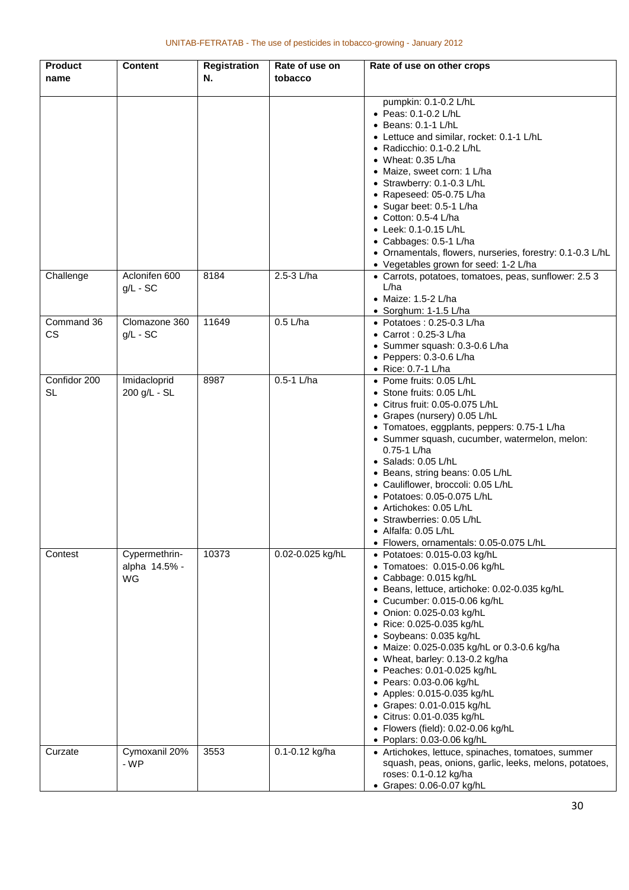| Product name | Content | Registration N. | Rate of use on tobacco | Rate of use on other crops |
|---|---|---|---|---|
| | | | | pumpkin: 0.1-0.2 L/hL<br>• Peas: 0.1-0.2 L/hL<br>• Beans: 0.1-1 L/hL<br>• Lettuce and similar, rocket: 0.1-1 L/hL<br>• Radicchio: 0.1-0.2 L/hL<br>• Wheat: 0.35 L/ha<br>• Maize, sweet corn: 1 L/ha<br>• Strawberry: 0.1-0.3 L/hL<br>• Rapeseed: 05-0.75 L/ha<br>• Sugar beet: 0.5-1 L/ha<br>• Cotton: 0.5-4 L/ha<br>• Leek: 0.1-0.15 L/hL<br>• Cabbages: 0.5-1 L/ha<br>• Ornamentals, flowers, nurseries, forestry: 0.1-0.3 L/hL<br>• Vegetables grown for seed: 1-2 L/ha |
| Challenge | Aclonifen 600 g/L - SC | 8184 | 2.5-3 L/ha | • Carrots, potatoes, tomatoes, peas, sunflower: 2.5 3 L/ha<br>• Maize: 1.5-2 L/ha<br>• Sorghum: 1-1.5 L/ha |
| Command 36 CS | Clomazone 360 g/L - SC | 11649 | 0.5 L/ha | • Potatoes : 0.25-0.3 L/ha<br>• Carrot : 0.25-3 L/ha<br>• Summer squash: 0.3-0.6 L/ha<br>• Peppers: 0.3-0.6 L/ha<br>• Rice: 0.7-1 L/ha |
| Confidor 200 SL | Imidacloprid 200 g/L - SL | 8987 | 0.5-1 L/ha | • Pome fruits: 0.05 L/hL<br>• Stone fruits: 0.05 L/hL<br>• Citrus fruit: 0.05-0.075 L/hL<br>• Grapes (nursery) 0.05 L/hL<br>• Tomatoes, eggplants, peppers: 0.75-1 L/ha<br>• Summer squash, cucumber, watermelon, melon: 0.75-1 L/ha<br>• Salads: 0.05 L/hL<br>• Beans, string beans: 0.05 L/hL<br>• Cauliflower, broccoli: 0.05 L/hL<br>• Potatoes: 0.05-0.075 L/hL<br>• Artichokes: 0.05 L/hL<br>• Strawberries: 0.05 L/hL<br>• Alfalfa: 0.05 L/hL<br>• Flowers, ornamentals: 0.05-0.075 L/hL |
| Contest | Cypermethrin-alpha 14.5% - WG | 10373 | 0.02-0.025 kg/hL | • Potatoes: 0.015-0.03 kg/hL<br>• Tomatoes: 0.015-0.06 kg/hL<br>• Cabbage: 0.015 kg/hL<br>• Beans, lettuce, artichoke: 0.02-0.035 kg/hL<br>• Cucumber: 0.015-0.06 kg/hL<br>• Onion: 0.025-0.03 kg/hL<br>• Rice: 0.025-0.035 kg/hL<br>• Soybeans: 0.035 kg/hL<br>• Maize: 0.025-0.035 kg/hL or 0.3-0.6 kg/ha<br>• Wheat, barley: 0.13-0.2 kg/ha<br>• Peaches: 0.01-0.025 kg/hL<br>• Pears: 0.03-0.06 kg/hL<br>• Apples: 0.015-0.035 kg/hL<br>• Grapes: 0.01-0.015 kg/hL<br>• Citrus: 0.01-0.035 kg/hL<br>• Flowers (field): 0.02-0.06 kg/hL<br>• Poplars: 0.03-0.06 kg/hL |
| Curzate | Cymoxanil 20% - WP | 3553 | 0.1-0.12 kg/ha | • Artichokes, lettuce, spinaches, tomatoes, summer squash, peas, onions, garlic, leeks, melons, potatoes, roses: 0.1-0.12 kg/ha<br>• Grapes: 0.06-0.07 kg/hL |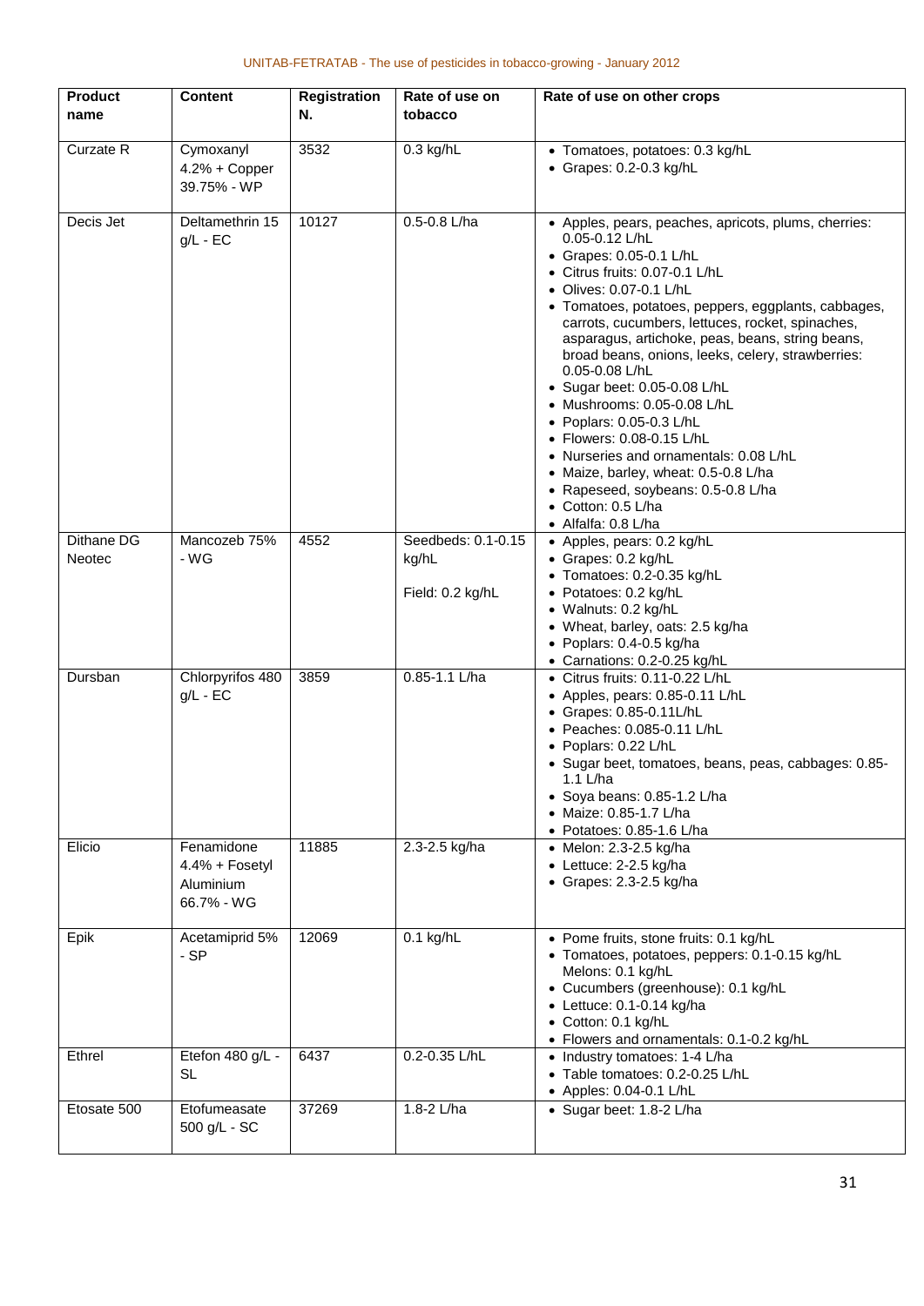| Product name | Content | Registration N. | Rate of use on tobacco | Rate of use on other crops |
|---|---|---|---|---|
| Curzate R | Cymoxanyl 4.2% + Copper 39.75% - WP | 3532 | 0.3 kg/hL | • Tomatoes, potatoes: 0.3 kg/hL<br>• Grapes: 0.2-0.3 kg/hL |
| Decis Jet | Deltamethrin 15 g/L - EC | 10127 | 0.5-0.8 L/ha | • Apples, pears, peaches, apricots, plums, cherries: 0.05-0.12 L/hL<br>• Grapes: 0.05-0.1 L/hL<br>• Citrus fruits: 0.07-0.1 L/hL<br>• Olives: 0.07-0.1 L/hL<br>• Tomatoes, potatoes, peppers, eggplants, cabbages, carrots, cucumbers, lettuces, rocket, spinaches, asparagus, artichoke, peas, beans, string beans, broad beans, onions, leeks, celery, strawberries: 0.05-0.08 L/hL<br>• Sugar beet: 0.05-0.08 L/hL<br>• Mushrooms: 0.05-0.08 L/hL<br>• Poplars: 0.05-0.3 L/hL<br>• Flowers: 0.08-0.15 L/hL<br>• Nurseries and ornamentals: 0.08 L/hL<br>• Maize, barley, wheat: 0.5-0.8 L/ha<br>• Rapeseed, soybeans: 0.5-0.8 L/ha<br>• Cotton: 0.5 L/ha<br>• Alfalfa: 0.8 L/ha |
| Dithane DG Neotec | Mancozeb 75% - WG | 4552 | Seedbeds: 0.1-0.15 kg/hL<br><br>Field: 0.2 kg/hL | • Apples, pears: 0.2 kg/hL<br>• Grapes: 0.2 kg/hL<br>• Tomatoes: 0.2-0.35 kg/hL<br>• Potatoes: 0.2 kg/hL<br>• Walnuts: 0.2 kg/hL<br>• Wheat, barley, oats: 2.5 kg/ha<br>• Poplars: 0.4-0.5 kg/ha<br>• Carnations: 0.2-0.25 kg/hL |
| Dursban | Chlorpyrifos 480 g/L - EC | 3859 | 0.85-1.1 L/ha | • Citrus fruits: 0.11-0.22 L/hL<br>• Apples, pears: 0.85-0.11 L/hL<br>• Grapes: 0.85-0.11L/hL<br>• Peaches: 0.085-0.11 L/hL<br>• Poplars: 0.22 L/hL<br>• Sugar beet, tomatoes, beans, peas, cabbages: 0.85-1.1 L/ha<br>• Soya beans: 0.85-1.2 L/ha<br>• Maize: 0.85-1.7 L/ha<br>• Potatoes: 0.85-1.6 L/ha |
| Elicio | Fenamidone 4.4% + Fosetyl Aluminium 66.7% - WG | 11885 | 2.3-2.5 kg/ha | • Melon: 2.3-2.5 kg/ha<br>• Lettuce: 2-2.5 kg/ha<br>• Grapes: 2.3-2.5 kg/ha |
| Epik | Acetamiprid 5% - SP | 12069 | 0.1 kg/hL | • Pome fruits, stone fruits: 0.1 kg/hL<br>• Tomatoes, potatoes, peppers: 0.1-0.15 kg/hL Melons: 0.1 kg/hL<br>• Cucumbers (greenhouse): 0.1 kg/hL<br>• Lettuce: 0.1-0.14 kg/ha<br>• Cotton: 0.1 kg/hL<br>• Flowers and ornamentals: 0.1-0.2 kg/hL |
| Ethrel | Etefon 480 g/L - SL | 6437 | 0.2-0.35 L/hL | • Industry tomatoes: 1-4 L/ha<br>• Table tomatoes: 0.2-0.25 L/hL<br>• Apples: 0.04-0.1 L/hL |
| Etosate 500 | Etofumeasate 500 g/L - SC | 37269 | 1.8-2 L/ha | • Sugar beet: 1.8-2 L/ha |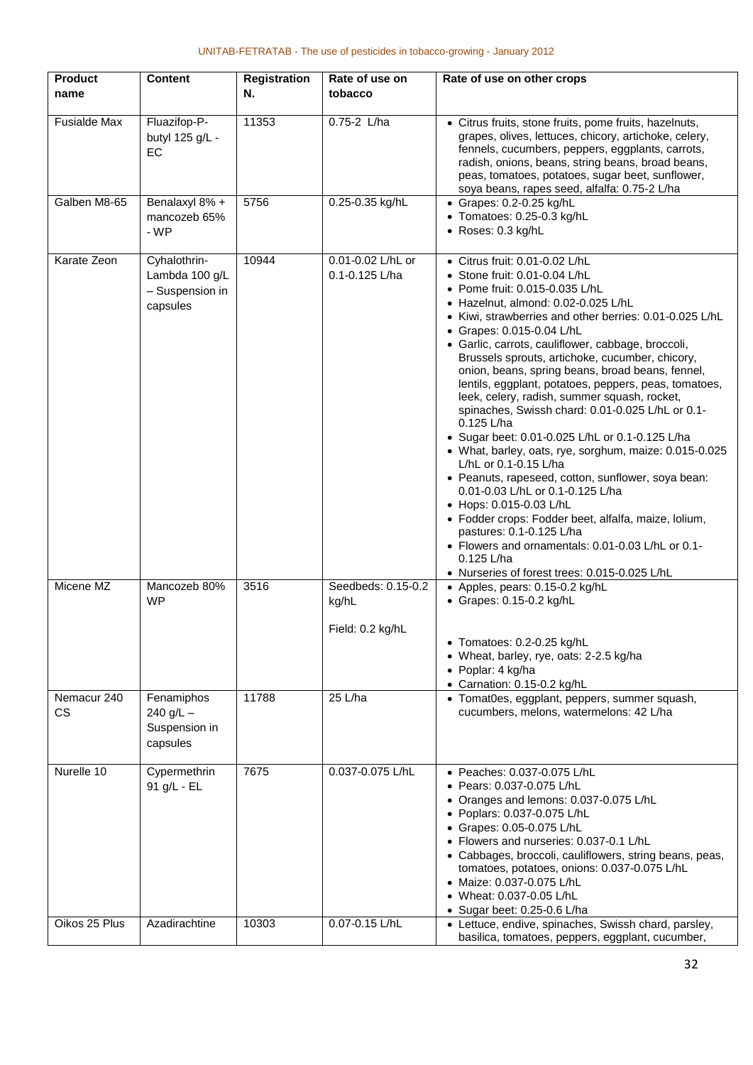| Product name | Content | Registration N. | Rate of use on tobacco | Rate of use on other crops |
|---|---|---|---|---|
| Fusialde Max | Fluazifop-P-butyl 125 g/L - EC | 11353 | 0.75-2 L/ha | • Citrus fruits, stone fruits, pome fruits, hazelnuts, grapes, olives, lettuces, chicory, artichoke, celery, fennels, cucumbers, peppers, eggplants, carrots, radish, onions, beans, string beans, broad beans, peas, tomatoes, potatoes, sugar beet, sunflower, soya beans, rapes seed, alfalfa: 0.75-2 L/ha |
| Galben M8-65 | Benalaxyl 8% + mancozeb 65% - WP | 5756 | 0.25-0.35 kg/hL | • Grapes: 0.2-0.25 kg/hL<br>• Tomatoes: 0.25-0.3 kg/hL<br>• Roses: 0.3 kg/hL |
| Karate Zeon | Cyhalothrin-Lambda 100 g/L – Suspension in capsules | 10944 | 0.01-0.02 L/hL or 0.1-0.125 L/ha | • Citrus fruit: 0.01-0.02 L/hL<br>• Stone fruit: 0.01-0.04 L/hL<br>• Pome fruit: 0.015-0.035 L/hL<br>• Hazelnut, almond: 0.02-0.025 L/hL<br>• Kiwi, strawberries and other berries: 0.01-0.025 L/hL<br>• Grapes: 0.015-0.04 L/hL<br>• Garlic, carrots, cauliflower, cabbage, broccoli, Brussels sprouts, artichoke, cucumber, chicory, onion, beans, spring beans, broad beans, fennel, lentils, eggplant, potatoes, peppers, peas, tomatoes, leek, celery, radish, summer squash, rocket, spinaches, Swissh chard: 0.01-0.025 L/hL or 0.1-0.125 L/ha<br>• Sugar beet: 0.01-0.025 L/hL or 0.1-0.125 L/ha<br>• What, barley, oats, rye, sorghum, maize: 0.015-0.025 L/hL or 0.1-0.15 L/ha<br>• Peanuts, rapeseed, cotton, sunflower, soya bean: 0.01-0.03 L/hL or 0.1-0.125 L/ha<br>• Hops: 0.015-0.03 L/hL<br>• Fodder crops: Fodder beet, alfalfa, maize, lolium, pastures: 0.1-0.125 L/ha<br>• Flowers and ornamentals: 0.01-0.03 L/hL or 0.1-0.125 L/ha<br>• Nurseries of forest trees: 0.015-0.025 L/hL |
| Micene MZ | Mancozeb 80% WP | 3516 | Seedbeds: 0.15-0.2 kg/hL<br><br>Field: 0.2 kg/hL | • Apples, pears: 0.15-0.2 kg/hL<br>• Grapes: 0.15-0.2 kg/hL<br>• Tomatoes: 0.2-0.25 kg/hL<br>• Wheat, barley, rye, oats: 2-2.5 kg/ha<br>• Poplar: 4 kg/ha<br>• Carnation: 0.15-0.2 kg/hL |
| Nemacur 240 CS | Fenamiphos 240 g/L – Suspension in capsules | 11788 | 25 L/ha | • Tomat0es, eggplant, peppers, summer squash, cucumbers, melons, watermelons: 42 L/ha |
| Nurelle 10 | Cypermethrin 91 g/L - EL | 7675 | 0.037-0.075 L/hL | • Peaches: 0.037-0.075 L/hL<br>• Pears: 0.037-0.075 L/hL<br>• Oranges and lemons: 0.037-0.075 L/hL<br>• Poplars: 0.037-0.075 L/hL<br>• Grapes: 0.05-0.075 L/hL<br>• Flowers and nurseries: 0.037-0.1 L/hL<br>• Cabbages, broccoli, cauliflowers, string beans, peas, tomatoes, potatoes, onions: 0.037-0.075 L/hL<br>• Maize: 0.037-0.075 L/hL<br>• Wheat: 0.037-0.05 L/hL<br>• Sugar beet: 0.25-0.6 L/ha |
| Oikos 25 Plus | Azadirachtine | 10303 | 0.07-0.15 L/hL | • Lettuce, endive, spinaches, Swissh chard, parsley, basilica, tomatoes, peppers, eggplant, cucumber, |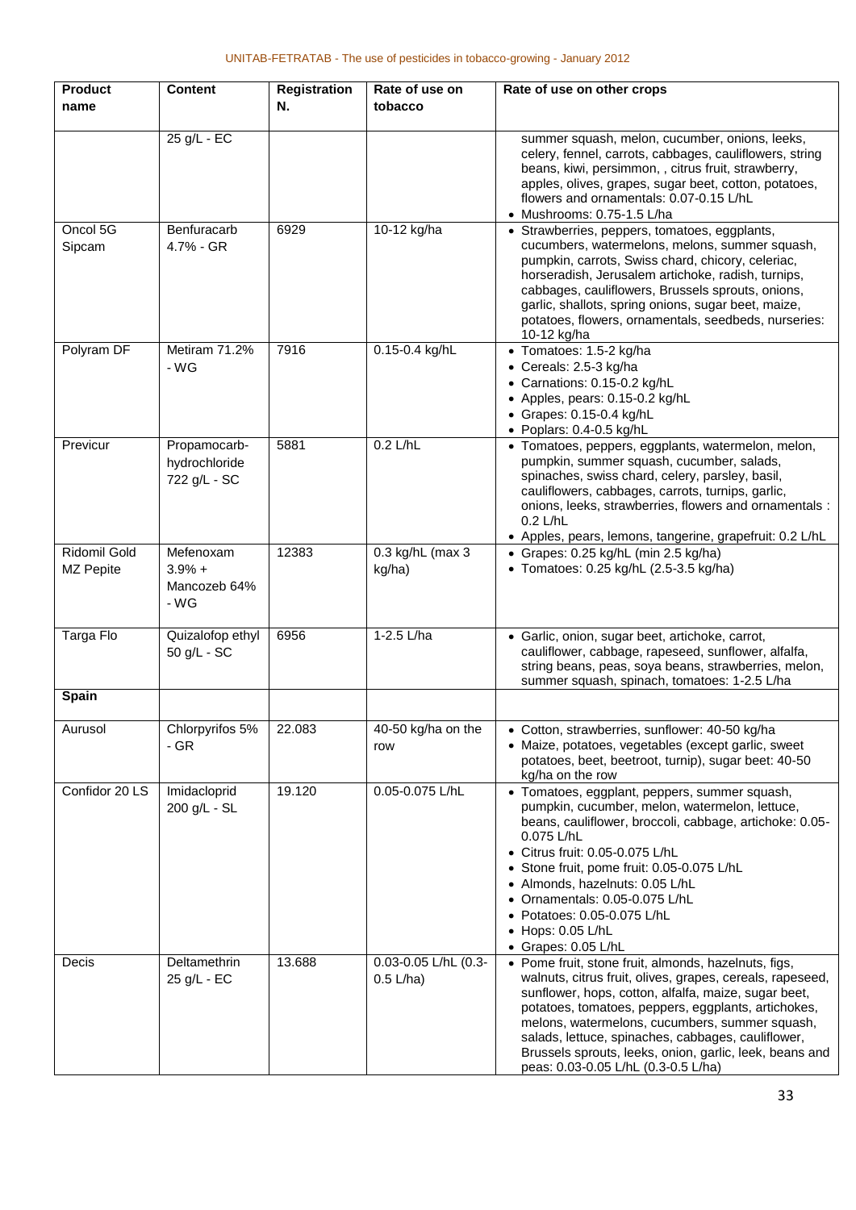| Product name | Content | Registration N. | Rate of use on tobacco | Rate of use on other crops |
|---|---|---|---|---|
| | 25 g/L - EC | | | summer squash, melon, cucumber, onions, leeks, celery, fennel, carrots, cabbages, cauliflowers, string beans, kiwi, persimmon, , citrus fruit, strawberry, apples, olives, grapes, sugar beet, cotton, potatoes, flowers and ornamentals: 0.07-0.15 L/hL<br>• Mushrooms: 0.75-1.5 L/ha |
| Oncol 5G Sipcam | Benfuracarb 4.7% - GR | 6929 | 10-12 kg/ha | • Strawberries, peppers, tomatoes, eggplants, cucumbers, watermelons, melons, summer squash, pumpkin, carrots, Swiss chard, chicory, celeriac, horseradish, Jerusalem artichoke, radish, turnips, cabbages, cauliflowers, Brussels sprouts, onions, garlic, shallots, spring onions, sugar beet, maize, potatoes, flowers, ornamentals, seedbeds, nurseries: 10-12 kg/ha |
| Polyram DF | Metiram 71.2% - WG | 7916 | 0.15-0.4 kg/hL | • Tomatoes: 1.5-2 kg/ha<br>• Cereals: 2.5-3 kg/ha<br>• Carnations: 0.15-0.2 kg/hL<br>• Apples, pears: 0.15-0.2 kg/hL<br>• Grapes: 0.15-0.4 kg/hL<br>• Poplars: 0.4-0.5 kg/hL |
| Previcur | Propamocarb-hydrochloride 722 g/L - SC | 5881 | 0.2 L/hL | • Tomatoes, peppers, eggplants, watermelon, melon, pumpkin, summer squash, cucumber, salads, spinaches, swiss chard, celery, parsley, basil, cauliflowers, cabbages, carrots, turnips, garlic, onions, leeks, strawberries, flowers and ornamentals : 0.2 L/hL<br>• Apples, pears, lemons, tangerine, grapefruit: 0.2 L/hL |
| Ridomil Gold MZ Pepite | Mefenoxam 3.9% + Mancozeb 64% - WG | 12383 | 0.3 kg/hL (max 3 kg/ha) | • Grapes: 0.25 kg/hL (min 2.5 kg/ha)<br>• Tomatoes: 0.25 kg/hL (2.5-3.5 kg/ha) |
| Targa Flo | Quizalofop ethyl 50 g/L - SC | 6956 | 1-2.5 L/ha | • Garlic, onion, sugar beet, artichoke, carrot, cauliflower, cabbage, rapeseed, sunflower, alfalfa, string beans, peas, soya beans, strawberries, melon, summer squash, spinach, tomatoes: 1-2.5 L/ha |
| **Spain** | | | | |
| Aurusol | Chlorpyrifos 5% - GR | 22.083 | 40-50 kg/ha on the row | • Cotton, strawberries, sunflower: 40-50 kg/ha<br>• Maize, potatoes, vegetables (except garlic, sweet potatoes, beet, beetroot, turnip), sugar beet: 40-50 kg/ha on the row |
| Confidor 20 LS | Imidacloprid 200 g/L - SL | 19.120 | 0.05-0.075 L/hL | • Tomatoes, eggplant, peppers, summer squash, pumpkin, cucumber, melon, watermelon, lettuce, beans, cauliflower, broccoli, cabbage, artichoke: 0.05-0.075 L/hL<br>• Citrus fruit: 0.05-0.075 L/hL<br>• Stone fruit, pome fruit: 0.05-0.075 L/hL<br>• Almonds, hazelnuts: 0.05 L/hL<br>• Ornamentals: 0.05-0.075 L/hL<br>• Potatoes: 0.05-0.075 L/hL<br>• Hops: 0.05 L/hL<br>• Grapes: 0.05 L/hL |
| Decis | Deltamethrin 25 g/L - EC | 13.688 | 0.03-0.05 L/hL (0.3-0.5 L/ha) | • Pome fruit, stone fruit, almonds, hazelnuts, figs, walnuts, citrus fruit, olives, grapes, cereals, rapeseed, sunflower, hops, cotton, alfalfa, maize, sugar beet, potatoes, tomatoes, peppers, eggplants, artichokes, melons, watermelons, cucumbers, summer squash, salads, lettuce, spinaches, cabbages, cauliflower, Brussels sprouts, leeks, onion, garlic, leek, beans and peas: 0.03-0.05 L/hL (0.3-0.5 L/ha) |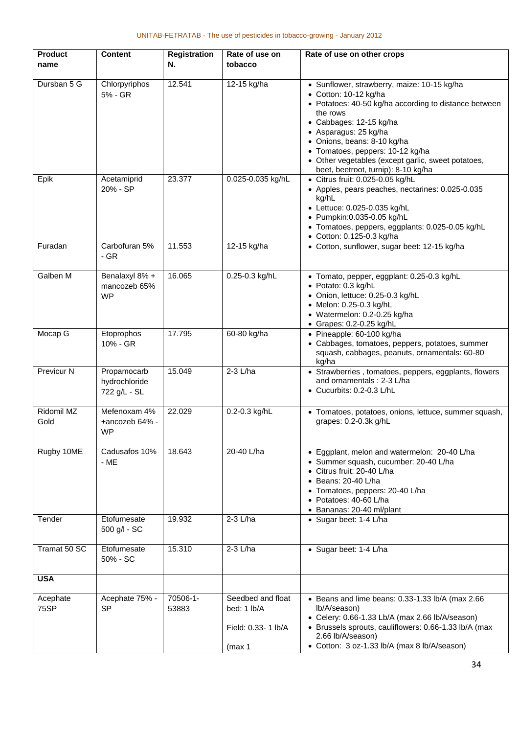| Product name | Content | Registration N. | Rate of use on tobacco | Rate of use on other crops |
|---|---|---|---|---|
| Dursban 5 G | Chlorpyriphos 5% - GR | 12.541 | 12-15 kg/ha | • Sunflower, strawberry, maize: 10-15 kg/ha<br>• Cotton: 10-12 kg/ha<br>• Potatoes: 40-50 kg/ha according to distance between the rows<br>• Cabbages: 12-15 kg/ha<br>• Asparagus: 25 kg/ha<br>• Onions, beans: 8-10 kg/ha<br>• Tomatoes, peppers: 10-12 kg/ha<br>• Other vegetables (except garlic, sweet potatoes, beet, beetroot, turnip): 8-10 kg/ha |
| Epik | Acetamiprid 20% - SP | 23.377 | 0.025-0.035 kg/hL | • Citrus fruit: 0.025-0.05 kg/hL<br>• Apples, pears peaches, nectarines: 0.025-0.035 kg/hL<br>• Lettuce: 0.025-0.035 kg/hL<br>• Pumpkin:0.035-0.05 kg/hL<br>• Tomatoes, peppers, eggplants: 0.025-0.05 kg/hL<br>• Cotton: 0.125-0.3 kg/ha |
| Furadan | Carbofuran 5% - GR | 11.553 | 12-15 kg/ha | • Cotton, sunflower, sugar beet: 12-15 kg/ha |
| Galben M | Benalaxyl 8% + mancozeb 65% WP | 16.065 | 0.25-0.3 kg/hL | • Tomato, pepper, eggplant: 0.25-0.3 kg/hL<br>• Potato: 0.3 kg/hL<br>• Onion, lettuce: 0.25-0.3 kg/hL<br>• Melon: 0.25-0.3 kg/hL<br>• Watermelon: 0.2-0.25 kg/ha<br>• Grapes: 0.2-0.25 kg/hL |
| Mocap G | Etoprophos 10% - GR | 17.795 | 60-80 kg/ha | • Pineapple: 60-100 kg/ha<br>• Cabbages, tomatoes, peppers, potatoes, summer squash, cabbages, peanuts, ornamentals: 60-80 kg/ha |
| Previcur N | Propamocarb hydrochloride 722 g/L - SL | 15.049 | 2-3 L/ha | • Strawberries , tomatoes, peppers, eggplants, flowers and ornamentals : 2-3 L/ha<br>• Cucurbits: 0.2-0.3 L/hL |
| Ridomil MZ Gold | Mefenoxam 4% +ancozeb 64% - WP | 22.029 | 0.2-0.3 kg/hL | • Tomatoes, potatoes, onions, lettuce, summer squash, grapes: 0.2-0.3k g/hL |
| Rugby 10ME | Cadusafos 10% - ME | 18.643 | 20-40 L/ha | • Eggplant, melon and watermelon: 20-40 L/ha<br>• Summer squash, cucumber: 20-40 L/ha<br>• Citrus fruit: 20-40 L/ha<br>• Beans: 20-40 L/ha<br>• Tomatoes, peppers: 20-40 L/ha<br>• Potatoes: 40-60 L/ha<br>• Bananas: 20-40 ml/plant |
| Tender | Etofumesate 500 g/l - SC | 19.932 | 2-3 L/ha | • Sugar beet: 1-4 L/ha |
| Tramat 50 SC | Etofumesate 50% - SC | 15.310 | 2-3 L/ha | • Sugar beet: 1-4 L/ha |
| **USA** | | | | |
| Acephate 75SP | Acephate 75% - SP | 70506-1-53883 | Seedbed and float bed: 1 lb/A<br><br>Field: 0.33- 1 lb/A<br><br>(max 1 | • Beans and lime beans: 0.33-1.33 lb/A (max 2.66 lb/A/season)<br>• Celery: 0.66-1.33 Lb/A (max 2.66 lb/A/season)<br>• Brussels sprouts, cauliflowers: 0.66-1.33 lb/A (max 2.66 lb/A/season)<br>• Cotton: 3 oz-1.33 lb/A (max 8 lb/A/season) |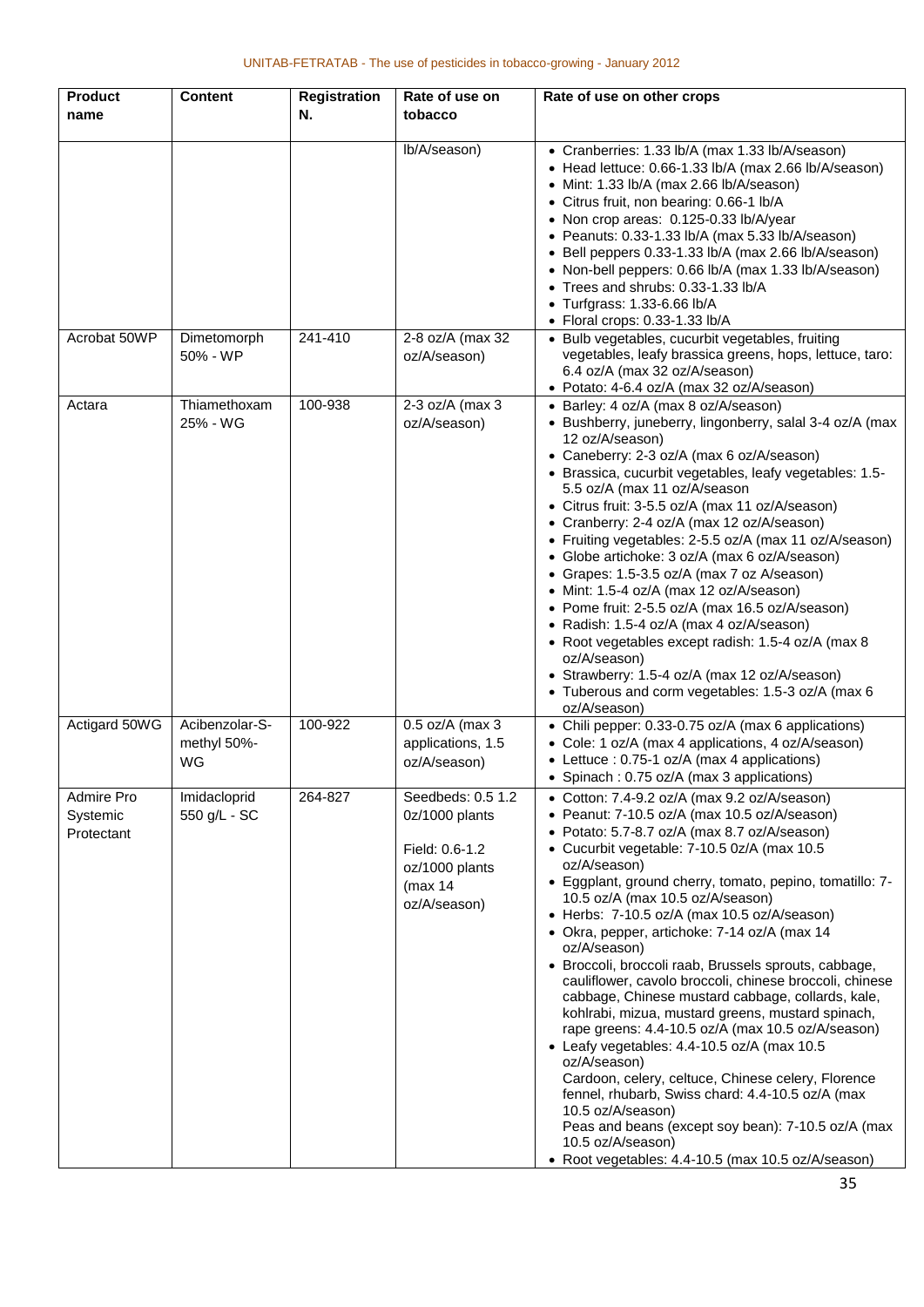| Product name | Content | Registration N. | Rate of use on tobacco | Rate of use on other crops |
|---|---|---|---|---|
| | | | lb/A/season) | • Cranberries: 1.33 lb/A (max 1.33 lb/A/season)<br>• Head lettuce: 0.66-1.33 lb/A (max 2.66 lb/A/season)<br>• Mint: 1.33 lb/A (max 2.66 lb/A/season)<br>• Citrus fruit, non bearing: 0.66-1 lb/A<br>• Non crop areas: 0.125-0.33 lb/A/year<br>• Peanuts: 0.33-1.33 lb/A (max 5.33 lb/A/season)<br>• Bell peppers 0.33-1.33 lb/A (max 2.66 lb/A/season)<br>• Non-bell peppers: 0.66 lb/A (max 1.33 lb/A/season)<br>• Trees and shrubs: 0.33-1.33 lb/A<br>• Turfgrass: 1.33-6.66 lb/A<br>• Floral crops: 0.33-1.33 lb/A |
| Acrobat 50WP | Dimetomorph 50% - WP | 241-410 | 2-8 oz/A (max 32 oz/A/season) | • Bulb vegetables, cucurbit vegetables, fruiting vegetables, leafy brassica greens, hops, lettuce, taro: 6.4 oz/A (max 32 oz/A/season)<br>• Potato: 4-6.4 oz/A (max 32 oz/A/season) |
| Actara | Thiamethoxam 25% - WG | 100-938 | 2-3 oz/A (max 3 oz/A/season) | • Barley: 4 oz/A (max 8 oz/A/season)<br>• Bushberry, juneberry, lingonberry, salal 3-4 oz/A (max 12 oz/A/season)<br>• Caneberry: 2-3 oz/A (max 6 oz/A/season)<br>• Brassica, cucurbit vegetables, leafy vegetables: 1.5-5.5 oz/A (max 11 oz/A/season<br>• Citrus fruit: 3-5.5 oz/A (max 11 oz/A/season)<br>• Cranberry: 2-4 oz/A (max 12 oz/A/season)<br>• Fruiting vegetables: 2-5.5 oz/A (max 11 oz/A/season)<br>• Globe artichoke: 3 oz/A (max 6 oz/A/season)<br>• Grapes: 1.5-3.5 oz/A (max 7 oz A/season)<br>• Mint: 1.5-4 oz/A (max 12 oz/A/season)<br>• Pome fruit: 2-5.5 oz/A (max 16.5 oz/A/season)<br>• Radish: 1.5-4 oz/A (max 4 oz/A/season)<br>• Root vegetables except radish: 1.5-4 oz/A (max 8 oz/A/season)<br>• Strawberry: 1.5-4 oz/A (max 12 oz/A/season)<br>• Tuberous and corm vegetables: 1.5-3 oz/A (max 6 oz/A/season) |
| Actigard 50WG | Acibenzolar-S-methyl 50%-WG | 100-922 | 0.5 oz/A (max 3 applications, 1.5 oz/A/season) | • Chili pepper: 0.33-0.75 oz/A (max 6 applications)<br>• Cole: 1 oz/A (max 4 applications, 4 oz/A/season)<br>• Lettuce : 0.75-1 oz/A (max 4 applications)<br>• Spinach : 0.75 oz/A (max 3 applications) |
| Admire Pro Systemic Protectant | Imidacloprid 550 g/L - SC | 264-827 | Seedbeds: 0.5 1.2 0z/1000 plants<br><br>Field: 0.6-1.2 oz/1000 plants (max 14 oz/A/season) | • Cotton: 7.4-9.2 oz/A (max 9.2 oz/A/season)<br>• Peanut: 7-10.5 oz/A (max 10.5 oz/A/season)<br>• Potato: 5.7-8.7 oz/A (max 8.7 oz/A/season)<br>• Cucurbit vegetable: 7-10.5 0z/A (max 10.5 oz/A/season)<br>• Eggplant, ground cherry, tomato, pepino, tomatillo: 7-10.5 oz/A (max 10.5 oz/A/season)<br>• Herbs: 7-10.5 oz/A (max 10.5 oz/A/season)<br>• Okra, pepper, artichoke: 7-14 oz/A (max 14 oz/A/season)<br>• Broccoli, broccoli raab, Brussels sprouts, cabbage, cauliflower, cavolo broccoli, chinese broccoli, chinese cabbage, Chinese mustard cabbage, collards, kale, kohlrabi, mizua, mustard greens, mustard spinach, rape greens: 4.4-10.5 oz/A (max 10.5 oz/A/season)<br>• Leafy vegetables: 4.4-10.5 oz/A (max 10.5 oz/A/season)<br>Cardoon, celery, celtuce, Chinese celery, Florence fennel, rhubarb, Swiss chard: 4.4-10.5 oz/A (max 10.5 oz/A/season)<br>Peas and beans (except soy bean): 7-10.5 oz/A (max 10.5 oz/A/season)<br>• Root vegetables: 4.4-10.5 (max 10.5 oz/A/season) |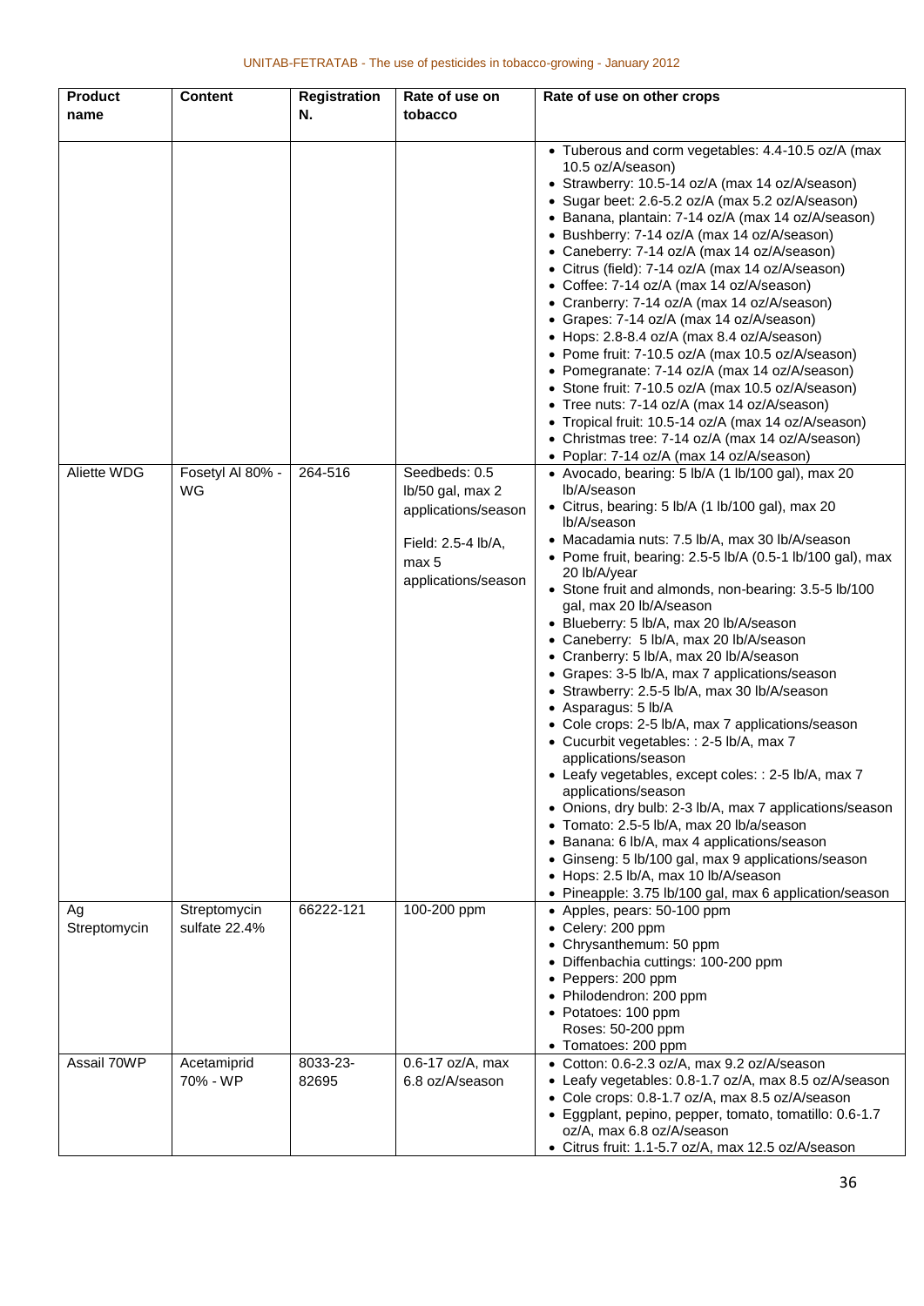| Product name | Content | Registration N. | Rate of use on tobacco | Rate of use on other crops |
|---|---|---|---|---|
| | | | | • Tuberous and corm vegetables: 4.4-10.5 oz/A (max 10.5 oz/A/season)<br>• Strawberry: 10.5-14 oz/A (max 14 oz/A/season)<br>• Sugar beet: 2.6-5.2 oz/A (max 5.2 oz/A/season)<br>• Banana, plantain: 7-14 oz/A (max 14 oz/A/season)<br>• Bushberry: 7-14 oz/A (max 14 oz/A/season)<br>• Caneberry: 7-14 oz/A (max 14 oz/A/season)<br>• Citrus (field): 7-14 oz/A (max 14 oz/A/season)<br>• Coffee: 7-14 oz/A (max 14 oz/A/season)<br>• Cranberry: 7-14 oz/A (max 14 oz/A/season)<br>• Grapes: 7-14 oz/A (max 14 oz/A/season)<br>• Hops: 2.8-8.4 oz/A (max 8.4 oz/A/season)<br>• Pome fruit: 7-10.5 oz/A (max 10.5 oz/A/season)<br>• Pomegranate: 7-14 oz/A (max 14 oz/A/season)<br>• Stone fruit: 7-10.5 oz/A (max 10.5 oz/A/season)<br>• Tree nuts: 7-14 oz/A (max 14 oz/A/season)<br>• Tropical fruit: 10.5-14 oz/A (max 14 oz/A/season)<br>• Christmas tree: 7-14 oz/A (max 14 oz/A/season)<br>• Poplar: 7-14 oz/A (max 14 oz/A/season) |
| Aliette WDG | Fosetyl Al 80% - WG | 264-516 | Seedbeds: 0.5 lb/50 gal, max 2 applications/season<br><br>Field: 2.5-4 lb/A, max 5 applications/season | • Avocado, bearing: 5 lb/A (1 lb/100 gal), max 20 lb/A/season<br>• Citrus, bearing: 5 lb/A (1 lb/100 gal), max 20 lb/A/season<br>• Macadamia nuts: 7.5 lb/A, max 30 lb/A/season<br>• Pome fruit, bearing: 2.5-5 lb/A (0.5-1 lb/100 gal), max 20 lb/A/year<br>• Stone fruit and almonds, non-bearing: 3.5-5 lb/100 gal, max 20 lb/A/season<br>• Blueberry: 5 lb/A, max 20 lb/A/season<br>• Caneberry: 5 lb/A, max 20 lb/A/season<br>• Cranberry: 5 lb/A, max 20 lb/A/season<br>• Grapes: 3-5 lb/A, max 7 applications/season<br>• Strawberry: 2.5-5 lb/A, max 30 lb/A/season<br>• Asparagus: 5 lb/A<br>• Cole crops: 2-5 lb/A, max 7 applications/season<br>• Cucurbit vegetables: : 2-5 lb/A, max 7 applications/season<br>• Leafy vegetables, except coles: : 2-5 lb/A, max 7 applications/season<br>• Onions, dry bulb: 2-3 lb/A, max 7 applications/season<br>• Tomato: 2.5-5 lb/A, max 20 lb/a/season<br>• Banana: 6 lb/A, max 4 applications/season<br>• Ginseng: 5 lb/100 gal, max 9 applications/season<br>• Hops: 2.5 lb/A, max 10 lb/A/season<br>• Pineapple: 3.75 lb/100 gal, max 6 application/season |
| Ag Streptomycin | Streptomycin sulfate 22.4% | 66222-121 | 100-200 ppm | • Apples, pears: 50-100 ppm<br>• Celery: 200 ppm<br>• Chrysanthemum: 50 ppm<br>• Diffenbachia cuttings: 100-200 ppm<br>• Peppers: 200 ppm<br>• Philodendron: 200 ppm<br>• Potatoes: 100 ppm<br>Roses: 50-200 ppm<br>• Tomatoes: 200 ppm |
| Assail 70WP | Acetamiprid 70% - WP | 8033-23-82695 | 0.6-17 oz/A, max 6.8 oz/A/season | • Cotton: 0.6-2.3 oz/A, max 9.2 oz/A/season<br>• Leafy vegetables: 0.8-1.7 oz/A, max 8.5 oz/A/season<br>• Cole crops: 0.8-1.7 oz/A, max 8.5 oz/A/season<br>• Eggplant, pepino, pepper, tomato, tomatillo: 0.6-1.7 oz/A, max 6.8 oz/A/season<br>• Citrus fruit: 1.1-5.7 oz/A, max 12.5 oz/A/season |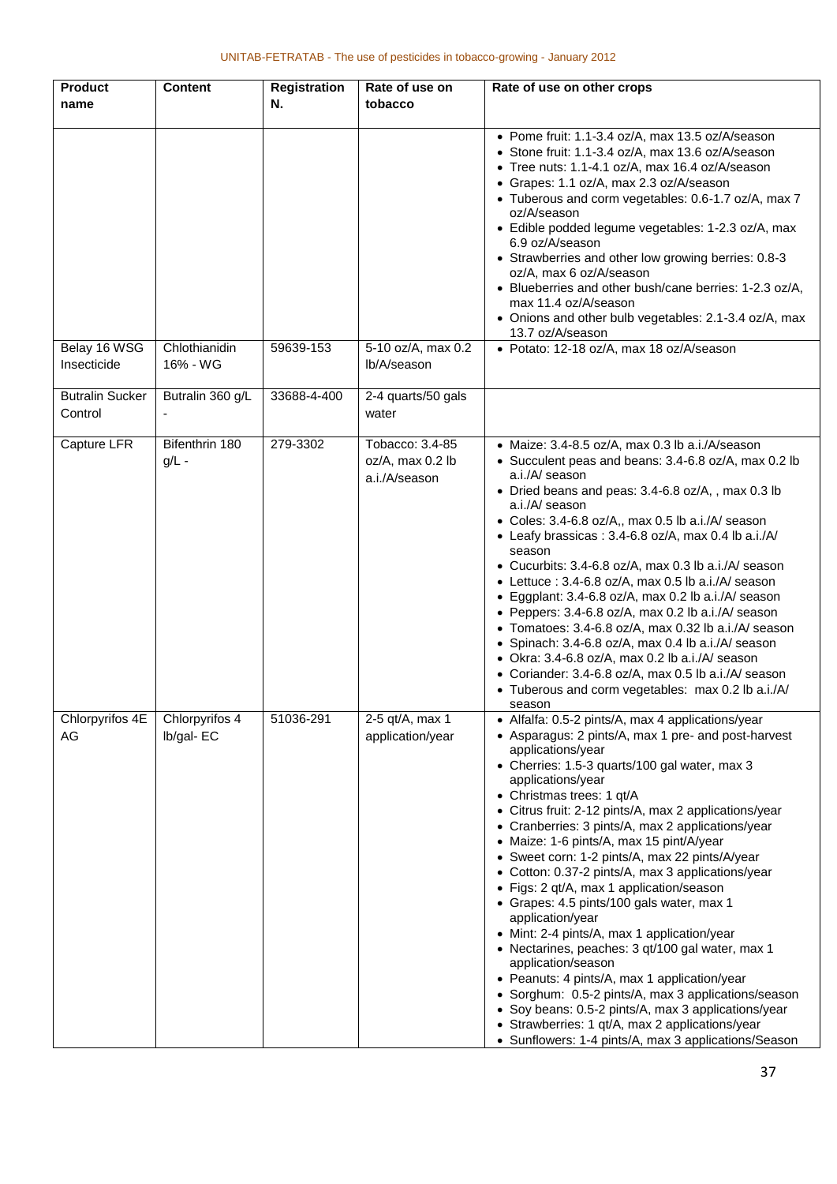| Product name | Content | Registration N. | Rate of use on tobacco | Rate of use on other crops |
|---|---|---|---|---|
| | | | | • Pome fruit: 1.1-3.4 oz/A, max 13.5 oz/A/season<br>• Stone fruit: 1.1-3.4 oz/A, max 13.6 oz/A/season<br>• Tree nuts: 1.1-4.1 oz/A, max 16.4 oz/A/season<br>• Grapes: 1.1 oz/A, max 2.3 oz/A/season<br>• Tuberous and corm vegetables: 0.6-1.7 oz/A, max 7 oz/A/season<br>• Edible podded legume vegetables: 1-2.3 oz/A, max 6.9 oz/A/season<br>• Strawberries and other low growing berries: 0.8-3 oz/A, max 6 oz/A/season<br>• Blueberries and other bush/cane berries: 1-2.3 oz/A, max 11.4 oz/A/season<br>• Onions and other bulb vegetables: 2.1-3.4 oz/A, max 13.7 oz/A/season |
| Belay 16 WSG Insecticide | Chlothianidin 16% - WG | 59639-153 | 5-10 oz/A, max 0.2 lb/A/season | • Potato: 12-18 oz/A, max 18 oz/A/season |
| Butralin Sucker Control | Butralin 360 g/L - | 33688-4-400 | 2-4 quarts/50 gals water | |
| Capture LFR | Bifenthrin 180 g/L - | 279-3302 | Tobacco: 3.4-85 oz/A, max 0.2 lb a.i./A/season | • Maize: 3.4-8.5 oz/A, max 0.3 lb a.i./A/season<br>• Succulent peas and beans: 3.4-6.8 oz/A, max 0.2 lb a.i./A/ season<br>• Dried beans and peas: 3.4-6.8 oz/A, , max 0.3 lb a.i./A/ season<br>• Coles: 3.4-6.8 oz/A,, max 0.5 lb a.i./A/ season<br>• Leafy brassicas : 3.4-6.8 oz/A, max 0.4 lb a.i./A/ season<br>• Cucurbits: 3.4-6.8 oz/A, max 0.3 lb a.i./A/ season<br>• Lettuce : 3.4-6.8 oz/A, max 0.5 lb a.i./A/ season<br>• Eggplant: 3.4-6.8 oz/A, max 0.2 lb a.i./A/ season<br>• Peppers: 3.4-6.8 oz/A, max 0.2 lb a.i./A/ season<br>• Tomatoes: 3.4-6.8 oz/A, max 0.32 lb a.i./A/ season<br>• Spinach: 3.4-6.8 oz/A, max 0.4 lb a.i./A/ season<br>• Okra: 3.4-6.8 oz/A, max 0.2 lb a.i./A/ season<br>• Coriander: 3.4-6.8 oz/A, max 0.5 lb a.i./A/ season<br>• Tuberous and corm vegetables: max 0.2 lb a.i./A/ season |
| Chlorpyrifos 4E AG | Chlorpyrifos 4 lb/gal- EC | 51036-291 | 2-5 qt/A, max 1 application/year | • Alfalfa: 0.5-2 pints/A, max 4 applications/year<br>• Asparagus: 2 pints/A, max 1 pre- and post-harvest applications/year<br>• Cherries: 1.5-3 quarts/100 gal water, max 3 applications/year<br>• Christmas trees: 1 qt/A<br>• Citrus fruit: 2-12 pints/A, max 2 applications/year<br>• Cranberries: 3 pints/A, max 2 applications/year<br>• Maize: 1-6 pints/A, max 15 pint/A/year<br>• Sweet corn: 1-2 pints/A, max 22 pints/A/year<br>• Cotton: 0.37-2 pints/A, max 3 applications/year<br>• Figs: 2 qt/A, max 1 application/season<br>• Grapes: 4.5 pints/100 gals water, max 1 application/year<br>• Mint: 2-4 pints/A, max 1 application/year<br>• Nectarines, peaches: 3 qt/100 gal water, max 1 application/season<br>• Peanuts: 4 pints/A, max 1 application/year<br>• Sorghum: 0.5-2 pints/A, max 3 applications/season<br>• Soy beans: 0.5-2 pints/A, max 3 applications/year<br>• Strawberries: 1 qt/A, max 2 applications/year<br>• Sunflowers: 1-4 pints/A, max 3 applications/Season |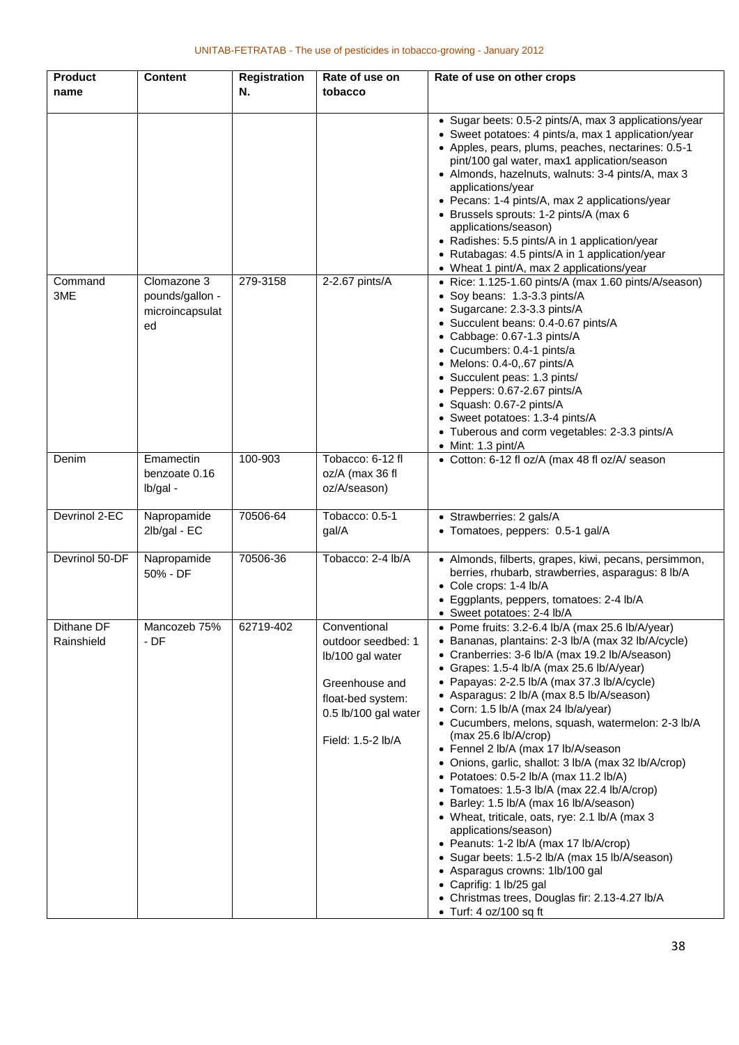| Product name | Content | Registration N. | Rate of use on tobacco | Rate of use on other crops |
|---|---|---|---|---|
| | | | | • Sugar beets: 0.5-2 pints/A, max 3 applications/year<br>• Sweet potatoes: 4 pints/a, max 1 application/year<br>• Apples, pears, plums, peaches, nectarines: 0.5-1 pint/100 gal water, max1 application/season<br>• Almonds, hazelnuts, walnuts: 3-4 pints/A, max 3 applications/year<br>• Pecans: 1-4 pints/A, max 2 applications/year<br>• Brussels sprouts: 1-2 pints/A (max 6 applications/season)<br>• Radishes: 5.5 pints/A in 1 application/year<br>• Rutabagas: 4.5 pints/A in 1 application/year<br>• Wheat 1 pint/A, max 2 applications/year |
| Command 3ME | Clomazone 3 pounds/gallon - microincapsulated | 279-3158 | 2-2.67 pints/A | • Rice: 1.125-1.60 pints/A (max 1.60 pints/A/season)<br>• Soy beans: 1.3-3.3 pints/A<br>• Sugarcane: 2.3-3.3 pints/A<br>• Succulent beans: 0.4-0.67 pints/A<br>• Cabbage: 0.67-1.3 pints/A<br>• Cucumbers: 0.4-1 pints/a<br>• Melons: 0.4-0,.67 pints/A<br>• Succulent peas: 1.3 pints/<br>• Peppers: 0.67-2.67 pints/A<br>• Squash: 0.67-2 pints/A<br>• Sweet potatoes: 1.3-4 pints/A<br>• Tuberous and corm vegetables: 2-3.3 pints/A<br>• Mint: 1.3 pint/A |
| Denim | Emamectin benzoate 0.16 lb/gal - | 100-903 | Tobacco: 6-12 fl oz/A (max 36 fl oz/A/season) | • Cotton: 6-12 fl oz/A (max 48 fl oz/A/ season |
| Devrinol 2-EC | Napropamide 2lb/gal - EC | 70506-64 | Tobacco: 0.5-1 gal/A | • Strawberries: 2 gals/A<br>• Tomatoes, peppers: 0.5-1 gal/A |
| Devrinol 50-DF | Napropamide 50% - DF | 70506-36 | Tobacco: 2-4 lb/A | • Almonds, filberts, grapes, kiwi, pecans, persimmon, berries, rhubarb, strawberries, asparagus: 8 lb/A<br>• Cole crops: 1-4 lb/A<br>• Eggplants, peppers, tomatoes: 2-4 lb/A<br>• Sweet potatoes: 2-4 lb/A |
| Dithane DF Rainshield | Mancozeb 75% - DF | 62719-402 | Conventional outdoor seedbed: 1 lb/100 gal water<br><br>Greenhouse and float-bed system: 0.5 lb/100 gal water<br><br>Field: 1.5-2 lb/A | • Pome fruits: 3.2-6.4 lb/A (max 25.6 lb/A/year)<br>• Bananas, plantains: 2-3 lb/A (max 32 lb/A/cycle)<br>• Cranberries: 3-6 lb/A (max 19.2 lb/A/season)<br>• Grapes: 1.5-4 lb/A (max 25.6 lb/A/year)<br>• Papayas: 2-2.5 lb/A (max 37.3 lb/A/cycle)<br>• Asparagus: 2 lb/A (max 8.5 lb/A/season)<br>• Corn: 1.5 lb/A (max 24 lb/a/year)<br>• Cucumbers, melons, squash, watermelon: 2-3 lb/A (max 25.6 lb/A/crop)<br>• Fennel 2 lb/A (max 17 lb/A/season<br>• Onions, garlic, shallot: 3 lb/A (max 32 lb/A/crop)<br>• Potatoes: 0.5-2 lb/A (max 11.2 lb/A)<br>• Tomatoes: 1.5-3 lb/A (max 22.4 lb/A/crop)<br>• Barley: 1.5 lb/A (max 16 lb/A/season)<br>• Wheat, triticale, oats, rye: 2.1 lb/A (max 3 applications/season)<br>• Peanuts: 1-2 lb/A (max 17 lb/A/crop)<br>• Sugar beets: 1.5-2 lb/A (max 15 lb/A/season)<br>• Asparagus crowns: 1lb/100 gal<br>• Caprifig: 1 lb/25 gal<br>• Christmas trees, Douglas fir: 2.13-4.27 lb/A<br>• Turf: 4 oz/100 sq ft |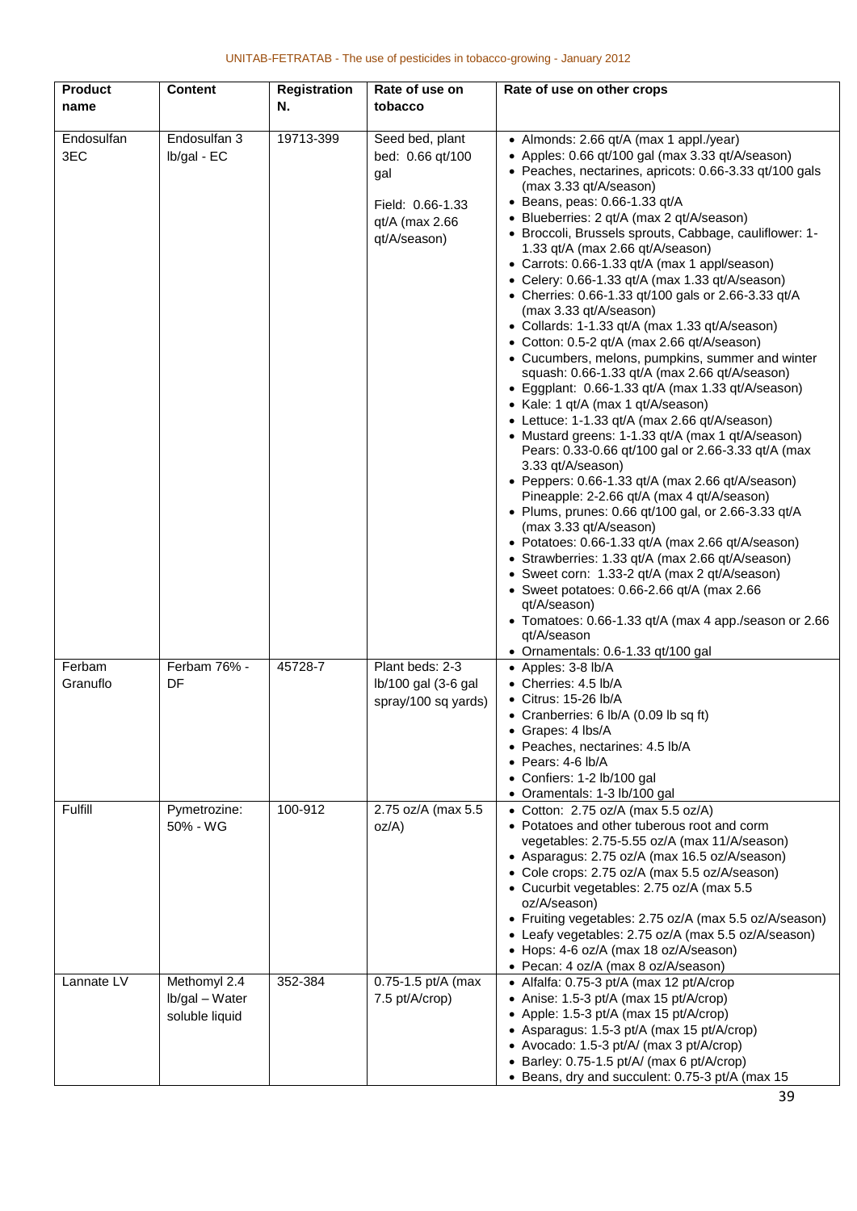| Product name | Content | Registration N. | Rate of use on tobacco | Rate of use on other crops |
|---|---|---|---|---|
| Endosulfan 3EC | Endosulfan 3 lb/gal - EC | 19713-399 | Seed bed, plant bed: 0.66 qt/100 gal<br><br>Field: 0.66-1.33 qt/A (max 2.66 qt/A/season) | • Almonds: 2.66 qt/A (max 1 appl./year)<br>• Apples: 0.66 qt/100 gal (max 3.33 qt/A/season)<br>• Peaches, nectarines, apricots: 0.66-3.33 qt/100 gals (max 3.33 qt/A/season)<br>• Beans, peas: 0.66-1.33 qt/A<br>• Blueberries: 2 qt/A (max 2 qt/A/season)<br>• Broccoli, Brussels sprouts, Cabbage, cauliflower: 1-1.33 qt/A (max 2.66 qt/A/season)<br>• Carrots: 0.66-1.33 qt/A (max 1 appl/season)<br>• Celery: 0.66-1.33 qt/A (max 1.33 qt/A/season)<br>• Cherries: 0.66-1.33 qt/100 gals or 2.66-3.33 qt/A (max 3.33 qt/A/season)<br>• Collards: 1-1.33 qt/A (max 1.33 qt/A/season)<br>• Cotton: 0.5-2 qt/A (max 2.66 qt/A/season)<br>• Cucumbers, melons, pumpkins, summer and winter squash: 0.66-1.33 qt/A (max 2.66 qt/A/season)<br>• Eggplant: 0.66-1.33 qt/A (max 1.33 qt/A/season)<br>• Kale: 1 qt/A (max 1 qt/A/season)<br>• Lettuce: 1-1.33 qt/A (max 2.66 qt/A/season)<br>• Mustard greens: 1-1.33 qt/A (max 1 qt/A/season) Pears: 0.33-0.66 qt/100 gal or 2.66-3.33 qt/A (max 3.33 qt/A/season)<br>• Peppers: 0.66-1.33 qt/A (max 2.66 qt/A/season) Pineapple: 2-2.66 qt/A (max 4 qt/A/season)<br>• Plums, prunes: 0.66 qt/100 gal, or 2.66-3.33 qt/A (max 3.33 qt/A/season)<br>• Potatoes: 0.66-1.33 qt/A (max 2.66 qt/A/season)<br>• Strawberries: 1.33 qt/A (max 2.66 qt/A/season)<br>• Sweet corn: 1.33-2 qt/A (max 2 qt/A/season)<br>• Sweet potatoes: 0.66-2.66 qt/A (max 2.66 qt/A/season)<br>• Tomatoes: 0.66-1.33 qt/A (max 4 app./season or 2.66 qt/A/season<br>• Ornamentals: 0.6-1.33 qt/100 gal |
| Ferbam Granuflo | Ferbam 76% - DF | 45728-7 | Plant beds: 2-3 lb/100 gal (3-6 gal spray/100 sq yards) | • Apples: 3-8 lb/A<br>• Cherries: 4.5 lb/A<br>• Citrus: 15-26 lb/A<br>• Cranberries: 6 lb/A (0.09 lb sq ft)<br>• Grapes: 4 lbs/A<br>• Peaches, nectarines: 4.5 lb/A<br>• Pears: 4-6 lb/A<br>• Confiers: 1-2 lb/100 gal<br>• Oramentals: 1-3 lb/100 gal |
| Fulfill | Pymetrozine: 50% - WG | 100-912 | 2.75 oz/A (max 5.5 oz/A) | • Cotton: 2.75 oz/A (max 5.5 oz/A)<br>• Potatoes and other tuberous root and corm vegetables: 2.75-5.55 oz/A (max 11/A/season)<br>• Asparagus: 2.75 oz/A (max 16.5 oz/A/season)<br>• Cole crops: 2.75 oz/A (max 5.5 oz/A/season)<br>• Cucurbit vegetables: 2.75 oz/A (max 5.5 oz/A/season)<br>• Fruiting vegetables: 2.75 oz/A (max 5.5 oz/A/season)<br>• Leafy vegetables: 2.75 oz/A (max 5.5 oz/A/season)<br>• Hops: 4-6 oz/A (max 18 oz/A/season)<br>• Pecan: 4 oz/A (max 8 oz/A/season) |
| Lannate LV | Methomyl 2.4 lb/gal – Water soluble liquid | 352-384 | 0.75-1.5 pt/A (max 7.5 pt/A/crop) | • Alfalfa: 0.75-3 pt/A (max 12 pt/A/crop<br>• Anise: 1.5-3 pt/A (max 15 pt/A/crop)<br>• Apple: 1.5-3 pt/A (max 15 pt/A/crop)<br>• Asparagus: 1.5-3 pt/A (max 15 pt/A/crop)<br>• Avocado: 1.5-3 pt/A/ (max 3 pt/A/crop)<br>• Barley: 0.75-1.5 pt/A/ (max 6 pt/A/crop)<br>• Beans, dry and succulent: 0.75-3 pt/A (max 15 |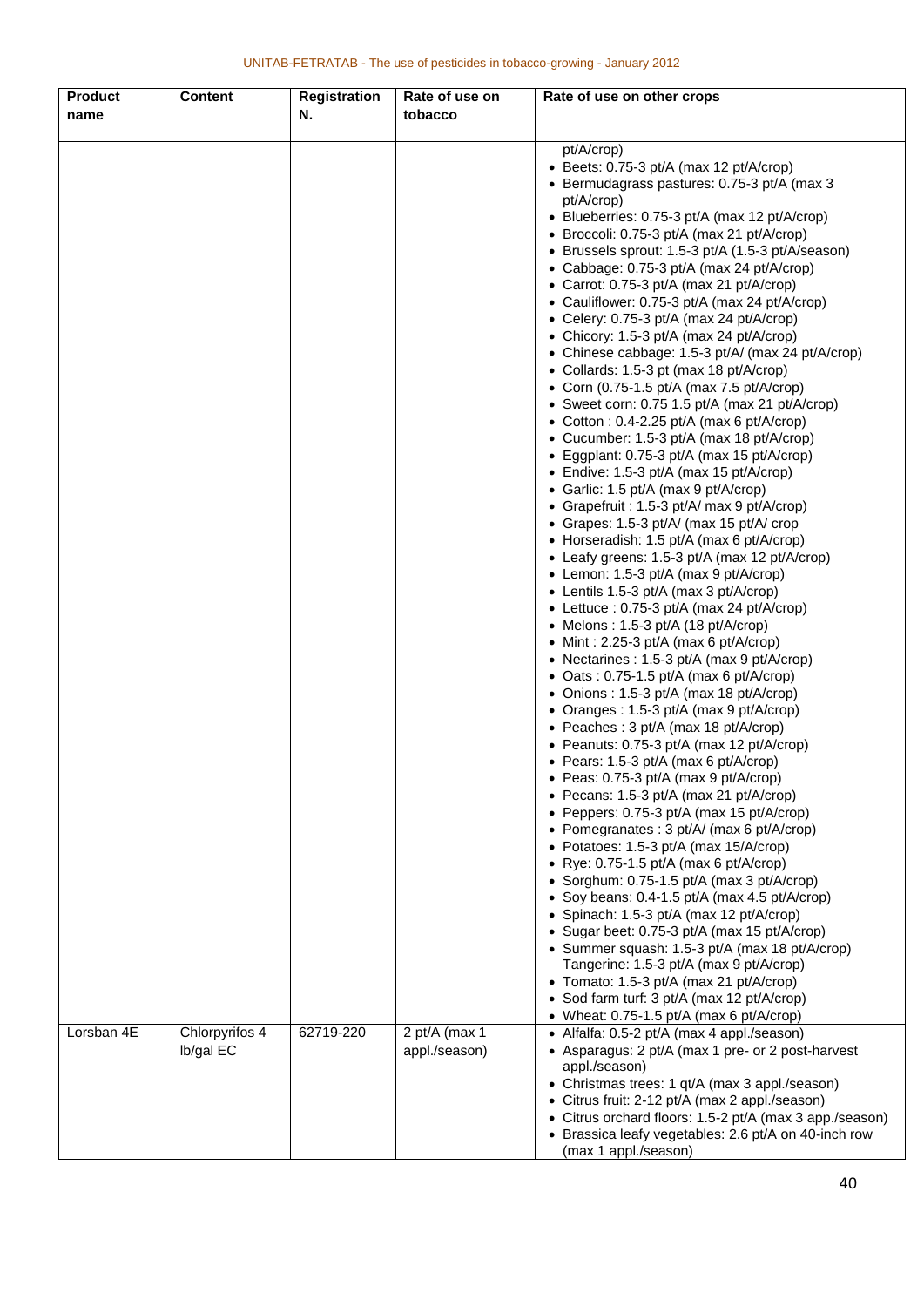| Product name | Content | Registration N. | Rate of use on tobacco | Rate of use on other crops |
|---|---|---|---|---|
| | | | | pt/A/crop)<br>• Beets: 0.75-3 pt/A (max 12 pt/A/crop)<br>• Bermudagrass pastures: 0.75-3 pt/A (max 3 pt/A/crop)<br>• Blueberries: 0.75-3 pt/A (max 12 pt/A/crop)<br>• Broccoli: 0.75-3 pt/A (max 21 pt/A/crop)<br>• Brussels sprout: 1.5-3 pt/A (1.5-3 pt/A/season)<br>• Cabbage: 0.75-3 pt/A (max 24 pt/A/crop)<br>• Carrot: 0.75-3 pt/A (max 21 pt/A/crop)<br>• Cauliflower: 0.75-3 pt/A (max 24 pt/A/crop)<br>• Celery: 0.75-3 pt/A (max 24 pt/A/crop)<br>• Chicory: 1.5-3 pt/A (max 24 pt/A/crop)<br>• Chinese cabbage: 1.5-3 pt/A/ (max 24 pt/A/crop)<br>• Collards: 1.5-3 pt (max 18 pt/A/crop)<br>• Corn (0.75-1.5 pt/A (max 7.5 pt/A/crop)<br>• Sweet corn: 0.75 1.5 pt/A (max 21 pt/A/crop)<br>• Cotton : 0.4-2.25 pt/A (max 6 pt/A/crop)<br>• Cucumber: 1.5-3 pt/A (max 18 pt/A/crop)<br>• Eggplant: 0.75-3 pt/A (max 15 pt/A/crop)<br>• Endive: 1.5-3 pt/A (max 15 pt/A/crop)<br>• Garlic: 1.5 pt/A (max 9 pt/A/crop)<br>• Grapefruit : 1.5-3 pt/A/ max 9 pt/A/crop)<br>• Grapes: 1.5-3 pt/A/ (max 15 pt/A/ crop<br>• Horseradish: 1.5 pt/A (max 6 pt/A/crop)<br>• Leafy greens: 1.5-3 pt/A (max 12 pt/A/crop)<br>• Lemon: 1.5-3 pt/A (max 9 pt/A/crop)<br>• Lentils 1.5-3 pt/A (max 3 pt/A/crop)<br>• Lettuce : 0.75-3 pt/A (max 24 pt/A/crop)<br>• Melons : 1.5-3 pt/A (18 pt/A/crop)<br>• Mint : 2.25-3 pt/A (max 6 pt/A/crop)<br>• Nectarines : 1.5-3 pt/A (max 9 pt/A/crop)<br>• Oats : 0.75-1.5 pt/A (max 6 pt/A/crop)<br>• Onions : 1.5-3 pt/A (max 18 pt/A/crop)<br>• Oranges : 1.5-3 pt/A (max 9 pt/A/crop)<br>• Peaches : 3 pt/A (max 18 pt/A/crop)<br>• Peanuts: 0.75-3 pt/A (max 12 pt/A/crop)<br>• Pears: 1.5-3 pt/A (max 6 pt/A/crop)<br>• Peas: 0.75-3 pt/A (max 9 pt/A/crop)<br>• Pecans: 1.5-3 pt/A (max 21 pt/A/crop)<br>• Peppers: 0.75-3 pt/A (max 15 pt/A/crop)<br>• Pomegranates : 3 pt/A/ (max 6 pt/A/crop)<br>• Potatoes: 1.5-3 pt/A (max 15/A/crop)<br>• Rye: 0.75-1.5 pt/A (max 6 pt/A/crop)<br>• Sorghum: 0.75-1.5 pt/A (max 3 pt/A/crop)<br>• Soy beans: 0.4-1.5 pt/A (max 4.5 pt/A/crop)<br>• Spinach: 1.5-3 pt/A (max 12 pt/A/crop)<br>• Sugar beet: 0.75-3 pt/A (max 15 pt/A/crop)<br>• Summer squash: 1.5-3 pt/A (max 18 pt/A/crop) Tangerine: 1.5-3 pt/A (max 9 pt/A/crop)<br>• Tomato: 1.5-3 pt/A (max 21 pt/A/crop)<br>• Sod farm turf: 3 pt/A (max 12 pt/A/crop)<br>• Wheat: 0.75-1.5 pt/A (max 6 pt/A/crop) |
| Lorsban 4E | Chlorpyrifos 4 lb/gal EC | 62719-220 | 2 pt/A (max 1 appl./season) | • Alfalfa: 0.5-2 pt/A (max 4 appl./season)<br>• Asparagus: 2 pt/A (max 1 pre- or 2 post-harvest appl./season)<br>• Christmas trees: 1 qt/A (max 3 appl./season)<br>• Citrus fruit: 2-12 pt/A (max 2 appl./season)<br>• Citrus orchard floors: 1.5-2 pt/A (max 3 app./season)<br>• Brassica leafy vegetables: 2.6 pt/A on 40-inch row (max 1 appl./season) |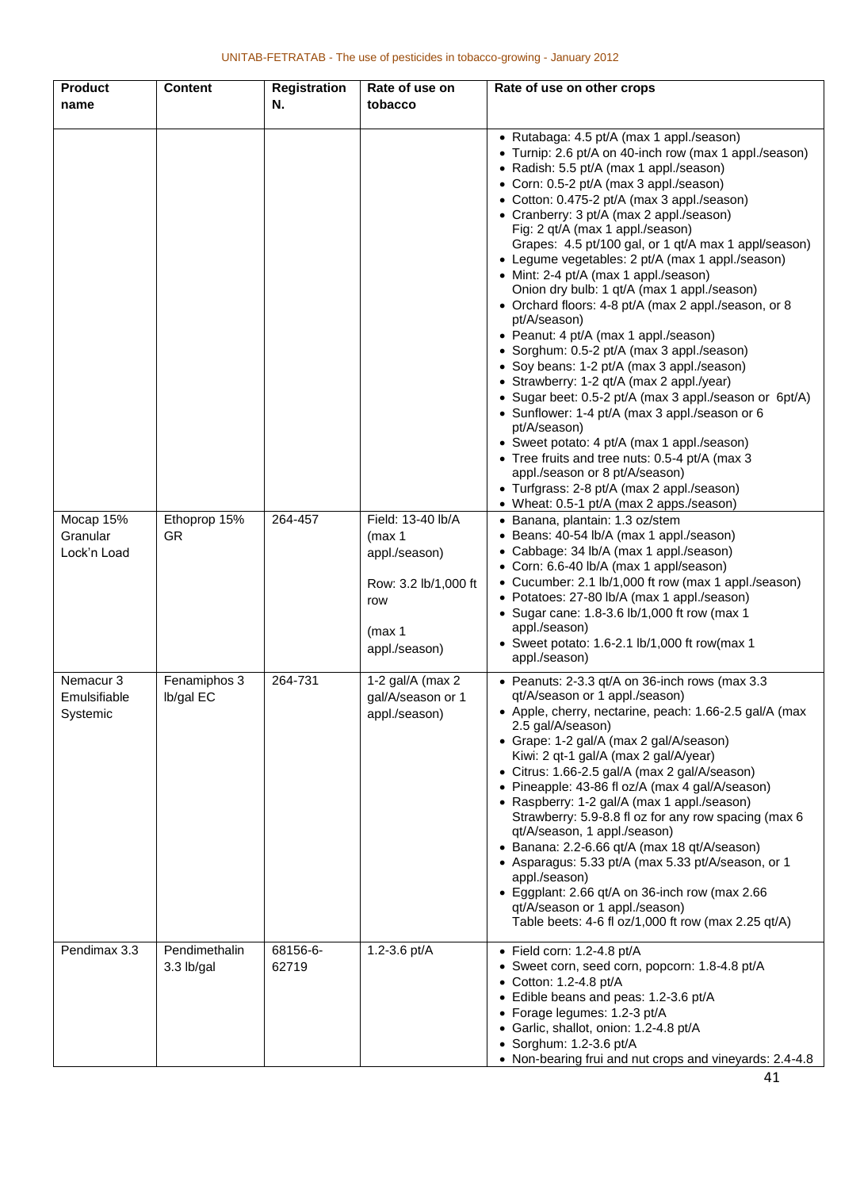| Product name | Content | Registration N. | Rate of use on tobacco | Rate of use on other crops |
|---|---|---|---|---|
| | | | | • Rutabaga: 4.5 pt/A (max 1 appl./season)<br>• Turnip: 2.6 pt/A on 40-inch row (max 1 appl./season)<br>• Radish: 5.5 pt/A (max 1 appl./season)<br>• Corn: 0.5-2 pt/A (max 3 appl./season)<br>• Cotton: 0.475-2 pt/A (max 3 appl./season)<br>• Cranberry: 3 pt/A (max 2 appl./season)<br>Fig: 2 qt/A (max 1 appl./season)<br>Grapes: 4.5 pt/100 gal, or 1 qt/A max 1 appl/season)<br>• Legume vegetables: 2 pt/A (max 1 appl./season)<br>• Mint: 2-4 pt/A (max 1 appl./season)<br>Onion dry bulb: 1 qt/A (max 1 appl./season)<br>• Orchard floors: 4-8 pt/A (max 2 appl./season, or 8 pt/A/season)<br>• Peanut: 4 pt/A (max 1 appl./season)<br>• Sorghum: 0.5-2 pt/A (max 3 appl./season)<br>• Soy beans: 1-2 pt/A (max 3 appl./season)<br>• Strawberry: 1-2 qt/A (max 2 appl./year)<br>• Sugar beet: 0.5-2 pt/A (max 3 appl./season or 6pt/A)<br>• Sunflower: 1-4 pt/A (max 3 appl./season or 6 pt/A/season)<br>• Sweet potato: 4 pt/A (max 1 appl./season)<br>• Tree fruits and tree nuts: 0.5-4 pt/A (max 3 appl./season or 8 pt/A/season)<br>• Turfgrass: 2-8 pt/A (max 2 appl./season)<br>• Wheat: 0.5-1 pt/A (max 2 apps./season) |
| Mocap 15% Granular Lock'n Load | Ethoprop 15% GR | 264-457 | Field: 13-40 lb/A (max 1 appl./season)<br><br>Row: 3.2 lb/1,000 ft row<br><br>(max 1 appl./season) | • Banana, plantain: 1.3 oz/stem<br>• Beans: 40-54 lb/A (max 1 appl./season)<br>• Cabbage: 34 lb/A (max 1 appl./season)<br>• Corn: 6.6-40 lb/A (max 1 appl/season)<br>• Cucumber: 2.1 lb/1,000 ft row (max 1 appl./season)<br>• Potatoes: 27-80 lb/A (max 1 appl./season)<br>• Sugar cane: 1.8-3.6 lb/1,000 ft row (max 1 appl./season)<br>• Sweet potato: 1.6-2.1 lb/1,000 ft row(max 1 appl./season) |
| Nemacur 3 Emulsifiable Systemic | Fenamiphos 3 lb/gal EC | 264-731 | 1-2 gal/A (max 2 gal/A/season or 1 appl./season) | • Peanuts: 2-3.3 qt/A on 36-inch rows (max 3.3 qt/A/season or 1 appl./season)<br>• Apple, cherry, nectarine, peach: 1.66-2.5 gal/A (max 2.5 gal/A/season)<br>• Grape: 1-2 gal/A (max 2 gal/A/season)<br>Kiwi: 2 qt-1 gal/A (max 2 gal/A/year)<br>• Citrus: 1.66-2.5 gal/A (max 2 gal/A/season)<br>• Pineapple: 43-86 fl oz/A (max 4 gal/A/season)<br>• Raspberry: 1-2 gal/A (max 1 appl./season)<br>Strawberry: 5.9-8.8 fl oz for any row spacing (max 6 qt/A/season, 1 appl./season)<br>• Banana: 2.2-6.66 qt/A (max 18 qt/A/season)<br>• Asparagus: 5.33 pt/A (max 5.33 pt/A/season, or 1 appl./season)<br>• Eggplant: 2.66 qt/A on 36-inch row (max 2.66 qt/A/season or 1 appl./season)<br>Table beets: 4-6 fl oz/1,000 ft row (max 2.25 qt/A) |
| Pendimax 3.3 | Pendimethalin 3.3 lb/gal | 68156-6-62719 | 1.2-3.6 pt/A | • Field corn: 1.2-4.8 pt/A<br>• Sweet corn, seed corn, popcorn: 1.8-4.8 pt/A<br>• Cotton: 1.2-4.8 pt/A<br>• Edible beans and peas: 1.2-3.6 pt/A<br>• Forage legumes: 1.2-3 pt/A<br>• Garlic, shallot, onion: 1.2-4.8 pt/A<br>• Sorghum: 1.2-3.6 pt/A<br>• Non-bearing frui and nut crops and vineyards: 2.4-4.8 |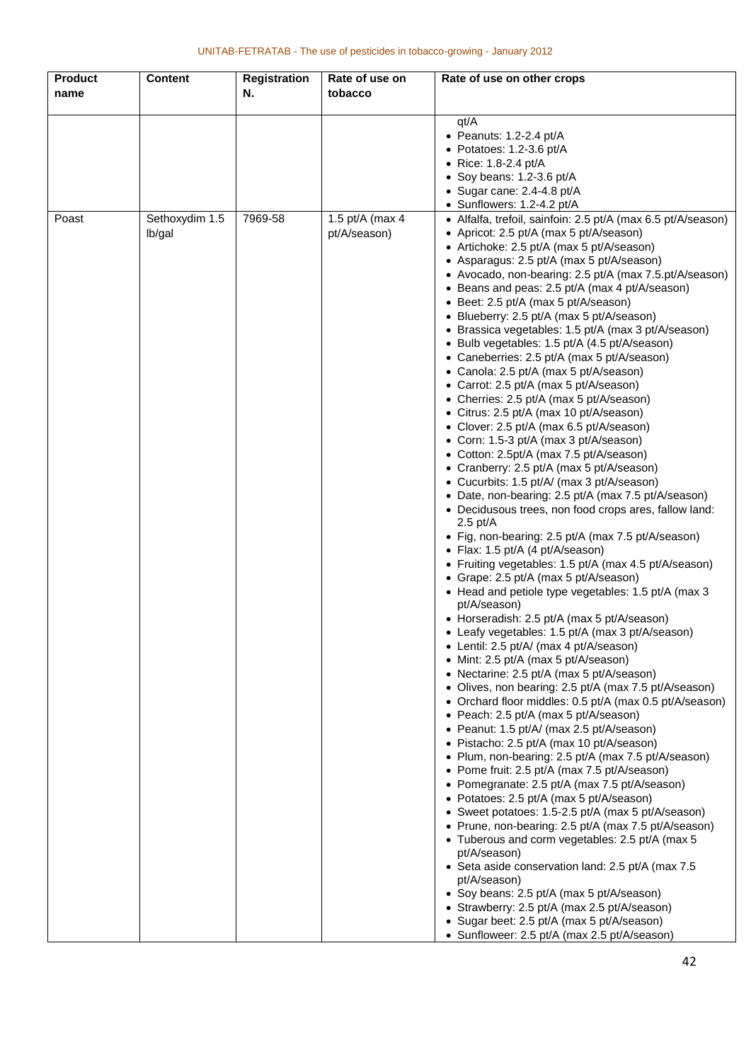| Product name | Content | Registration N. | Rate of use on tobacco | Rate of use on other crops |
|---|---|---|---|---|
| | | | | qt/A<br>• Peanuts: 1.2-2.4 pt/A<br>• Potatoes: 1.2-3.6 pt/A<br>• Rice: 1.8-2.4 pt/A<br>• Soy beans: 1.2-3.6 pt/A<br>• Sugar cane: 2.4-4.8 pt/A<br>• Sunflowers: 1.2-4.2 pt/A |
| Poast | Sethoxydim 1.5 lb/gal | 7969-58 | 1.5 pt/A (max 4 pt/A/season) | • Alfalfa, trefoil, sainfoin: 2.5 pt/A (max 6.5 pt/A/season)<br>• Apricot: 2.5 pt/A (max 5 pt/A/season)<br>• Artichoke: 2.5 pt/A (max 5 pt/A/season)<br>• Asparagus: 2.5 pt/A (max 5 pt/A/season)<br>• Avocado, non-bearing: 2.5 pt/A (max 7.5.pt/A/season)<br>• Beans and peas: 2.5 pt/A (max 4 pt/A/season)<br>• Beet: 2.5 pt/A (max 5 pt/A/season)<br>• Blueberry: 2.5 pt/A (max 5 pt/A/season)<br>• Brassica vegetables: 1.5 pt/A (max 3 pt/A/season)<br>• Bulb vegetables: 1.5 pt/A (4.5 pt/A/season)<br>• Caneberries: 2.5 pt/A (max 5 pt/A/season)<br>• Canola: 2.5 pt/A (max 5 pt/A/season)<br>• Carrot: 2.5 pt/A (max 5 pt/A/season)<br>• Cherries: 2.5 pt/A (max 5 pt/A/season)<br>• Citrus: 2.5 pt/A (max 10 pt/A/season)<br>• Clover: 2.5 pt/A (max 6.5 pt/A/season)<br>• Corn: 1.5-3 pt/A (max 3 pt/A/season)<br>• Cotton: 2.5pt/A (max 7.5 pt/A/season)<br>• Cranberry: 2.5 pt/A (max 5 pt/A/season)<br>• Cucurbits: 1.5 pt/A/ (max 3 pt/A/season)<br>• Date, non-bearing: 2.5 pt/A (max 7.5 pt/A/season)<br>• Decidusous trees, non food crops ares, fallow land: 2.5 pt/A<br>• Fig, non-bearing: 2.5 pt/A (max 7.5 pt/A/season)<br>• Flax: 1.5 pt/A (4 pt/A/season)<br>• Fruiting vegetables: 1.5 pt/A (max 4.5 pt/A/season)<br>• Grape: 2.5 pt/A (max 5 pt/A/season)<br>• Head and petiole type vegetables: 1.5 pt/A (max 3 pt/A/season)<br>• Horseradish: 2.5 pt/A (max 5 pt/A/season)<br>• Leafy vegetables: 1.5 pt/A (max 3 pt/A/season)<br>• Lentil: 2.5 pt/A/ (max 4 pt/A/season)<br>• Mint: 2.5 pt/A (max 5 pt/A/season)<br>• Nectarine: 2.5 pt/A (max 5 pt/A/season)<br>• Olives, non bearing: 2.5 pt/A (max 7.5 pt/A/season)<br>• Orchard floor middles: 0.5 pt/A (max 0.5 pt/A/season)<br>• Peach: 2.5 pt/A (max 5 pt/A/season)<br>• Peanut: 1.5 pt/A/ (max 2.5 pt/A/season)<br>• Pistacho: 2.5 pt/A (max 10 pt/A/season)<br>• Plum, non-bearing: 2.5 pt/A (max 7.5 pt/A/season)<br>• Pome fruit: 2.5 pt/A (max 7.5 pt/A/season)<br>• Pomegranate: 2.5 pt/A (max 7.5 pt/A/season)<br>• Potatoes: 2.5 pt/A (max 5 pt/A/season)<br>• Sweet potatoes: 1.5-2.5 pt/A (max 5 pt/A/season)<br>• Prune, non-bearing: 2.5 pt/A (max 7.5 pt/A/season)<br>• Tuberous and corm vegetables: 2.5 pt/A (max 5 pt/A/season)<br>• Seta aside conservation land: 2.5 pt/A (max 7.5 pt/A/season)<br>• Soy beans: 2.5 pt/A (max 5 pt/A/season)<br>• Strawberry: 2.5 pt/A (max 2.5 pt/A/season)<br>• Sugar beet: 2.5 pt/A (max 5 pt/A/season)<br>• Sunfloweer: 2.5 pt/A (max 2.5 pt/A/season) |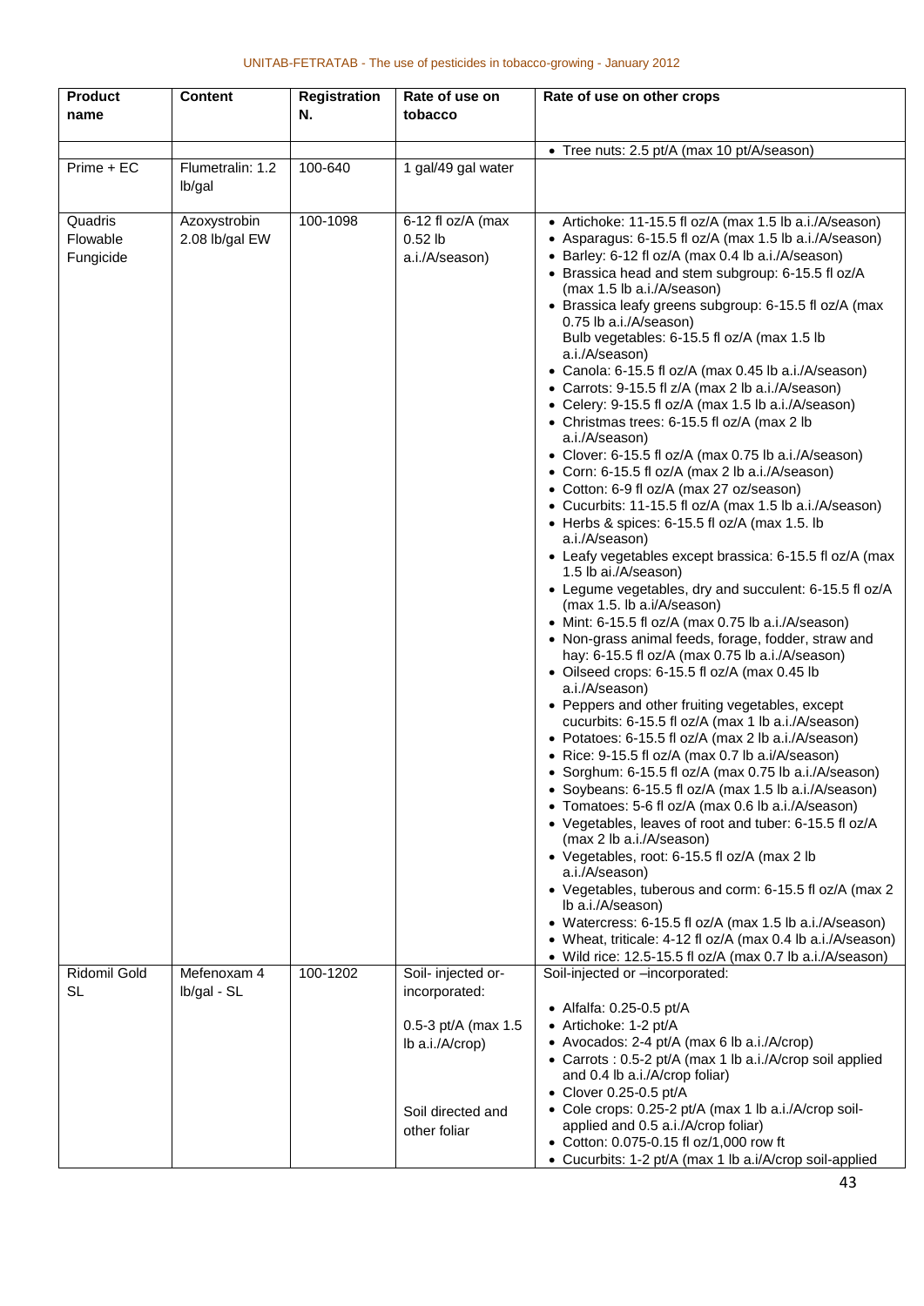| Product name | Content | Registration N. | Rate of use on tobacco | Rate of use on other crops |
|---|---|---|---|---|
| | | | | • Tree nuts: 2.5 pt/A (max 10 pt/A/season) |
| Prime + EC | Flumetralin: 1.2 lb/gal | 100-640 | 1 gal/49 gal water | |
| Quadris Flowable Fungicide | Azoxystrobin 2.08 lb/gal EW | 100-1098 | 6-12 fl oz/A (max 0.52 lb a.i./A/season) | • Artichoke: 11-15.5 fl oz/A (max 1.5 lb a.i./A/season)<br>• Asparagus: 6-15.5 fl oz/A (max 1.5 lb a.i./A/season)<br>• Barley: 6-12 fl oz/A (max 0.4 lb a.i./A/season)<br>• Brassica head and stem subgroup: 6-15.5 fl oz/A (max 1.5 lb a.i./A/season)<br>• Brassica leafy greens subgroup: 6-15.5 fl oz/A (max 0.75 lb a.i./A/season)<br>Bulb vegetables: 6-15.5 fl oz/A (max 1.5 lb a.i./A/season)<br>• Canola: 6-15.5 fl oz/A (max 0.45 lb a.i./A/season)<br>• Carrots: 9-15.5 fl z/A (max 2 lb a.i./A/season)<br>• Celery: 9-15.5 fl oz/A (max 1.5 lb a.i./A/season)<br>• Christmas trees: 6-15.5 fl oz/A (max 2 lb a.i./A/season)<br>• Clover: 6-15.5 fl oz/A (max 0.75 lb a.i./A/season)<br>• Corn: 6-15.5 fl oz/A (max 2 lb a.i./A/season)<br>• Cotton: 6-9 fl oz/A (max 27 oz/season)<br>• Cucurbits: 11-15.5 fl oz/A (max 1.5 lb a.i./A/season)<br>• Herbs & spices: 6-15.5 fl oz/A (max 1.5. lb a.i./A/season)<br>• Leafy vegetables except brassica: 6-15.5 fl oz/A (max 1.5 lb ai./A/season)<br>• Legume vegetables, dry and succulent: 6-15.5 fl oz/A (max 1.5. lb a.i/A/season)<br>• Mint: 6-15.5 fl oz/A (max 0.75 lb a.i./A/season)<br>• Non-grass animal feeds, forage, fodder, straw and hay: 6-15.5 fl oz/A (max 0.75 lb a.i./A/season)<br>• Oilseed crops: 6-15.5 fl oz/A (max 0.45 lb a.i./A/season)<br>• Peppers and other fruiting vegetables, except cucurbits: 6-15.5 fl oz/A (max 1 lb a.i./A/season)<br>• Potatoes: 6-15.5 fl oz/A (max 2 lb a.i./A/season)<br>• Rice: 9-15.5 fl oz/A (max 0.7 lb a.i/A/season)<br>• Sorghum: 6-15.5 fl oz/A (max 0.75 lb a.i./A/season)<br>• Soybeans: 6-15.5 fl oz/A (max 1.5 lb a.i./A/season)<br>• Tomatoes: 5-6 fl oz/A (max 0.6 lb a.i./A/season)<br>• Vegetables, leaves of root and tuber: 6-15.5 fl oz/A (max 2 lb a.i./A/season)<br>• Vegetables, root: 6-15.5 fl oz/A (max 2 lb a.i./A/season)<br>• Vegetables, tuberous and corm: 6-15.5 fl oz/A (max 2 lb a.i./A/season)<br>• Watercress: 6-15.5 fl oz/A (max 1.5 lb a.i./A/season)<br>• Wheat, triticale: 4-12 fl oz/A (max 0.4 lb a.i./A/season)<br>• Wild rice: 12.5-15.5 fl oz/A (max 0.7 lb a.i./A/season) |
| Ridomil Gold SL | Mefenoxam 4 lb/gal - SL | 100-1202 | Soil- injected or-incorporated:<br><br>0.5-3 pt/A (max 1.5 lb a.i./A/crop)<br><br>Soil directed and other foliar | Soil-injected or –incorporated:<br><br>• Alfalfa: 0.25-0.5 pt/A<br>• Artichoke: 1-2 pt/A<br>• Avocados: 2-4 pt/A (max 6 lb a.i./A/crop)<br>• Carrots : 0.5-2 pt/A (max 1 lb a.i./A/crop soil applied and 0.4 lb a.i./A/crop foliar)<br>• Clover 0.25-0.5 pt/A<br>• Cole crops: 0.25-2 pt/A (max 1 lb a.i./A/crop soil-applied and 0.5 a.i./A/crop foliar)<br>• Cotton: 0.075-0.15 fl oz/1,000 row ft<br>• Cucurbits: 1-2 pt/A (max 1 lb a.i/A/crop soil-applied |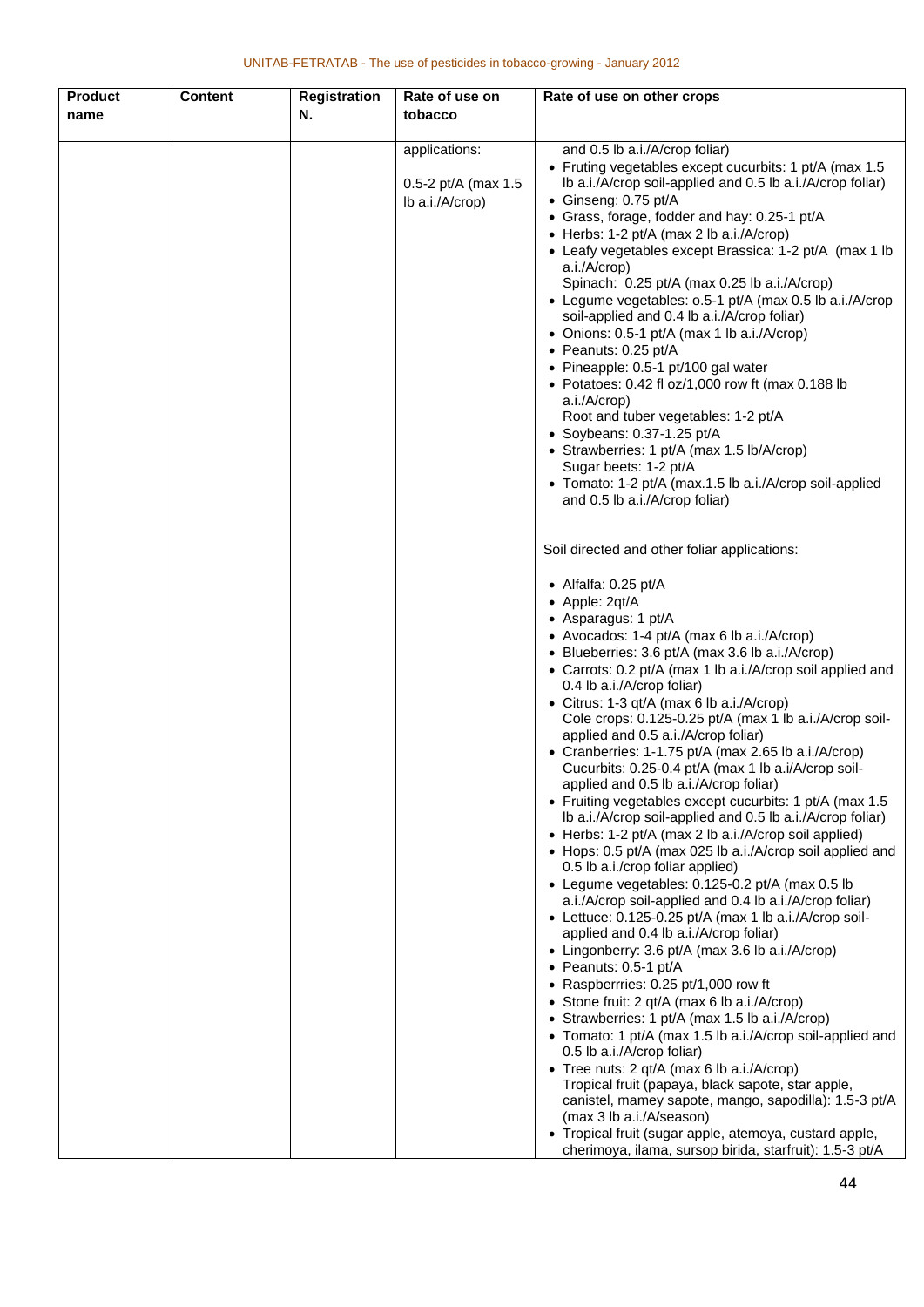| Product name | Content | Registration N. | Rate of use on tobacco | Rate of use on other crops |
|---|---|---|---|---|
| | | | applications:<br><br>0.5-2 pt/A (max 1.5 lb a.i./A/crop) | and 0.5 lb a.i./A/crop foliar)<br>• Fruting vegetables except cucurbits: 1 pt/A (max 1.5 lb a.i./A/crop soil-applied and 0.5 lb a.i./A/crop foliar)<br>• Ginseng: 0.75 pt/A<br>• Grass, forage, fodder and hay: 0.25-1 pt/A<br>• Herbs: 1-2 pt/A (max 2 lb a.i./A/crop)<br>• Leafy vegetables except Brassica: 1-2 pt/A (max 1 lb a.i./A/crop)<br>Spinach: 0.25 pt/A (max 0.25 lb a.i./A/crop)<br>• Legume vegetables: o.5-1 pt/A (max 0.5 lb a.i./A/crop soil-applied and 0.4 lb a.i./A/crop foliar)<br>• Onions: 0.5-1 pt/A (max 1 lb a.i./A/crop)<br>• Peanuts: 0.25 pt/A<br>• Pineapple: 0.5-1 pt/100 gal water<br>• Potatoes: 0.42 fl oz/1,000 row ft (max 0.188 lb a.i./A/crop)<br>Root and tuber vegetables: 1-2 pt/A<br>• Soybeans: 0.37-1.25 pt/A<br>• Strawberries: 1 pt/A (max 1.5 lb/A/crop)<br>Sugar beets: 1-2 pt/A<br>• Tomato: 1-2 pt/A (max.1.5 lb a.i./A/crop soil-applied and 0.5 lb a.i./A/crop foliar)<br><br>Soil directed and other foliar applications:<br><br>• Alfalfa: 0.25 pt/A<br>• Apple: 2qt/A<br>• Asparagus: 1 pt/A<br>• Avocados: 1-4 pt/A (max 6 lb a.i./A/crop)<br>• Blueberries: 3.6 pt/A (max 3.6 lb a.i./A/crop)<br>• Carrots: 0.2 pt/A (max 1 lb a.i./A/crop soil applied and 0.4 lb a.i./A/crop foliar)<br>• Citrus: 1-3 qt/A (max 6 lb a.i./A/crop)<br>Cole crops: 0.125-0.25 pt/A (max 1 lb a.i./A/crop soil-applied and 0.5 a.i./A/crop foliar)<br>• Cranberries: 1-1.75 pt/A (max 2.65 lb a.i./A/crop)<br>Cucurbits: 0.25-0.4 pt/A (max 1 lb a.i/A/crop soil-applied and 0.5 lb a.i./A/crop foliar)<br>• Fruiting vegetables except cucurbits: 1 pt/A (max 1.5 lb a.i./A/crop soil-applied and 0.5 lb a.i./A/crop foliar)<br>• Herbs: 1-2 pt/A (max 2 lb a.i./A/crop soil applied)<br>• Hops: 0.5 pt/A (max 025 lb a.i./A/crop soil applied and 0.5 lb a.i./crop foliar applied)<br>• Legume vegetables: 0.125-0.2 pt/A (max 0.5 lb a.i./A/crop soil-applied and 0.4 lb a.i./A/crop foliar)<br>• Lettuce: 0.125-0.25 pt/A (max 1 lb a.i./A/crop soil-applied and 0.4 lb a.i./A/crop foliar)<br>• Lingonberry: 3.6 pt/A (max 3.6 lb a.i./A/crop)<br>• Peanuts: 0.5-1 pt/A<br>• Raspberrries: 0.25 pt/1,000 row ft<br>• Stone fruit: 2 qt/A (max 6 lb a.i./A/crop)<br>• Strawberries: 1 pt/A (max 1.5 lb a.i./A/crop)<br>• Tomato: 1 pt/A (max 1.5 lb a.i./A/crop soil-applied and 0.5 lb a.i./A/crop foliar)<br>• Tree nuts: 2 qt/A (max 6 lb a.i./A/crop)<br>Tropical fruit (papaya, black sapote, star apple, canistel, mamey sapote, mango, sapodilla): 1.5-3 pt/A (max 3 lb a.i./A/season)<br>• Tropical fruit (sugar apple, atemoya, custard apple, cherimoya, ilama, sursop birida, starfruit): 1.5-3 pt/A |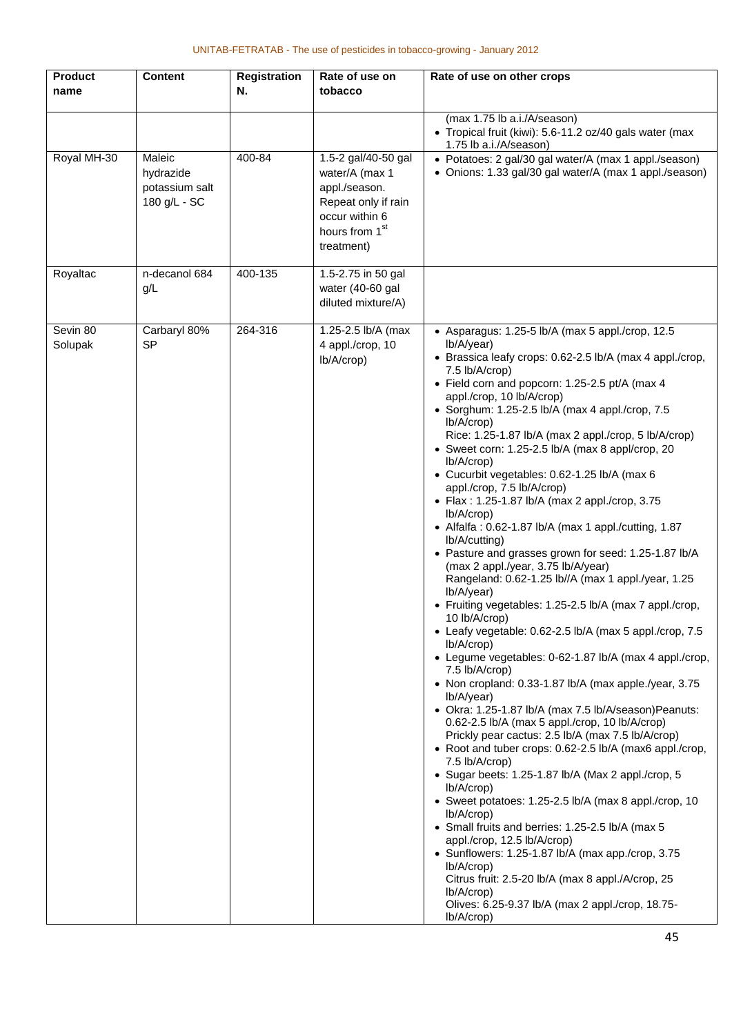| Product name | Content | Registration N. | Rate of use on tobacco | Rate of use on other crops |
|---|---|---|---|---|
| | | | | (max 1.75 lb a.i./A/season)<br>• Tropical fruit (kiwi): 5.6-11.2 oz/40 gals water (max 1.75 lb a.i./A/season) |
| Royal MH-30 | Maleic hydrazide potassium salt 180 g/L - SC | 400-84 | 1.5-2 gal/40-50 gal water/A (max 1 appl./season. Repeat only if rain occur within 6 hours from 1st treatment) | • Potatoes: 2 gal/30 gal water/A (max 1 appl./season)<br>• Onions: 1.33 gal/30 gal water/A (max 1 appl./season) |
| Royaltac | n-decanol 684 g/L | 400-135 | 1.5-2.75 in 50 gal water (40-60 gal diluted mixture/A) | |
| Sevin 80 Solupak | Carbaryl 80% SP | 264-316 | 1.25-2.5 lb/A (max 4 appl./crop, 10 lb/A/crop) | • Asparagus: 1.25-5 lb/A (max 5 appl./crop, 12.5 lb/A/year)<br>• Brassica leafy crops: 0.62-2.5 lb/A (max 4 appl./crop, 7.5 lb/A/crop)<br>• Field corn and popcorn: 1.25-2.5 pt/A (max 4 appl./crop, 10 lb/A/crop)<br>• Sorghum: 1.25-2.5 lb/A (max 4 appl./crop, 7.5 lb/A/crop)<br>Rice: 1.25-1.87 lb/A (max 2 appl./crop, 5 lb/A/crop)<br>• Sweet corn: 1.25-2.5 lb/A (max 8 appl/crop, 20 lb/A/crop)<br>• Cucurbit vegetables: 0.62-1.25 lb/A (max 6 appl./crop, 7.5 lb/A/crop)<br>• Flax : 1.25-1.87 lb/A (max 2 appl./crop, 3.75 lb/A/crop)<br>• Alfalfa : 0.62-1.87 lb/A (max 1 appl./cutting, 1.87 lb/A/cutting)<br>• Pasture and grasses grown for seed: 1.25-1.87 lb/A (max 2 appl./year, 3.75 lb/A/year)<br>Rangeland: 0.62-1.25 lb//A (max 1 appl./year, 1.25 lb/A/year)<br>• Fruiting vegetables: 1.25-2.5 lb/A (max 7 appl./crop, 10 lb/A/crop)<br>• Leafy vegetable: 0.62-2.5 lb/A (max 5 appl./crop, 7.5 lb/A/crop)<br>• Legume vegetables: 0-62-1.87 lb/A (max 4 appl./crop, 7.5 lb/A/crop)<br>• Non cropland: 0.33-1.87 lb/A (max apple./year, 3.75 lb/A/year)<br>• Okra: 1.25-1.87 lb/A (max 7.5 lb/A/season)Peanuts: 0.62-2.5 lb/A (max 5 appl./crop, 10 lb/A/crop)<br>Prickly pear cactus: 2.5 lb/A (max 7.5 lb/A/crop)<br>• Root and tuber crops: 0.62-2.5 lb/A (max6 appl./crop, 7.5 lb/A/crop)<br>• Sugar beets: 1.25-1.87 lb/A (Max 2 appl./crop, 5 lb/A/crop)<br>• Sweet potatoes: 1.25-2.5 lb/A (max 8 appl./crop, 10 lb/A/crop)<br>• Small fruits and berries: 1.25-2.5 lb/A (max 5 appl./crop, 12.5 lb/A/crop)<br>• Sunflowers: 1.25-1.87 lb/A (max app./crop, 3.75 lb/A/crop)<br>Citrus fruit: 2.5-20 lb/A (max 8 appl./A/crop, 25 lb/A/crop)<br>Olives: 6.25-9.37 lb/A (max 2 appl./crop, 18.75-lb/A/crop) |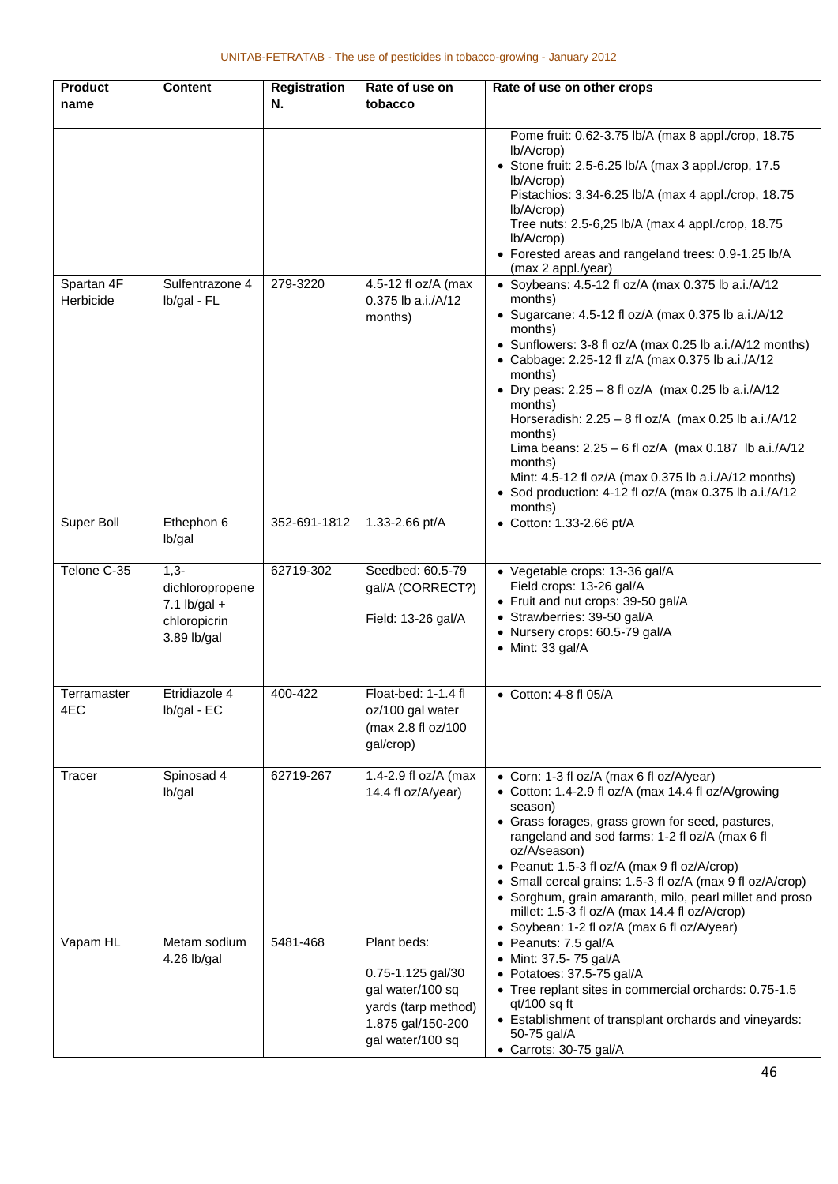| Product name | Content | Registration N. | Rate of use on tobacco | Rate of use on other crops |
|---|---|---|---|---|
| | | | | Pome fruit: 0.62-3.75 lb/A (max 8 appl./crop, 18.75 lb/A/crop)<br>• Stone fruit: 2.5-6.25 lb/A (max 3 appl./crop, 17.5 lb/A/crop)<br>Pistachios: 3.34-6.25 lb/A (max 4 appl./crop, 18.75 lb/A/crop)<br>Tree nuts: 2.5-6,25 lb/A (max 4 appl./crop, 18.75 lb/A/crop)<br>• Forested areas and rangeland trees: 0.9-1.25 lb/A (max 2 appl./year) |
| Spartan 4F Herbicide | Sulfentrazone 4 lb/gal - FL | 279-3220 | 4.5-12 fl oz/A (max 0.375 lb a.i./A/12 months) | • Soybeans: 4.5-12 fl oz/A (max 0.375 lb a.i./A/12 months)<br>• Sugarcane: 4.5-12 fl oz/A (max 0.375 lb a.i./A/12 months)<br>• Sunflowers: 3-8 fl oz/A (max 0.25 lb a.i./A/12 months)<br>• Cabbage: 2.25-12 fl z/A (max 0.375 lb a.i./A/12 months)<br>• Dry peas: 2.25 – 8 fl oz/A (max 0.25 lb a.i./A/12 months)<br>Horseradish: 2.25 – 8 fl oz/A (max 0.25 lb a.i./A/12 months)<br>Lima beans: 2.25 – 6 fl oz/A (max 0.187 lb a.i./A/12 months)<br>Mint: 4.5-12 fl oz/A (max 0.375 lb a.i./A/12 months)<br>• Sod production: 4-12 fl oz/A (max 0.375 lb a.i./A/12 months) |
| Super Boll | Ethephon 6 lb/gal | 352-691-1812 | 1.33-2.66 pt/A | • Cotton: 1.33-2.66 pt/A |
| Telone C-35 | 1,3-dichloropropene 7.1 lb/gal + chloropicrin 3.89 lb/gal | 62719-302 | Seedbed: 60.5-79 gal/A (CORRECT?)<br><br>Field: 13-26 gal/A | • Vegetable crops: 13-36 gal/A<br>Field crops: 13-26 gal/A<br>• Fruit and nut crops: 39-50 gal/A<br>• Strawberries: 39-50 gal/A<br>• Nursery crops: 60.5-79 gal/A<br>• Mint: 33 gal/A |
| Terramaster 4EC | Etridiazole 4 lb/gal - EC | 400-422 | Float-bed: 1-1.4 fl oz/100 gal water (max 2.8 fl oz/100 gal/crop) | • Cotton: 4-8 fl 05/A |
| Tracer | Spinosad 4 lb/gal | 62719-267 | 1.4-2.9 fl oz/A (max 14.4 fl oz/A/year) | • Corn: 1-3 fl oz/A (max 6 fl oz/A/year)<br>• Cotton: 1.4-2.9 fl oz/A (max 14.4 fl oz/A/growing season)<br>• Grass forages, grass grown for seed, pastures, rangeland and sod farms: 1-2 fl oz/A (max 6 fl oz/A/season)<br>• Peanut: 1.5-3 fl oz/A (max 9 fl oz/A/crop)<br>• Small cereal grains: 1.5-3 fl oz/A (max 9 fl oz/A/crop)<br>• Sorghum, grain amaranth, milo, pearl millet and proso millet: 1.5-3 fl oz/A (max 14.4 fl oz/A/crop)<br>• Soybean: 1-2 fl oz/A (max 6 fl oz/A/year) |
| Vapam HL | Metam sodium 4.26 lb/gal | 5481-468 | Plant beds:<br><br>0.75-1.125 gal/30 gal water/100 sq yards (tarp method)<br>1.875 gal/150-200 gal water/100 sq | • Peanuts: 7.5 gal/A<br>• Mint: 37.5- 75 gal/A<br>• Potatoes: 37.5-75 gal/A<br>• Tree replant sites in commercial orchards: 0.75-1.5 qt/100 sq ft<br>• Establishment of transplant orchards and vineyards: 50-75 gal/A<br>• Carrots: 30-75 gal/A |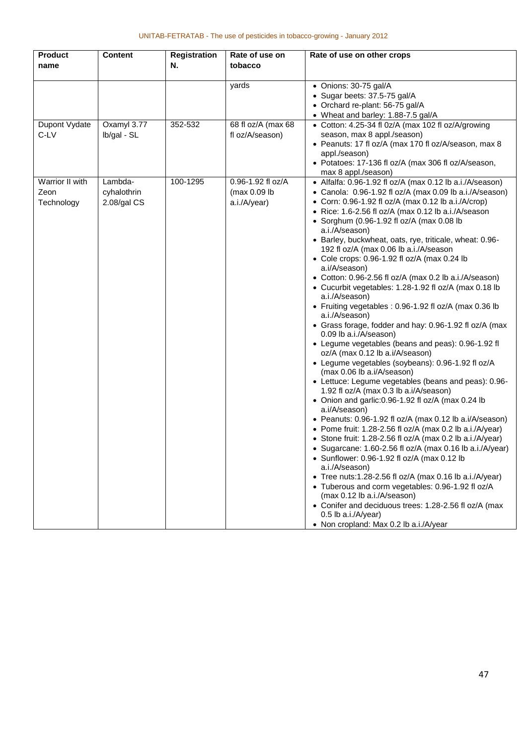| Product name | Content | Registration N. | Rate of use on tobacco | Rate of use on other crops |
|---|---|---|---|---|
| | | | yards | • Onions: 30-75 gal/A<br>• Sugar beets: 37.5-75 gal/A<br>• Orchard re-plant: 56-75 gal/A<br>• Wheat and barley: 1.88-7.5 gal/A |
| Dupont Vydate C-LV | Oxamyl 3.77 lb/gal - SL | 352-532 | 68 fl oz/A (max 68 fl oz/A/season) | • Cotton: 4.25-34 fl 0z/A (max 102 fl oz/A/growing season, max 8 appl./season)<br>• Peanuts: 17 fl oz/A (max 170 fl oz/A/season, max 8 appl./season)<br>• Potatoes: 17-136 fl oz/A (max 306 fl oz/A/season, max 8 appl./season) |
| Warrior II with Zeon Technology | Lambda-cyhalothrin 2.08/gal CS | 100-1295 | 0.96-1.92 fl oz/A (max 0.09 lb a.i./A/year) | • Alfalfa: 0.96-1.92 fl oz/A (max 0.12 lb a.i./A/season)<br>• Canola: 0.96-1.92 fl oz/A (max 0.09 lb a.i./A/season)<br>• Corn: 0.96-1.92 fl oz/A (max 0.12 lb a.i./A/crop)<br>• Rice: 1.6-2.56 fl oz/A (max 0.12 lb a.i./A/season<br>• Sorghum (0.96-1.92 fl oz/A (max 0.08 lb a.i./A/season)<br>• Barley, buckwheat, oats, rye, triticale, wheat: 0.96-192 fl oz/A (max 0.06 lb a.i./A/season<br>• Cole crops: 0.96-1.92 fl oz/A (max 0.24 lb a.i/A/season)<br>• Cotton: 0.96-2.56 fl oz/A (max 0.2 lb a.i./A/season)<br>• Cucurbit vegetables: 1.28-1.92 fl oz/A (max 0.18 lb a.i./A/season)<br>• Fruiting vegetables : 0.96-1.92 fl oz/A (max 0.36 lb a.i./A/season)<br>• Grass forage, fodder and hay: 0.96-1.92 fl oz/A (max 0.09 lb a.i./A/season)<br>• Legume vegetables (beans and peas): 0.96-1.92 fl oz/A (max 0.12 lb a.i/A/season)<br>• Legume vegetables (soybeans): 0.96-1.92 fl oz/A (max 0.06 lb a.i/A/season)<br>• Lettuce: Legume vegetables (beans and peas): 0.96-1.92 fl oz/A (max 0.3 lb a.i/A/season)<br>• Onion and garlic:0.96-1.92 fl oz/A (max 0.24 lb a.i/A/season)<br>• Peanuts: 0.96-1.92 fl oz/A (max 0.12 lb a.i/A/season)<br>• Pome fruit: 1.28-2.56 fl oz/A (max 0.2 lb a.i./A/year)<br>• Stone fruit: 1.28-2.56 fl oz/A (max 0.2 lb a.i./A/year)<br>• Sugarcane: 1.60-2.56 fl oz/A (max 0.16 lb a.i./A/year)<br>• Sunflower: 0.96-1.92 fl oz/A (max 0.12 lb a.i./A/season)<br>• Tree nuts:1.28-2.56 fl oz/A (max 0.16 lb a.i./A/year)<br>• Tuberous and corm vegetables: 0.96-1.92 fl oz/A (max 0.12 lb a.i./A/season)<br>• Conifer and deciduous trees: 1.28-2.56 fl oz/A (max 0.5 lb a.i./A/year)<br>• Non cropland: Max 0.2 lb a.i./A/year |